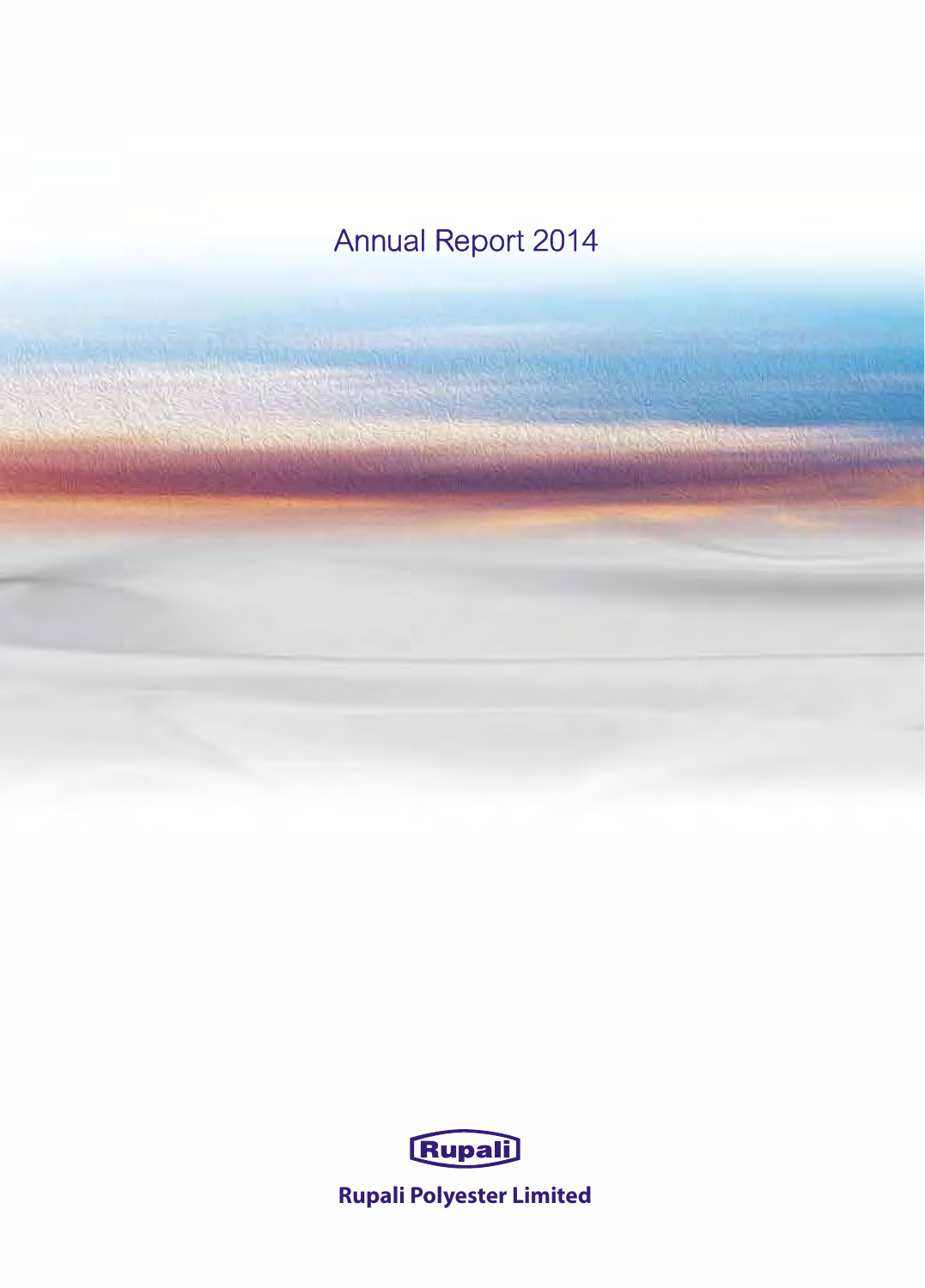# Annual Report 2014

Rupali

**Rupali Polyester Limited**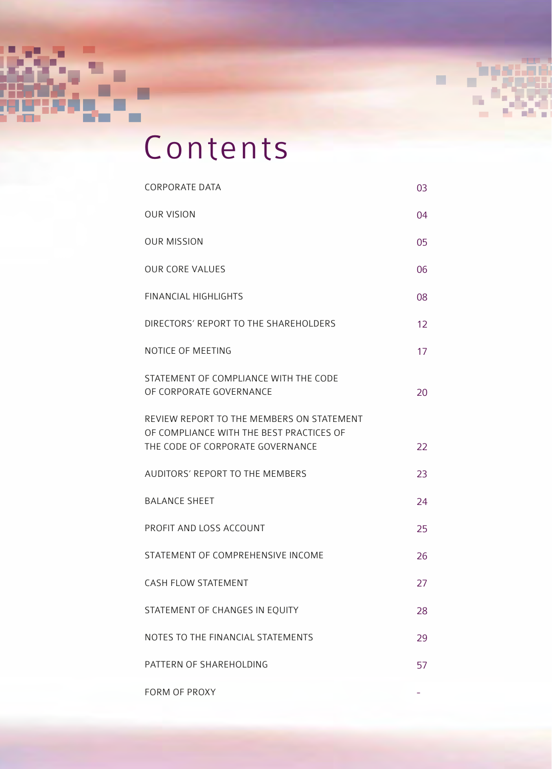# Contents

| | |
|---|---|
| CORPORATE DATA | 03 |
| OUR VISION | 04 |
| OUR MISSION | 05 |
| OUR CORE VALUES | 06 |
| FINANCIAL HIGHLIGHTS | 08 |
| DIRECTORS' REPORT TO THE SHAREHOLDERS | 12 |
| NOTICE OF MEETING | 17 |
| STATEMENT OF COMPLIANCE WITH THE CODE OF CORPORATE GOVERNANCE | 20 |
| REVIEW REPORT TO THE MEMBERS ON STATEMENT OF COMPLIANCE WITH THE BEST PRACTICES OF THE CODE OF CORPORATE GOVERNANCE | 22 |
| AUDITORS' REPORT TO THE MEMBERS | 23 |
| BALANCE SHEET | 24 |
| PROFIT AND LOSS ACCOUNT | 25 |
| STATEMENT OF COMPREHENSIVE INCOME | 26 |
| CASH FLOW STATEMENT | 27 |
| STATEMENT OF CHANGES IN EQUITY | 28 |
| NOTES TO THE FINANCIAL STATEMENTS | 29 |
| PATTERN OF SHAREHOLDING | 57 |
| FORM OF PROXY | - |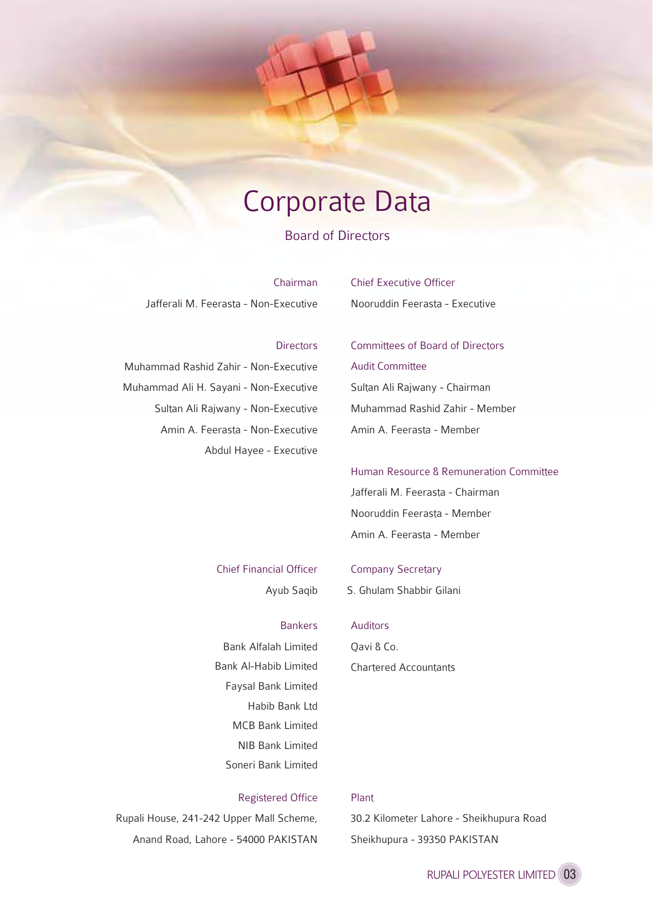# Corporate Data

## Board of Directors

### Chairman

Jafferali M. Feerasta - Non-Executive

### Chief Executive Officer

Nooruddin Feerasta - Executive

### Directors

Muhammad Rashid Zahir - Non-Executive

Muhammad Ali H. Sayani - Non-Executive

Sultan Ali Rajwany - Non-Executive

Amin A. Feerasta - Non-Executive

Abdul Hayee - Executive

### Committees of Board of Directors

#### Audit Committee

Sultan Ali Rajwany - Chairman

Muhammad Rashid Zahir - Member

Amin A. Feerasta - Member

#### Human Resource & Remuneration Committee

Jafferali M. Feerasta - Chairman

Nooruddin Feerasta - Member

Amin A. Feerasta - Member

### Chief Financial Officer

Ayub Saqib

### Company Secretary

S. Ghulam Shabbir Gilani

### Bankers

Bank Alfalah Limited

Bank Al-Habib Limited

Faysal Bank Limited

Habib Bank Ltd

MCB Bank Limited

NIB Bank Limited

Soneri Bank Limited

### Auditors

Qavi & Co.

Chartered Accountants

### Registered Office

Rupali House, 241-242 Upper Mall Scheme,

Anand Road, Lahore - 54000 PAKISTAN

### Plant

30.2 Kilometer Lahore - Sheikhupura Road

Sheikhupura - 39350 PAKISTAN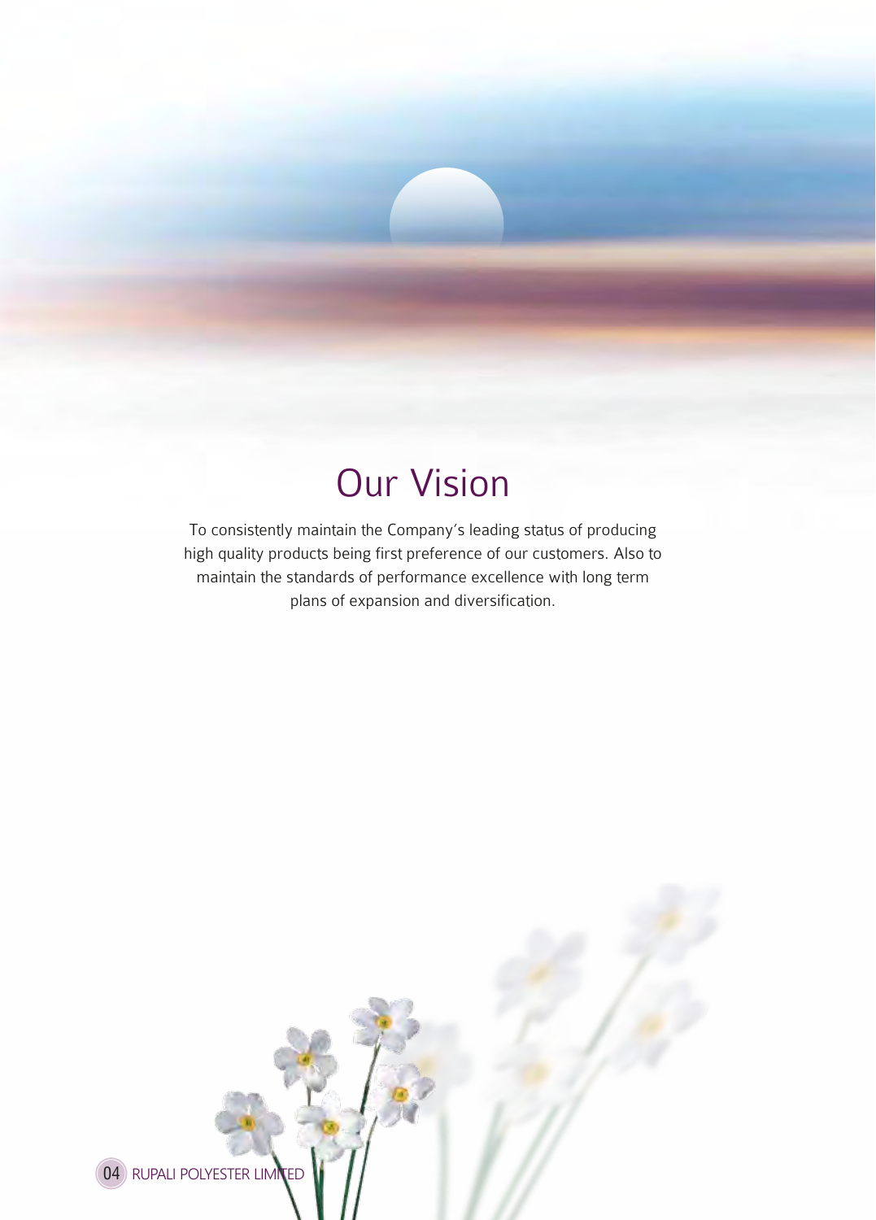# Our Vision

To consistently maintain the Company's leading status of producing high quality products being first preference of our customers. Also to maintain the standards of performance excellence with long term plans of expansion and diversification.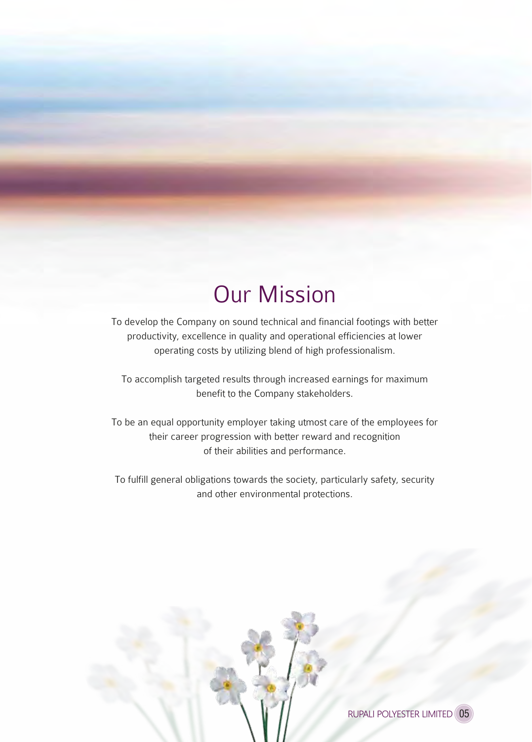# Our Mission

To develop the Company on sound technical and financial footings with better productivity, excellence in quality and operational efficiencies at lower operating costs by utilizing blend of high professionalism.

To accomplish targeted results through increased earnings for maximum benefit to the Company stakeholders.

To be an equal opportunity employer taking utmost care of the employees for their career progression with better reward and recognition of their abilities and performance.

To fulfill general obligations towards the society, particularly safety, security and other environmental protections.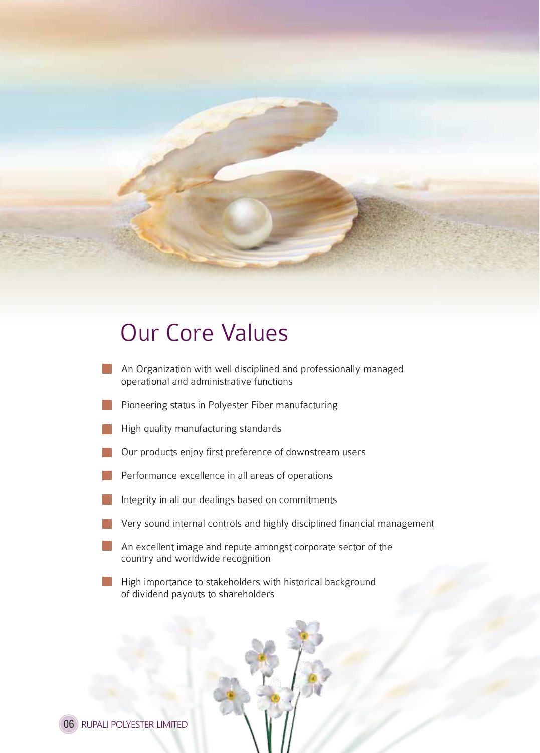# Our Core Values

- An Organization with well disciplined and professionally managed operational and administrative functions
- Pioneering status in Polyester Fiber manufacturing
- High quality manufacturing standards
- Our products enjoy first preference of downstream users
- Performance excellence in all areas of operations
- Integrity in all our dealings based on commitments
- Very sound internal controls and highly disciplined financial management
- An excellent image and repute amongst corporate sector of the country and worldwide recognition
- High importance to stakeholders with historical background of dividend payouts to shareholders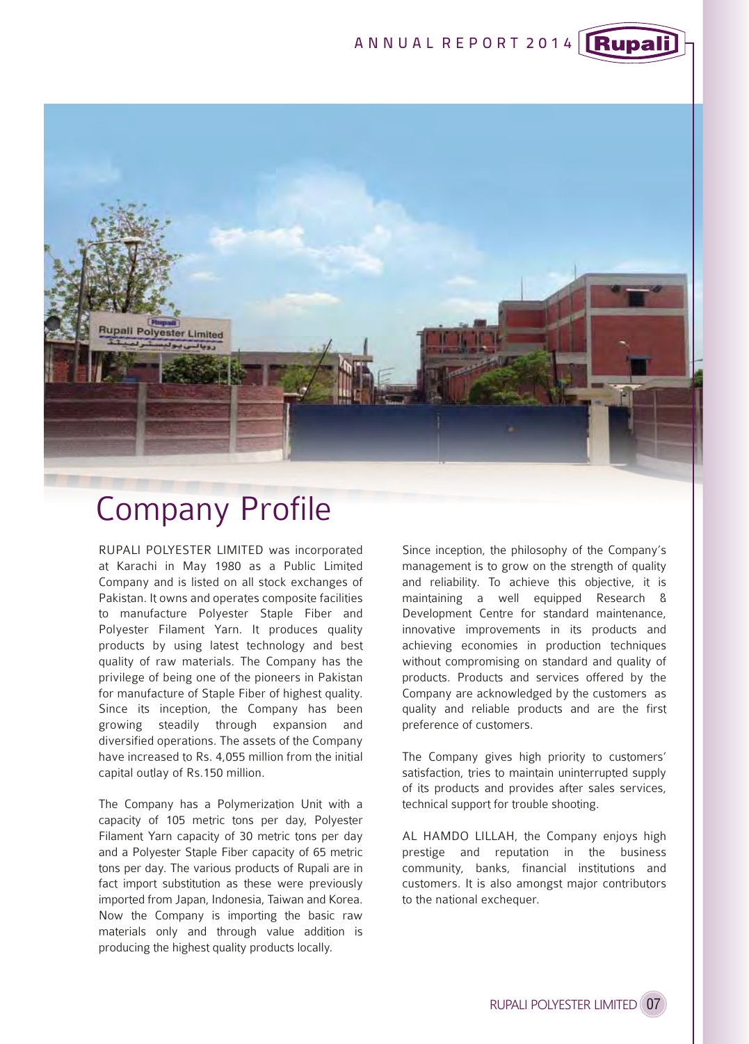# Company Profile

RUPALI POLYESTER LIMITED was incorporated at Karachi in May 1980 as a Public Limited Company and is listed on all stock exchanges of Pakistan. It owns and operates composite facilities to manufacture Polyester Staple Fiber and Polyester Filament Yarn. It produces quality products by using latest technology and best quality of raw materials. The Company has the privilege of being one of the pioneers in Pakistan for manufacture of Staple Fiber of highest quality. Since its inception, the Company has been growing steadily through expansion and diversified operations. The assets of the Company have increased to Rs. 4,055 million from the initial capital outlay of Rs.150 million.

The Company has a Polymerization Unit with a capacity of 105 metric tons per day, Polyester Filament Yarn capacity of 30 metric tons per day and a Polyester Staple Fiber capacity of 65 metric tons per day. The various products of Rupali are in fact import substitution as these were previously imported from Japan, Indonesia, Taiwan and Korea. Now the Company is importing the basic raw materials only and through value addition is producing the highest quality products locally.

Since inception, the philosophy of the Company's management is to grow on the strength of quality and reliability. To achieve this objective, it is maintaining a well equipped Research & Development Centre for standard maintenance, innovative improvements in its products and achieving economies in production techniques without compromising on standard and quality of products. Products and services offered by the Company are acknowledged by the customers as quality and reliable products and are the first preference of customers.

The Company gives high priority to customers' satisfaction, tries to maintain uninterrupted supply of its products and provides after sales services, technical support for trouble shooting.

AL HAMDO LILLAH, the Company enjoys high prestige and reputation in the business community, banks, financial institutions and customers. It is also amongst major contributors to the national exchequer.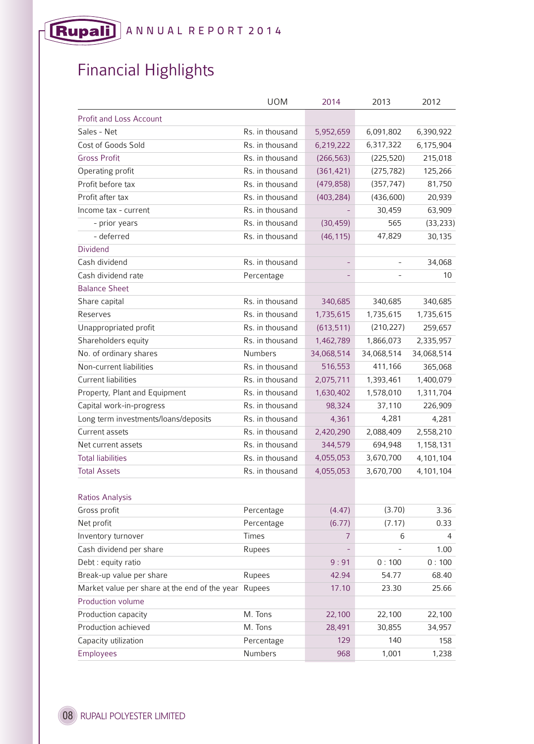# Financial Highlights

| | UOM | 2014 | 2013 | 2012 |
|---|---|---|---|---|
| **Profit and Loss Account** | | | | |
| Sales - Net | Rs. in thousand | 5,952,659 | 6,091,802 | 6,390,922 |
| Cost of Goods Sold | Rs. in thousand | 6,219,222 | 6,317,322 | 6,175,904 |
| Gross Profit | Rs. in thousand | (266,563) | (225,520) | 215,018 |
| Operating profit | Rs. in thousand | (361,421) | (275,782) | 125,266 |
| Profit before tax | Rs. in thousand | (479,858) | (357,747) | 81,750 |
| Profit after tax | Rs. in thousand | (403,284) | (436,600) | 20,939 |
| Income tax - current | Rs. in thousand | - | 30,459 | 63,909 |
| - prior years | Rs. in thousand | (30,459) | 565 | (33,233) |
| - deferred | Rs. in thousand | (46,115) | 47,829 | 30,135 |
| **Dividend** | | | | |
| Cash dividend | Rs. in thousand | - | - | 34,068 |
| Cash dividend rate | Percentage | - | - | 10 |
| **Balance Sheet** | | | | |
| Share capital | Rs. in thousand | 340,685 | 340,685 | 340,685 |
| Reserves | Rs. in thousand | 1,735,615 | 1,735,615 | 1,735,615 |
| Unappropriated profit | Rs. in thousand | (613,511) | (210,227) | 259,657 |
| Shareholders equity | Rs. in thousand | 1,462,789 | 1,866,073 | 2,335,957 |
| No. of ordinary shares | Numbers | 34,068,514 | 34,068,514 | 34,068,514 |
| Non-current liabilities | Rs. in thousand | 516,553 | 411,166 | 365,068 |
| Current liabilities | Rs. in thousand | 2,075,711 | 1,393,461 | 1,400,079 |
| Property, Plant and Equipment | Rs. in thousand | 1,630,402 | 1,578,010 | 1,311,704 |
| Capital work-in-progress | Rs. in thousand | 98,324 | 37,110 | 226,909 |
| Long term investments/loans/deposits | Rs. in thousand | 4,361 | 4,281 | 4,281 |
| Current assets | Rs. in thousand | 2,420,290 | 2,088,409 | 2,558,210 |
| Net current assets | Rs. in thousand | 344,579 | 694,948 | 1,158,131 |
| Total liabilities | Rs. in thousand | 4,055,053 | 3,670,700 | 4,101,104 |
| Total Assets | Rs. in thousand | 4,055,053 | 3,670,700 | 4,101,104 |
| **Ratios Analysis** | | | | |
| Gross profit | Percentage | (4.47) | (3.70) | 3.36 |
| Net profit | Percentage | (6.77) | (7.17) | 0.33 |
| Inventory turnover | Times | 7 | 6 | 4 |
| Cash dividend per share | Rupees | - | - | 1.00 |
| Debt : equity ratio | | 9 : 91 | 0 : 100 | 0 : 100 |
| Break-up value per share | Rupees | 42.94 | 54.77 | 68.40 |
| Market value per share at the end of the year | Rupees | 17.10 | 23.30 | 25.66 |
| **Production volume** | | | | |
| Production capacity | M. Tons | 22,100 | 22,100 | 22,100 |
| Production achieved | M. Tons | 28,491 | 30,855 | 34,957 |
| Capacity utilization | Percentage | 129 | 140 | 158 |
| **Employees** | Numbers | 968 | 1,001 | 1,238 |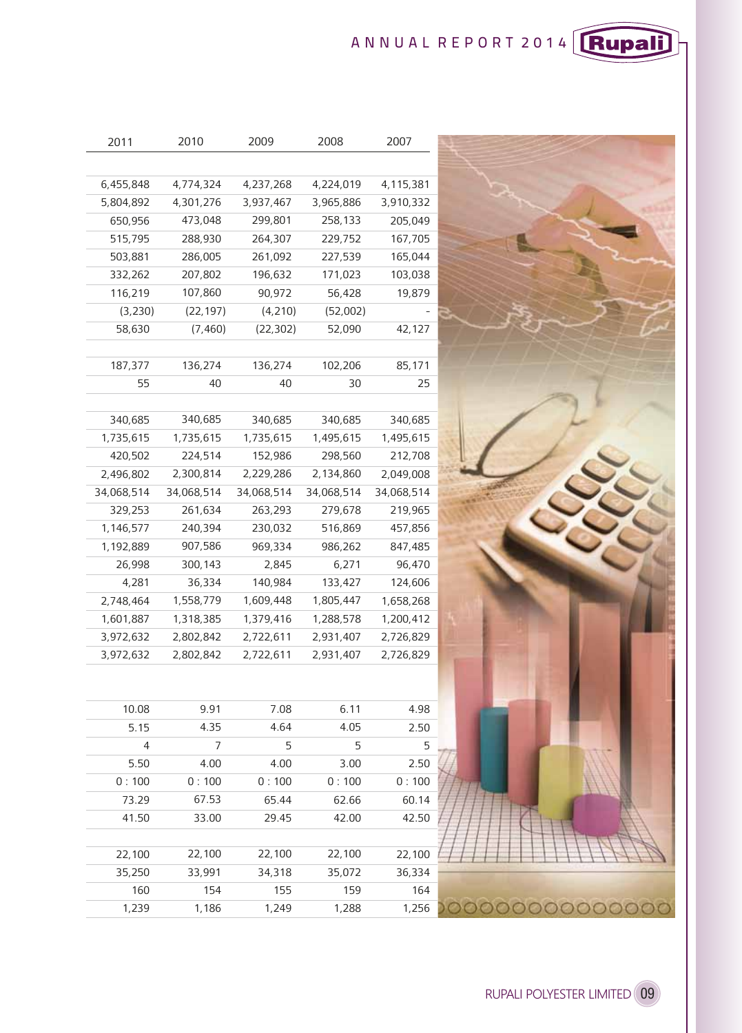| 2011 | 2010 | 2009 | 2008 | 2007 |
|---|---|---|---|---|
| | | | | |
| 6,455,848 | 4,774,324 | 4,237,268 | 4,224,019 | 4,115,381 |
| 5,804,892 | 4,301,276 | 3,937,467 | 3,965,886 | 3,910,332 |
| 650,956 | 473,048 | 299,801 | 258,133 | 205,049 |
| 515,795 | 288,930 | 264,307 | 229,752 | 167,705 |
| 503,881 | 286,005 | 261,092 | 227,539 | 165,044 |
| 332,262 | 207,802 | 196,632 | 171,023 | 103,038 |
| 116,219 | 107,860 | 90,972 | 56,428 | 19,879 |
| (3,230) | (22,197) | (4,210) | (52,002) | - |
| 58,630 | (7,460) | (22,302) | 52,090 | 42,127 |
| | | | | |
| 187,377 | 136,274 | 136,274 | 102,206 | 85,171 |
| 55 | 40 | 40 | 30 | 25 |
| | | | | |
| 340,685 | 340,685 | 340,685 | 340,685 | 340,685 |
| 1,735,615 | 1,735,615 | 1,735,615 | 1,495,615 | 1,495,615 |
| 420,502 | 224,514 | 152,986 | 298,560 | 212,708 |
| 2,496,802 | 2,300,814 | 2,229,286 | 2,134,860 | 2,049,008 |
| 34,068,514 | 34,068,514 | 34,068,514 | 34,068,514 | 34,068,514 |
| 329,253 | 261,634 | 263,293 | 279,678 | 219,965 |
| 1,146,577 | 240,394 | 230,032 | 516,869 | 457,856 |
| 1,192,889 | 907,586 | 969,334 | 986,262 | 847,485 |
| 26,998 | 300,143 | 2,845 | 6,271 | 96,470 |
| 4,281 | 36,334 | 140,984 | 133,427 | 124,606 |
| 2,748,464 | 1,558,779 | 1,609,448 | 1,805,447 | 1,658,268 |
| 1,601,887 | 1,318,385 | 1,379,416 | 1,288,578 | 1,200,412 |
| 3,972,632 | 2,802,842 | 2,722,611 | 2,931,407 | 2,726,829 |
| 3,972,632 | 2,802,842 | 2,722,611 | 2,931,407 | 2,726,829 |
| | | | | |
| 10.08 | 9.91 | 7.08 | 6.11 | 4.98 |
| 5.15 | 4.35 | 4.64 | 4.05 | 2.50 |
| 4 | 7 | 5 | 5 | 5 |
| 5.50 | 4.00 | 4.00 | 3.00 | 2.50 |
| 0 : 100 | 0 : 100 | 0 : 100 | 0 : 100 | 0 : 100 |
| 73.29 | 67.53 | 65.44 | 62.66 | 60.14 |
| 41.50 | 33.00 | 29.45 | 42.00 | 42.50 |
| | | | | |
| 22,100 | 22,100 | 22,100 | 22,100 | 22,100 |
| 35,250 | 33,991 | 34,318 | 35,072 | 36,334 |
| 160 | 154 | 155 | 159 | 164 |
| 1,239 | 1,186 | 1,249 | 1,288 | 1,256 |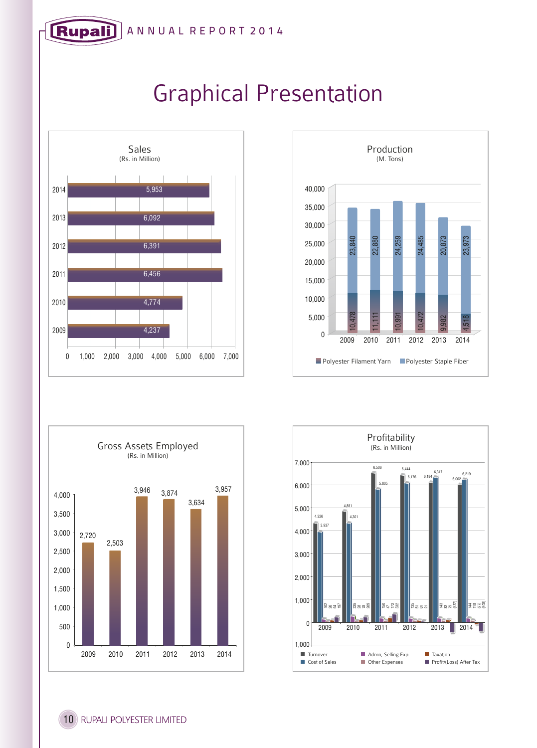# Graphical Presentation

## Sales
(Rs. in Million)

| Year | Sales |
|---|---|
| 2014 | 5,953 |
| 2013 | 6,092 |
| 2012 | 6,391 |
| 2011 | 6,456 |
| 2010 | 4,774 |
| 2009 | 4,237 |

## Production
(M. Tons)

| Year | Polyester Filament Yarn | Polyester Staple Fiber |
|---|---|---|
| 2009 | 10,478 | 23,840 |
| 2010 | 11,111 | 22,880 |
| 2011 | 10,991 | 24,259 |
| 2012 | 10,472 | 24,485 |
| 2013 | 9,982 | 20,873 |
| 2014 | 4,518 | 23,973 |

## Gross Assets Employed
(Rs. in Million)

| Year | Gross Assets Employed |
|---|---|
| 2009 | 2,720 |
| 2010 | 2,503 |
| 2011 | 3,946 |
| 2012 | 3,874 |
| 2013 | 3,634 |
| 2014 | 3,957 |

## Profitability
(Rs. in Million)

| Year | Turnover | Cost of Sales | Admn, Selling Exp. | Other Expenses | Taxation | Profit/(Loss) After Tax |
|---|---|---|---|---|---|---|
| 2009 | 4,326 | 3,937 | 102 | 26 | 64 | 197 |
| 2010 | 4,851 | 4,301 | 235 | 28 | 78 | 209 |
| 2011 | 6,506 | 5,805 | 150 | 47 | 172 | 332 |
| 2012 | 6,444 | 6,176 | 135 | 51 | 61 | 21 |
| 2013 | 6,184 | 6,317 | 143 | 82 | 79 | (437) |
| 2014 | 6,002 | 6,219 | 144 | 118 | (77) | (403) |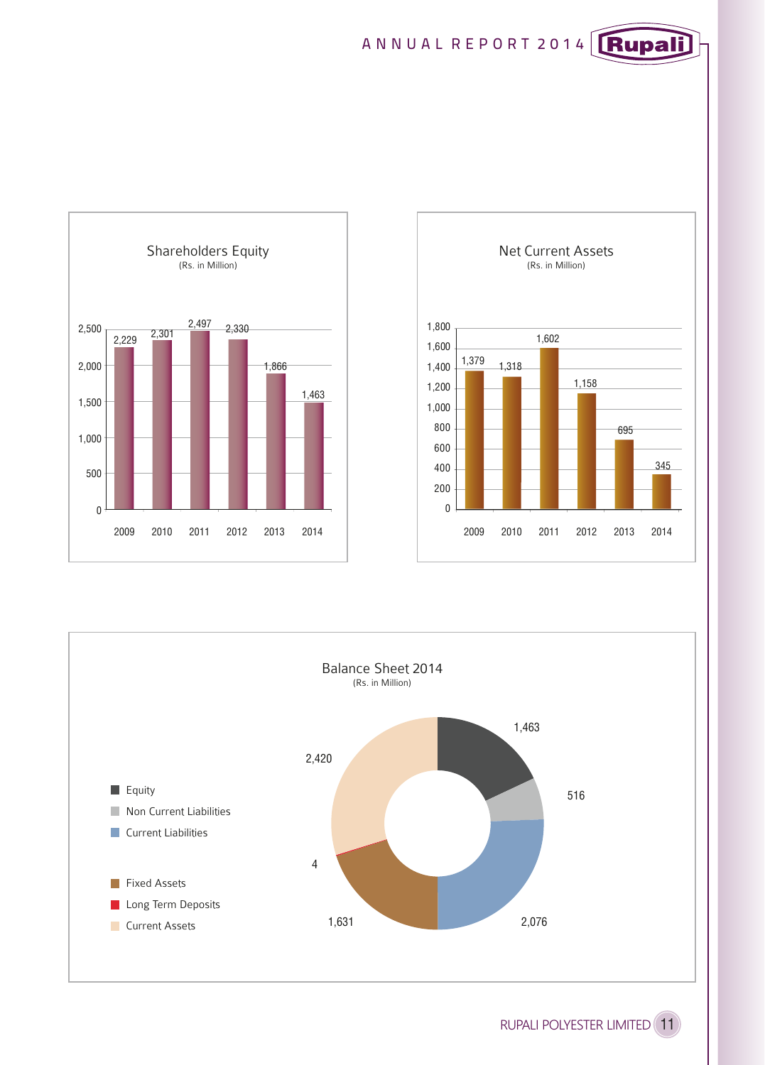## Shareholders Equity

(Rs. in Million)

| Year | Shareholders Equity |
|---|---|
| 2009 | 2,229 |
| 2010 | 2,301 |
| 2011 | 2,497 |
| 2012 | 2,330 |
| 2013 | 1,866 |
| 2014 | 1,463 |

## Net Current Assets

(Rs. in Million)

| Year | Net Current Assets |
|---|---|
| 2009 | 1,379 |
| 2010 | 1,318 |
| 2011 | 1,602 |
| 2012 | 1,158 |
| 2013 | 695 |
| 2014 | 345 |

## Balance Sheet 2014

(Rs. in Million)

| Item | Amount |
|---|---|
| Equity | 1,463 |
| Non Current Liabilities | 516 |
| Current Liabilities | 2,076 |
| Fixed Assets | 1,631 |
| Long Term Deposits | 4 |
| Current Assets | 2,420 |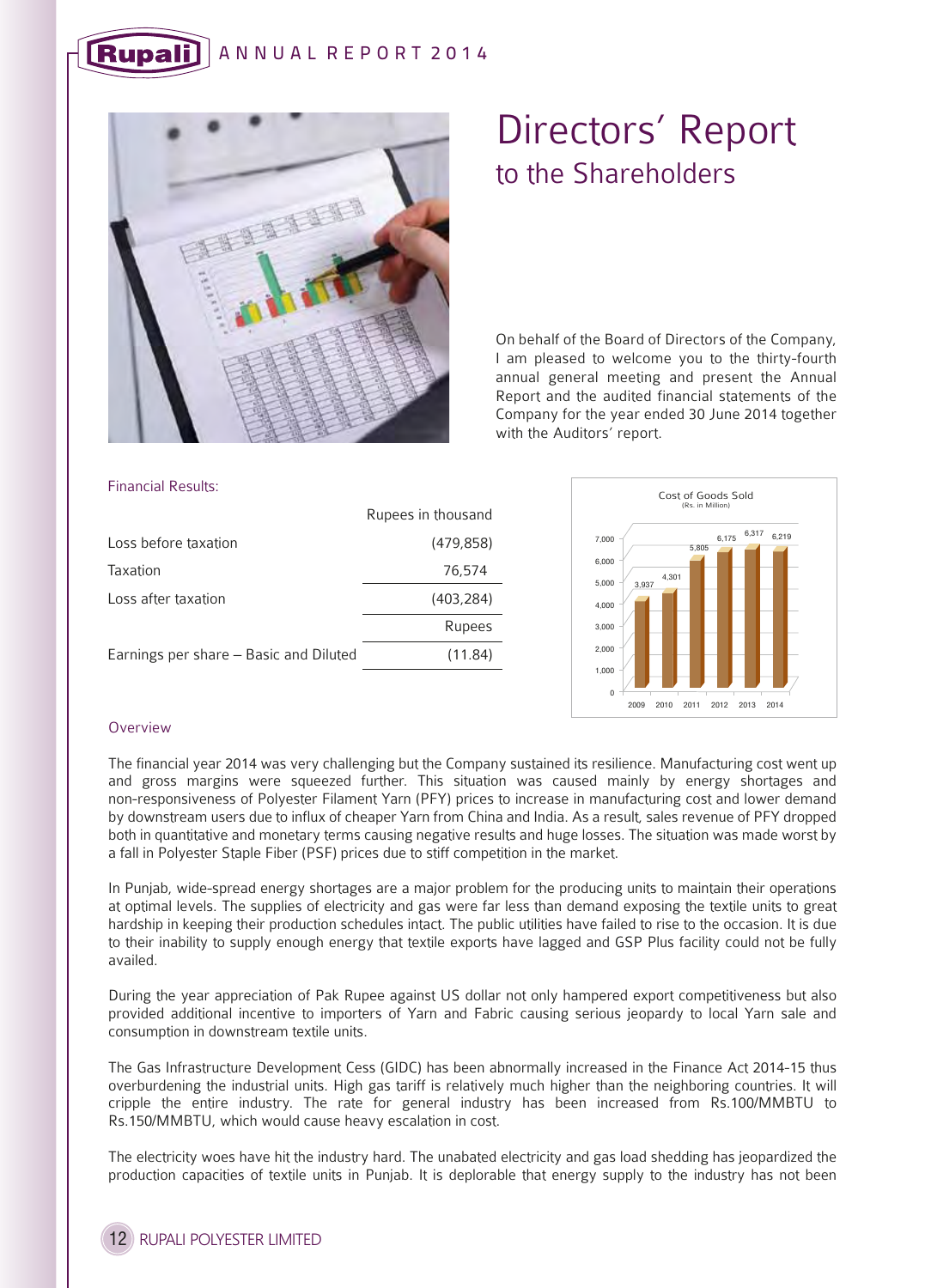# Directors' Report
## to the Shareholders

On behalf of the Board of Directors of the Company, I am pleased to welcome you to the thirty-fourth annual general meeting and present the Annual Report and the audited financial statements of the Company for the year ended 30 June 2014 together with the Auditors' report.

### Financial Results:

| | Rupees in thousand |
|---|---|
| Loss before taxation | (479,858) |
| Taxation | 76,574 |
| Loss after taxation | (403,284) |
| | Rupees |
| Earnings per share – Basic and Diluted | (11.84) |

Cost of Goods Sold (Rs. in Million)

| Year | 2009 | 2010 | 2011 | 2012 | 2013 | 2014 |
|---|---|---|---|---|---|---|
| Cost of Goods Sold | 3,937 | 4,301 | 5,805 | 6,175 | 6,317 | 6,219 |

### Overview

The financial year 2014 was very challenging but the Company sustained its resilience. Manufacturing cost went up and gross margins were squeezed further. This situation was caused mainly by energy shortages and non-responsiveness of Polyester Filament Yarn (PFY) prices to increase in manufacturing cost and lower demand by downstream users due to influx of cheaper Yarn from China and India. As a result, sales revenue of PFY dropped both in quantitative and monetary terms causing negative results and huge losses. The situation was made worst by a fall in Polyester Staple Fiber (PSF) prices due to stiff competition in the market.

In Punjab, wide-spread energy shortages are a major problem for the producing units to maintain their operations at optimal levels. The supplies of electricity and gas were far less than demand exposing the textile units to great hardship in keeping their production schedules intact. The public utilities have failed to rise to the occasion. It is due to their inability to supply enough energy that textile exports have lagged and GSP Plus facility could not be fully availed.

During the year appreciation of Pak Rupee against US dollar not only hampered export competitiveness but also provided additional incentive to importers of Yarn and Fabric causing serious jeopardy to local Yarn sale and consumption in downstream textile units.

The Gas Infrastructure Development Cess (GIDC) has been abnormally increased in the Finance Act 2014-15 thus overburdening the industrial units. High gas tariff is relatively much higher than the neighboring countries. It will cripple the entire industry. The rate for general industry has been increased from Rs.100/MMBTU to Rs.150/MMBTU, which would cause heavy escalation in cost.

The electricity woes have hit the industry hard. The unabated electricity and gas load shedding has jeopardized the production capacities of textile units in Punjab. It is deplorable that energy supply to the industry has not been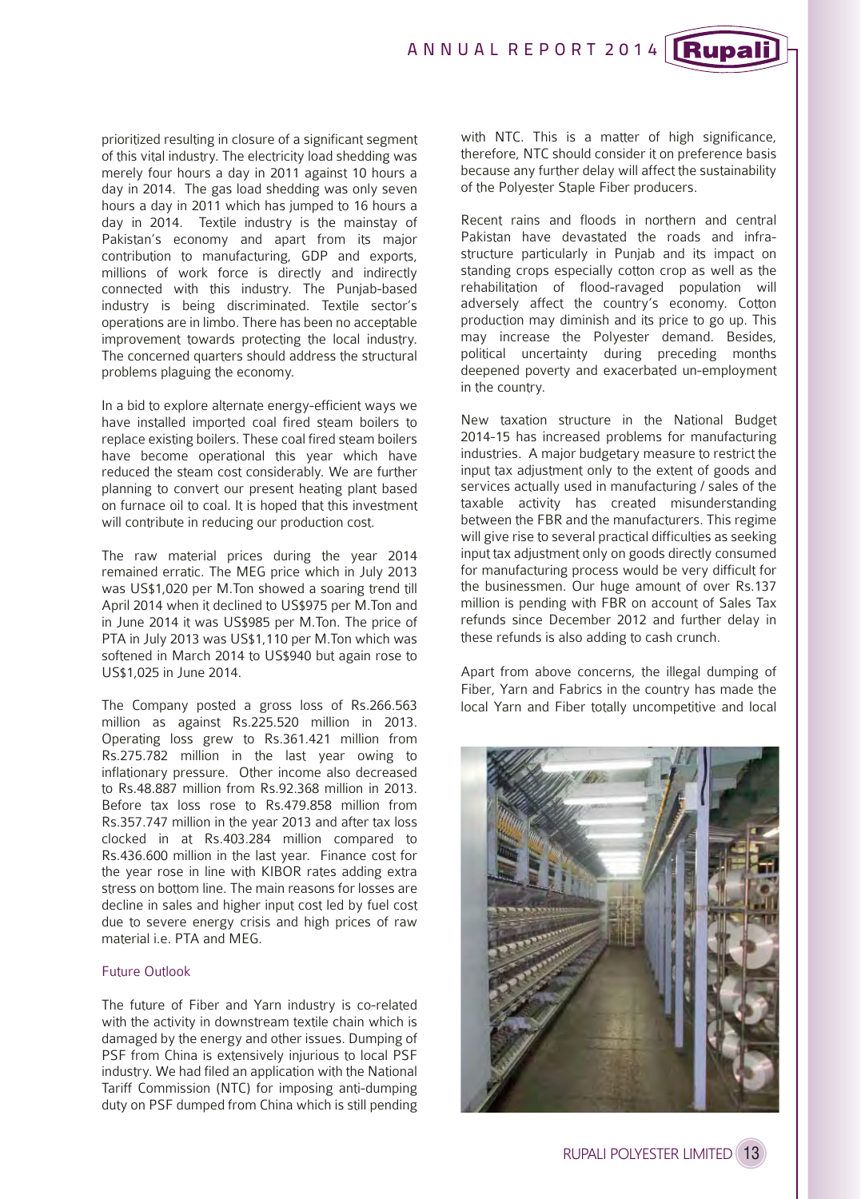prioritized resulting in closure of a significant segment of this vital industry. The electricity load shedding was merely four hours a day in 2011 against 10 hours a day in 2014. The gas load shedding was only seven hours a day in 2011 which has jumped to 16 hours a day in 2014. Textile industry is the mainstay of Pakistan's economy and apart from its major contribution to manufacturing, GDP and exports, millions of work force is directly and indirectly connected with this industry. The Punjab-based industry is being discriminated. Textile sector's operations are in limbo. There has been no acceptable improvement towards protecting the local industry. The concerned quarters should address the structural problems plaguing the economy.

In a bid to explore alternate energy-efficient ways we have installed imported coal fired steam boilers to replace existing boilers. These coal fired steam boilers have become operational this year which have reduced the steam cost considerably. We are further planning to convert our present heating plant based on furnace oil to coal. It is hoped that this investment will contribute in reducing our production cost.

The raw material prices during the year 2014 remained erratic. The MEG price which in July 2013 was US$1,020 per M.Ton showed a soaring trend till April 2014 when it declined to US$975 per M.Ton and in June 2014 it was US$985 per M.Ton. The price of PTA in July 2013 was US$1,110 per M.Ton which was softened in March 2014 to US$940 but again rose to US$1,025 in June 2014.

The Company posted a gross loss of Rs.266.563 million as against Rs.225.520 million in 2013. Operating loss grew to Rs.361.421 million from Rs.275.782 million in the last year owing to inflationary pressure. Other income also decreased to Rs.48.887 million from Rs.92.368 million in 2013. Before tax loss rose to Rs.479.858 million from Rs.357.747 million in the year 2013 and after tax loss clocked in at Rs.403.284 million compared to Rs.436.600 million in the last year. Finance cost for the year rose in line with KIBOR rates adding extra stress on bottom line. The main reasons for losses are decline in sales and higher input cost led by fuel cost due to severe energy crisis and high prices of raw material i.e. PTA and MEG.

## Future Outlook

The future of Fiber and Yarn industry is co-related with the activity in downstream textile chain which is damaged by the energy and other issues. Dumping of PSF from China is extensively injurious to local PSF industry. We had filed an application with the National Tariff Commission (NTC) for imposing anti-dumping duty on PSF dumped from China which is still pending with NTC. This is a matter of high significance, therefore, NTC should consider it on preference basis because any further delay will affect the sustainability of the Polyester Staple Fiber producers.

Recent rains and floods in northern and central Pakistan have devastated the roads and infrastructure particularly in Punjab and its impact on standing crops especially cotton crop as well as the rehabilitation of flood-ravaged population will adversely affect the country's economy. Cotton production may diminish and its price to go up. This may increase the Polyester demand. Besides, political uncertainty during preceding months deepened poverty and exacerbated un-employment in the country.

New taxation structure in the National Budget 2014-15 has increased problems for manufacturing industries. A major budgetary measure to restrict the input tax adjustment only to the extent of goods and services actually used in manufacturing / sales of the taxable activity has created misunderstanding between the FBR and the manufacturers. This regime will give rise to several practical difficulties as seeking input tax adjustment only on goods directly consumed for manufacturing process would be very difficult for the businessmen. Our huge amount of over Rs.137 million is pending with FBR on account of Sales Tax refunds since December 2012 and further delay in these refunds is also adding to cash crunch.

Apart from above concerns, the illegal dumping of Fiber, Yarn and Fabrics in the country has made the local Yarn and Fiber totally uncompetitive and local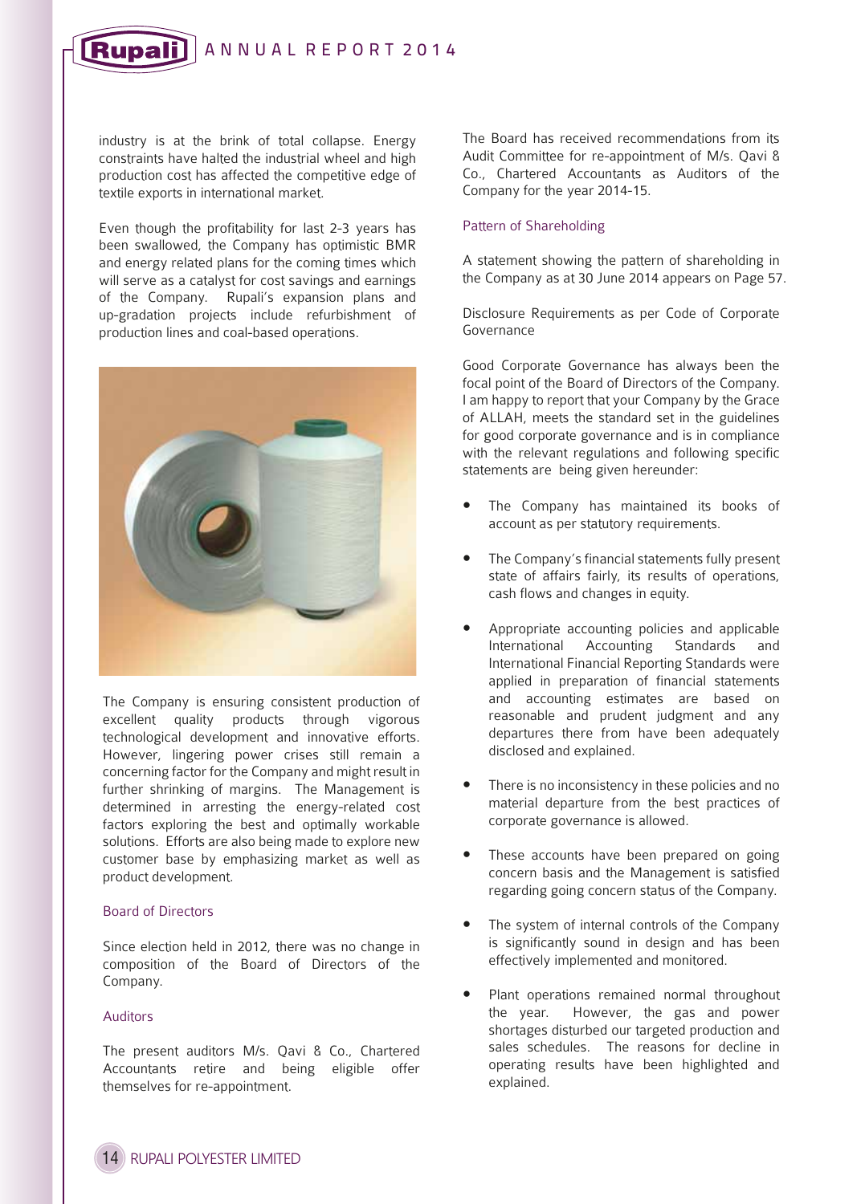industry is at the brink of total collapse. Energy constraints have halted the industrial wheel and high production cost has affected the competitive edge of textile exports in international market.

Even though the profitability for last 2-3 years has been swallowed, the Company has optimistic BMR and energy related plans for the coming times which will serve as a catalyst for cost savings and earnings of the Company. Rupali's expansion plans and up-gradation projects include refurbishment of production lines and coal-based operations.

The Company is ensuring consistent production of excellent quality products through vigorous technological development and innovative efforts. However, lingering power crises still remain a concerning factor for the Company and might result in further shrinking of margins. The Management is determined in arresting the energy-related cost factors exploring the best and optimally workable solutions. Efforts are also being made to explore new customer base by emphasizing market as well as product development.

## Board of Directors

Since election held in 2012, there was no change in composition of the Board of Directors of the Company.

## Auditors

The present auditors M/s. Qavi & Co., Chartered Accountants retire and being eligible offer themselves for re-appointment.

The Board has received recommendations from its Audit Committee for re-appointment of M/s. Qavi & Co., Chartered Accountants as Auditors of the Company for the year 2014-15.

## Pattern of Shareholding

A statement showing the pattern of shareholding in the Company as at 30 June 2014 appears on Page 57.

Disclosure Requirements as per Code of Corporate Governance

Good Corporate Governance has always been the focal point of the Board of Directors of the Company. I am happy to report that your Company by the Grace of ALLAH, meets the standard set in the guidelines for good corporate governance and is in compliance with the relevant regulations and following specific statements are being given hereunder:

- The Company has maintained its books of account as per statutory requirements.
- The Company's financial statements fully present state of affairs fairly, its results of operations, cash flows and changes in equity.
- Appropriate accounting policies and applicable International Accounting Standards and International Financial Reporting Standards were applied in preparation of financial statements and accounting estimates are based on reasonable and prudent judgment and any departures there from have been adequately disclosed and explained.
- There is no inconsistency in these policies and no material departure from the best practices of corporate governance is allowed.
- These accounts have been prepared on going concern basis and the Management is satisfied regarding going concern status of the Company.
- The system of internal controls of the Company is significantly sound in design and has been effectively implemented and monitored.
- Plant operations remained normal throughout the year. However, the gas and power shortages disturbed our targeted production and sales schedules. The reasons for decline in operating results have been highlighted and explained.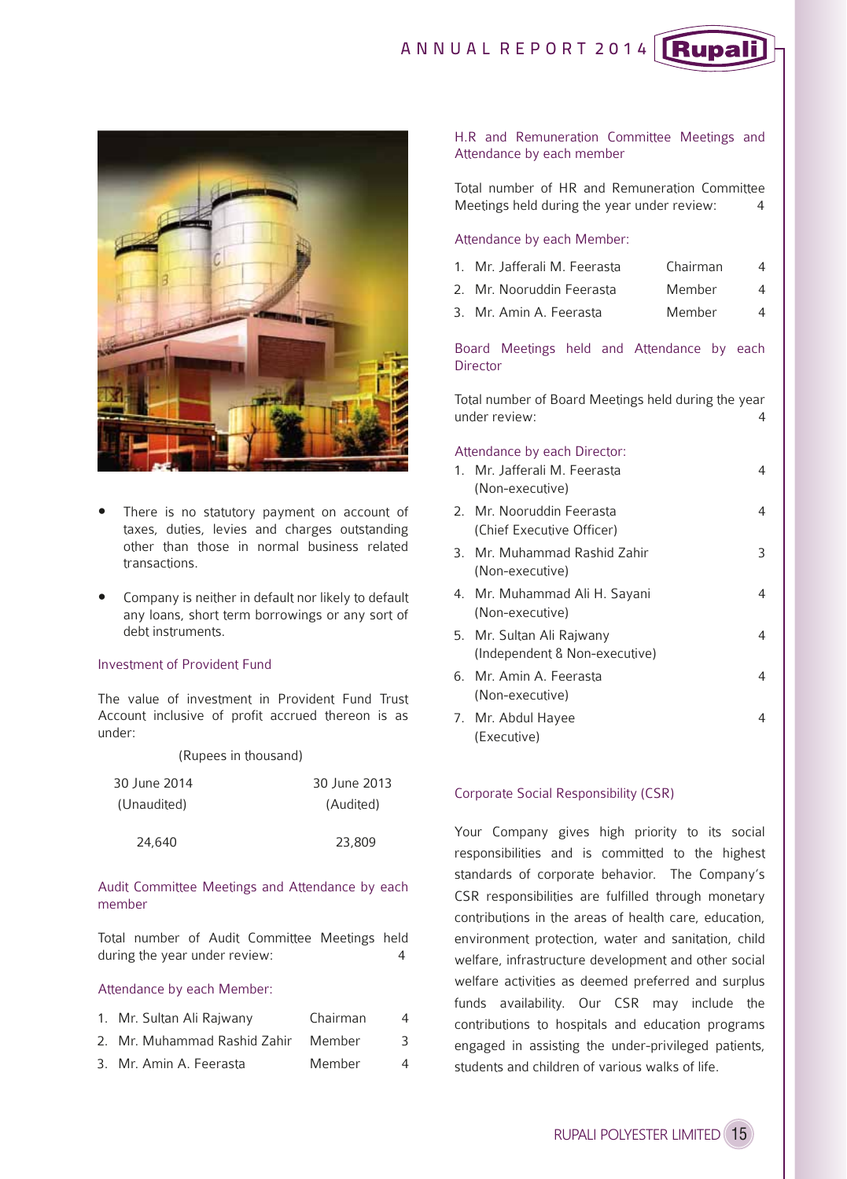- There is no statutory payment on account of taxes, duties, levies and charges outstanding other than those in normal business related transactions.

- Company is neither in default nor likely to default any loans, short term borrowings or any sort of debt instruments.

### Investment of Provident Fund

The value of investment in Provident Fund Trust Account inclusive of profit accrued thereon is as under:

(Rupees in thousand)

| 30 June 2014 (Unaudited) | 30 June 2013 (Audited) |
|---|---|
| 24,640 | 23,809 |

### Audit Committee Meetings and Attendance by each member

Total number of Audit Committee Meetings held during the year under review: 4

Attendance by each Member:

| | Name | Designation | Attendance |
|---|---|---|---|
| 1. | Mr. Sultan Ali Rajwany | Chairman | 4 |
| 2. | Mr. Muhammad Rashid Zahir | Member | 3 |
| 3. | Mr. Amin A. Feerasta | Member | 4 |

### H.R and Remuneration Committee Meetings and Attendance by each member

Total number of HR and Remuneration Committee Meetings held during the year under review: 4

Attendance by each Member:

| | Name | Designation | Attendance |
|---|---|---|---|
| 1. | Mr. Jafferali M. Feerasta | Chairman | 4 |
| 2. | Mr. Nooruddin Feerasta | Member | 4 |
| 3. | Mr. Amin A. Feerasta | Member | 4 |

### Board Meetings held and Attendance by each Director

Total number of Board Meetings held during the year under review: 4

Attendance by each Director:

| | Name | Attendance |
|---|---|---|
| 1. | Mr. Jafferali M. Feerasta (Non-executive) | 4 |
| 2. | Mr. Nooruddin Feerasta (Chief Executive Officer) | 4 |
| 3. | Mr. Muhammad Rashid Zahir (Non-executive) | 3 |
| 4. | Mr. Muhammad Ali H. Sayani (Non-executive) | 4 |
| 5. | Mr. Sultan Ali Rajwany (Independent & Non-executive) | 4 |
| 6. | Mr. Amin A. Feerasta (Non-executive) | 4 |
| 7. | Mr. Abdul Hayee (Executive) | 4 |

### Corporate Social Responsibility (CSR)

Your Company gives high priority to its social responsibilities and is committed to the highest standards of corporate behavior. The Company's CSR responsibilities are fulfilled through monetary contributions in the areas of health care, education, environment protection, water and sanitation, child welfare, infrastructure development and other social welfare activities as deemed preferred and surplus funds availability. Our CSR may include the contributions to hospitals and education programs engaged in assisting the under-privileged patients, students and children of various walks of life.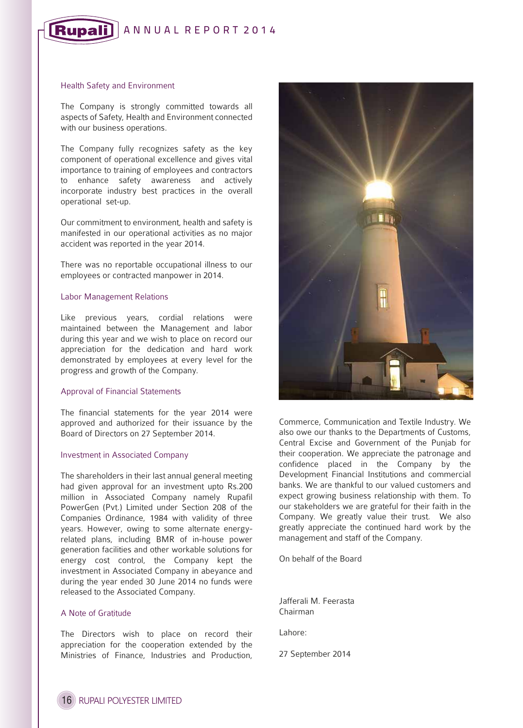### Health Safety and Environment

The Company is strongly committed towards all aspects of Safety, Health and Environment connected with our business operations.

The Company fully recognizes safety as the key component of operational excellence and gives vital importance to training of employees and contractors to enhance safety awareness and actively incorporate industry best practices in the overall operational set-up.

Our commitment to environment, health and safety is manifested in our operational activities as no major accident was reported in the year 2014.

There was no reportable occupational illness to our employees or contracted manpower in 2014.

### Labor Management Relations

Like previous years, cordial relations were maintained between the Management and labor during this year and we wish to place on record our appreciation for the dedication and hard work demonstrated by employees at every level for the progress and growth of the Company.

### Approval of Financial Statements

The financial statements for the year 2014 were approved and authorized for their issuance by the Board of Directors on 27 September 2014.

### Investment in Associated Company

The shareholders in their last annual general meeting had given approval for an investment upto Rs.200 million in Associated Company namely Rupafil PowerGen (Pvt.) Limited under Section 208 of the Companies Ordinance, 1984 with validity of three years. However, owing to some alternate energy-related plans, including BMR of in-house power generation facilities and other workable solutions for energy cost control, the Company kept the investment in Associated Company in abeyance and during the year ended 30 June 2014 no funds were released to the Associated Company.

### A Note of Gratitude

The Directors wish to place on record their appreciation for the cooperation extended by the Ministries of Finance, Industries and Production, Commerce, Communication and Textile Industry. We also owe our thanks to the Departments of Customs, Central Excise and Government of the Punjab for their cooperation. We appreciate the patronage and confidence placed in the Company by the Development Financial Institutions and commercial banks. We are thankful to our valued customers and expect growing business relationship with them. To our stakeholders we are grateful for their faith in the Company. We greatly value their trust. We also greatly appreciate the continued hard work by the management and staff of the Company.

On behalf of the Board

Jafferali M. Feerasta
Chairman

Lahore:

27 September 2014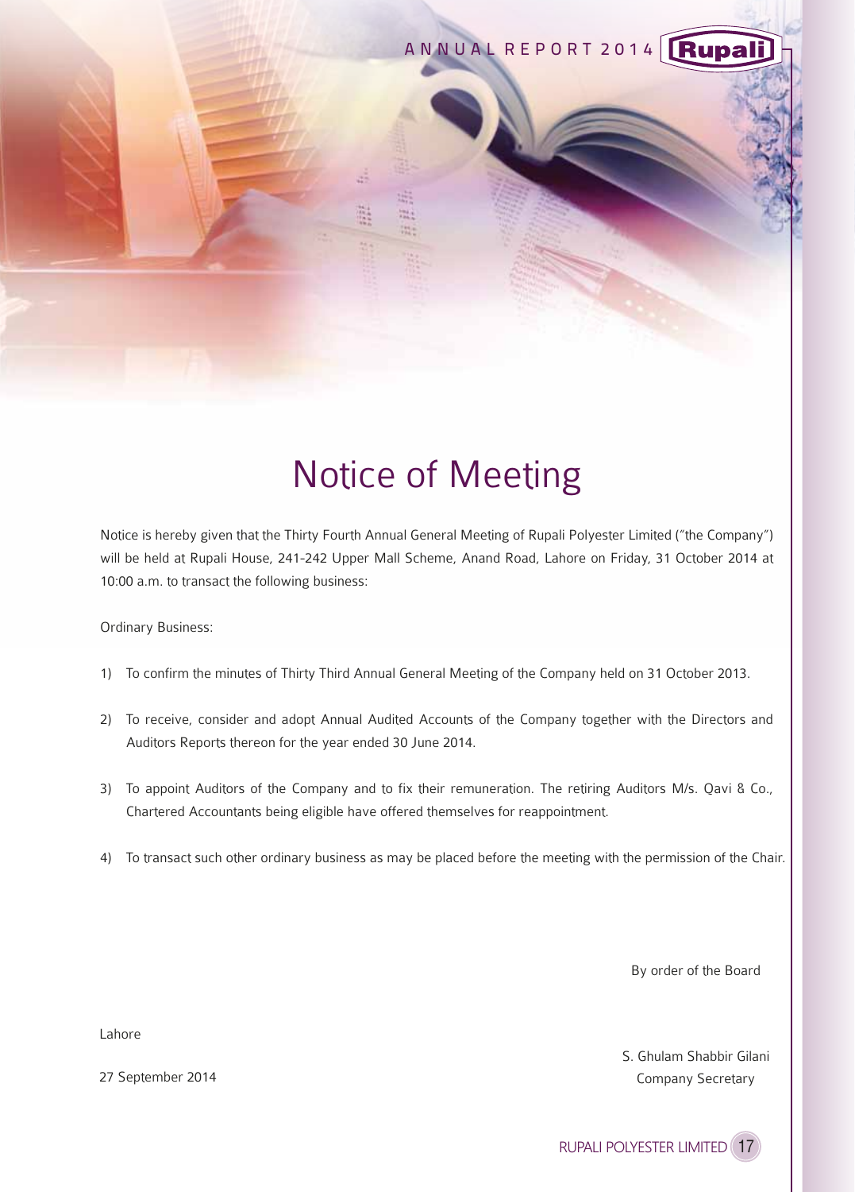# Notice of Meeting

Notice is hereby given that the Thirty Fourth Annual General Meeting of Rupali Polyester Limited ("the Company") will be held at Rupali House, 241-242 Upper Mall Scheme, Anand Road, Lahore on Friday, 31 October 2014 at 10:00 a.m. to transact the following business:

Ordinary Business:

1) To confirm the minutes of Thirty Third Annual General Meeting of the Company held on 31 October 2013.

2) To receive, consider and adopt Annual Audited Accounts of the Company together with the Directors and Auditors Reports thereon for the year ended 30 June 2014.

3) To appoint Auditors of the Company and to fix their remuneration. The retiring Auditors M/s. Qavi & Co., Chartered Accountants being eligible have offered themselves for reappointment.

4) To transact such other ordinary business as may be placed before the meeting with the permission of the Chair.

By order of the Board

Lahore

27 September 2014

S. Ghulam Shabbir Gilani
Company Secretary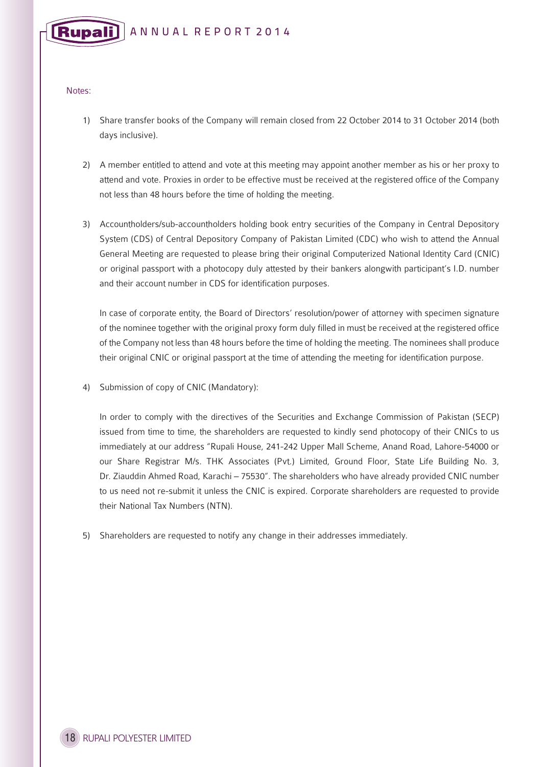Notes:

1) Share transfer books of the Company will remain closed from 22 October 2014 to 31 October 2014 (both days inclusive).

2) A member entitled to attend and vote at this meeting may appoint another member as his or her proxy to attend and vote. Proxies in order to be effective must be received at the registered office of the Company not less than 48 hours before the time of holding the meeting.

3) Accountholders/sub-accountholders holding book entry securities of the Company in Central Depository System (CDS) of Central Depository Company of Pakistan Limited (CDC) who wish to attend the Annual General Meeting are requested to please bring their original Computerized National Identity Card (CNIC) or original passport with a photocopy duly attested by their bankers alongwith participant's I.D. number and their account number in CDS for identification purposes.

   In case of corporate entity, the Board of Directors' resolution/power of attorney with specimen signature of the nominee together with the original proxy form duly filled in must be received at the registered office of the Company not less than 48 hours before the time of holding the meeting. The nominees shall produce their original CNIC or original passport at the time of attending the meeting for identification purpose.

4) Submission of copy of CNIC (Mandatory):

   In order to comply with the directives of the Securities and Exchange Commission of Pakistan (SECP) issued from time to time, the shareholders are requested to kindly send photocopy of their CNICs to us immediately at our address "Rupali House, 241-242 Upper Mall Scheme, Anand Road, Lahore-54000 or our Share Registrar M/s. THK Associates (Pvt.) Limited, Ground Floor, State Life Building No. 3, Dr. Ziauddin Ahmed Road, Karachi – 75530". The shareholders who have already provided CNIC number to us need not re-submit it unless the CNIC is expired. Corporate shareholders are requested to provide their National Tax Numbers (NTN).

5) Shareholders are requested to notify any change in their addresses immediately.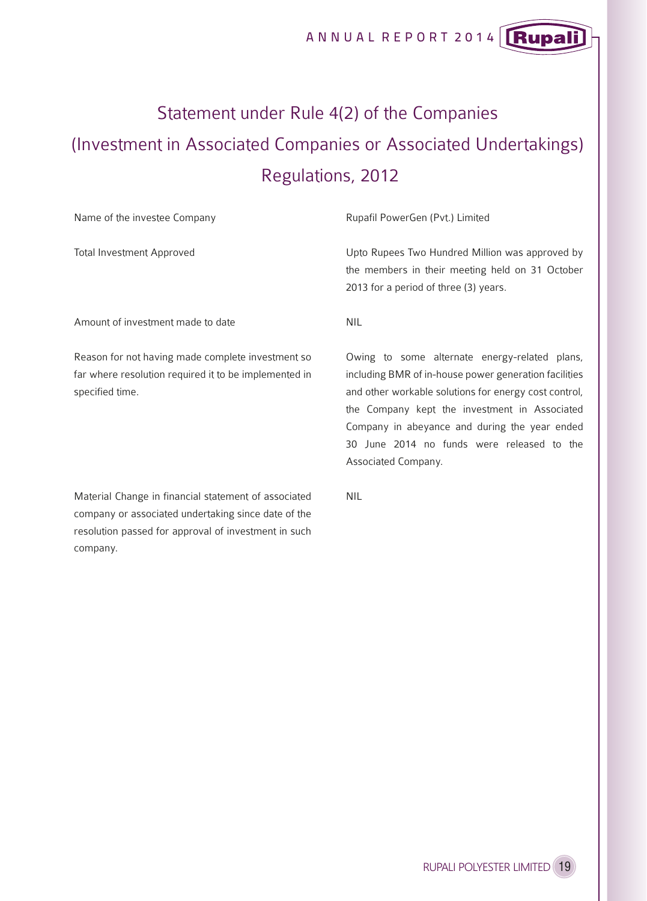# Statement under Rule 4(2) of the Companies (Investment in Associated Companies or Associated Undertakings) Regulations, 2012

| | |
|---|---|
| Name of the investee Company | Rupafil PowerGen (Pvt.) Limited |
| Total Investment Approved | Upto Rupees Two Hundred Million was approved by the members in their meeting held on 31 October 2013 for a period of three (3) years. |
| Amount of investment made to date | NIL |
| Reason for not having made complete investment so far where resolution required it to be implemented in specified time. | Owing to some alternate energy-related plans, including BMR of in-house power generation facilities and other workable solutions for energy cost control, the Company kept the investment in Associated Company in abeyance and during the year ended 30 June 2014 no funds were released to the Associated Company. |
| Material Change in financial statement of associated company or associated undertaking since date of the resolution passed for approval of investment in such company. | NIL |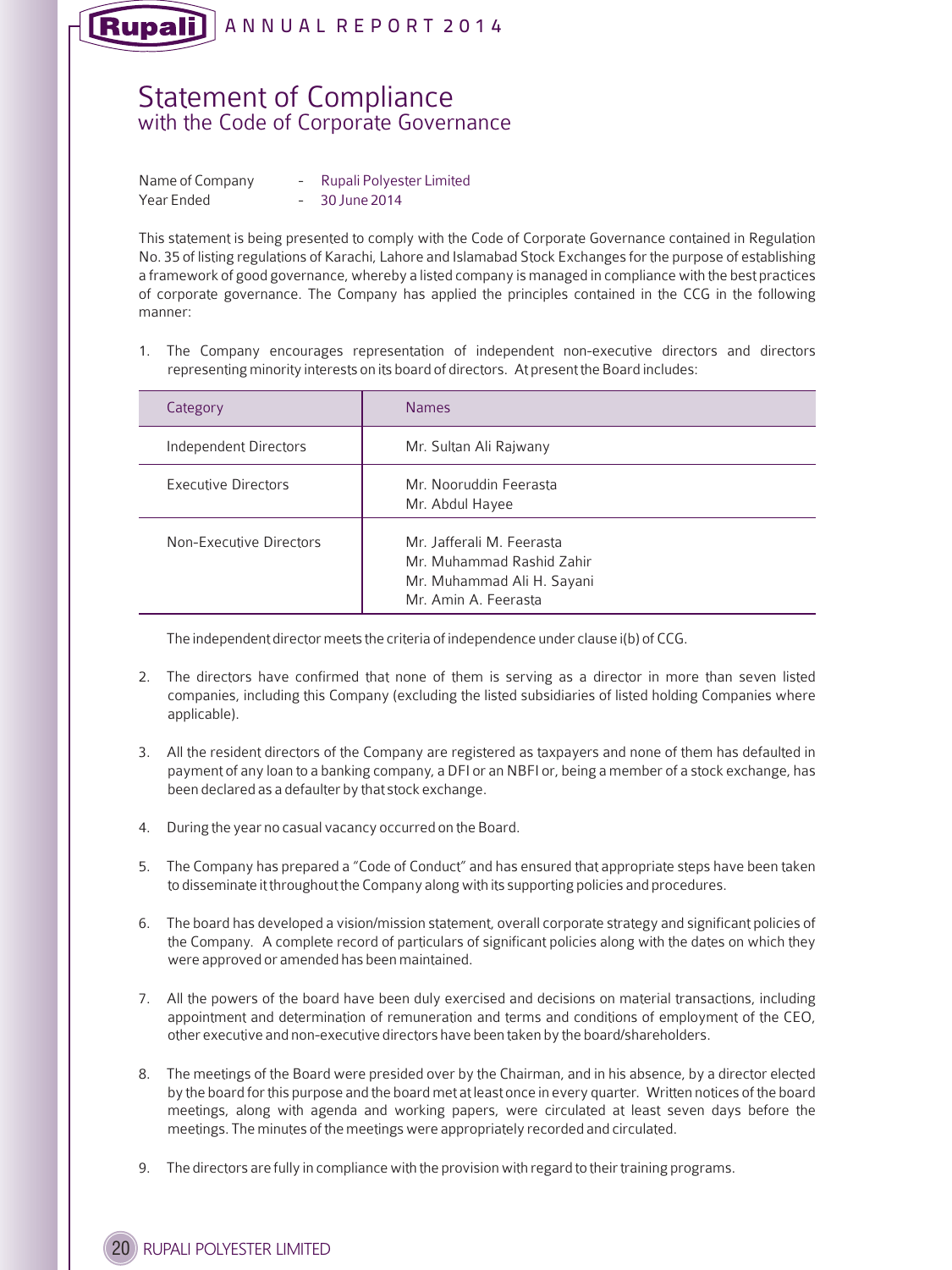# Statement of Compliance
## with the Code of Corporate Governance

Name of Company - Rupali Polyester Limited
Year Ended - 30 June 2014

This statement is being presented to comply with the Code of Corporate Governance contained in Regulation No. 35 of listing regulations of Karachi, Lahore and Islamabad Stock Exchanges for the purpose of establishing a framework of good governance, whereby a listed company is managed in compliance with the best practices of corporate governance. The Company has applied the principles contained in the CCG in the following manner:

1. The Company encourages representation of independent non-executive directors and directors representing minority interests on its board of directors. At present the Board includes:

| Category | Names |
|---|---|
| Independent Directors | Mr. Sultan Ali Rajwany |
| Executive Directors | Mr. Nooruddin Feerasta<br>Mr. Abdul Hayee |
| Non-Executive Directors | Mr. Jafferali M. Feerasta<br>Mr. Muhammad Rashid Zahir<br>Mr. Muhammad Ali H. Sayani<br>Mr. Amin A. Feerasta |

The independent director meets the criteria of independence under clause i(b) of CCG.

2. The directors have confirmed that none of them is serving as a director in more than seven listed companies, including this Company (excluding the listed subsidiaries of listed holding Companies where applicable).

3. All the resident directors of the Company are registered as taxpayers and none of them has defaulted in payment of any loan to a banking company, a DFI or an NBFI or, being a member of a stock exchange, has been declared as a defaulter by that stock exchange.

4. During the year no casual vacancy occurred on the Board.

5. The Company has prepared a "Code of Conduct" and has ensured that appropriate steps have been taken to disseminate it throughout the Company along with its supporting policies and procedures.

6. The board has developed a vision/mission statement, overall corporate strategy and significant policies of the Company. A complete record of particulars of significant policies along with the dates on which they were approved or amended has been maintained.

7. All the powers of the board have been duly exercised and decisions on material transactions, including appointment and determination of remuneration and terms and conditions of employment of the CEO, other executive and non-executive directors have been taken by the board/shareholders.

8. The meetings of the Board were presided over by the Chairman, and in his absence, by a director elected by the board for this purpose and the board met at least once in every quarter. Written notices of the board meetings, along with agenda and working papers, were circulated at least seven days before the meetings. The minutes of the meetings were appropriately recorded and circulated.

9. The directors are fully in compliance with the provision with regard to their training programs.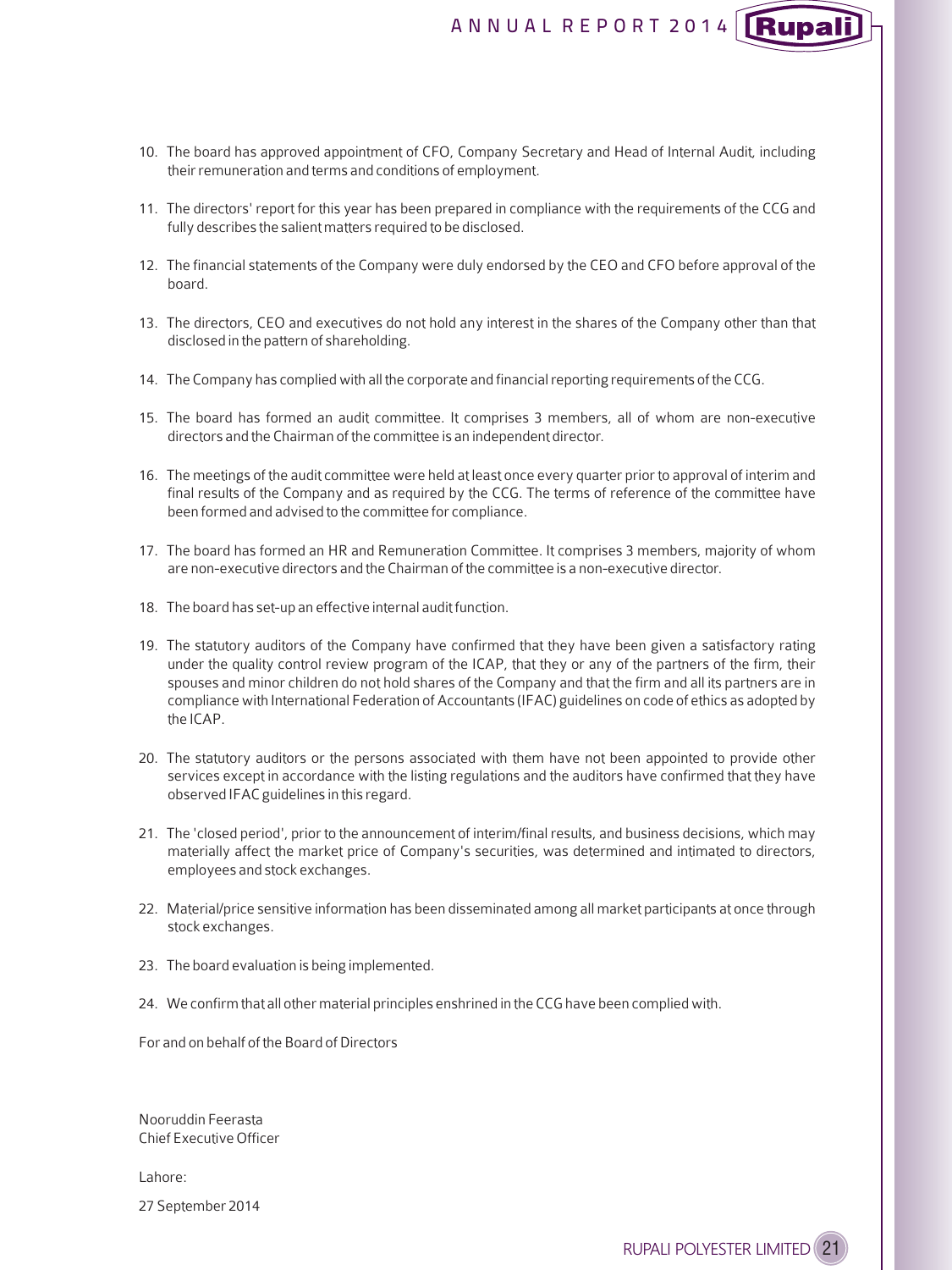10. The board has approved appointment of CFO, Company Secretary and Head of Internal Audit, including their remuneration and terms and conditions of employment.

11. The directors' report for this year has been prepared in compliance with the requirements of the CCG and fully describes the salient matters required to be disclosed.

12. The financial statements of the Company were duly endorsed by the CEO and CFO before approval of the board.

13. The directors, CEO and executives do not hold any interest in the shares of the Company other than that disclosed in the pattern of shareholding.

14. The Company has complied with all the corporate and financial reporting requirements of the CCG.

15. The board has formed an audit committee. It comprises 3 members, all of whom are non-executive directors and the Chairman of the committee is an independent director.

16. The meetings of the audit committee were held at least once every quarter prior to approval of interim and final results of the Company and as required by the CCG. The terms of reference of the committee have been formed and advised to the committee for compliance.

17. The board has formed an HR and Remuneration Committee. It comprises 3 members, majority of whom are non-executive directors and the Chairman of the committee is a non-executive director.

18. The board has set-up an effective internal audit function.

19. The statutory auditors of the Company have confirmed that they have been given a satisfactory rating under the quality control review program of the ICAP, that they or any of the partners of the firm, their spouses and minor children do not hold shares of the Company and that the firm and all its partners are in compliance with International Federation of Accountants (IFAC) guidelines on code of ethics as adopted by the ICAP.

20. The statutory auditors or the persons associated with them have not been appointed to provide other services except in accordance with the listing regulations and the auditors have confirmed that they have observed IFAC guidelines in this regard.

21. The 'closed period', prior to the announcement of interim/final results, and business decisions, which may materially affect the market price of Company's securities, was determined and intimated to directors, employees and stock exchanges.

22. Material/price sensitive information has been disseminated among all market participants at once through stock exchanges.

23. The board evaluation is being implemented.

24. We confirm that all other material principles enshrined in the CCG have been complied with.

For and on behalf of the Board of Directors

Nooruddin Feerasta
Chief Executive Officer

Lahore:

27 September 2014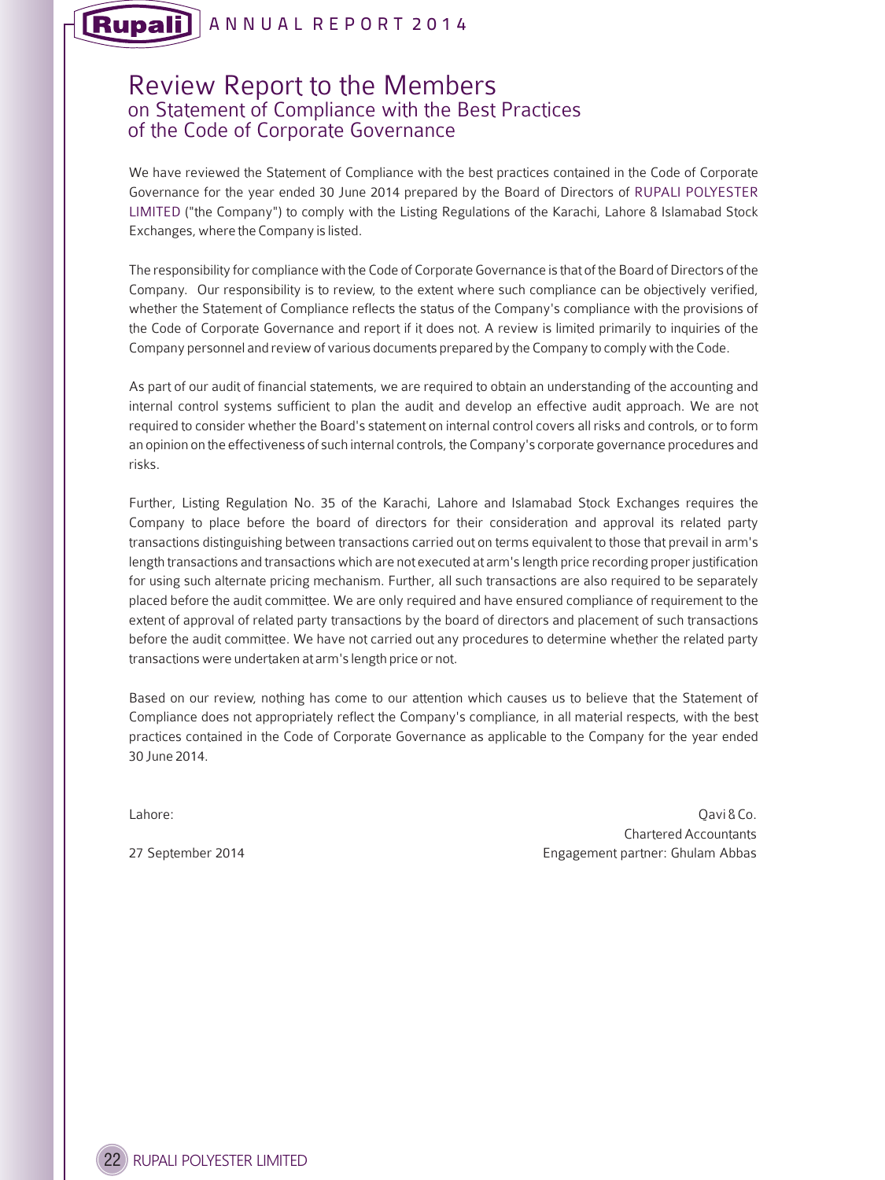# Review Report to the Members
## on Statement of Compliance with the Best Practices of the Code of Corporate Governance

We have reviewed the Statement of Compliance with the best practices contained in the Code of Corporate Governance for the year ended 30 June 2014 prepared by the Board of Directors of RUPALI POLYESTER LIMITED ("the Company") to comply with the Listing Regulations of the Karachi, Lahore & Islamabad Stock Exchanges, where the Company is listed.

The responsibility for compliance with the Code of Corporate Governance is that of the Board of Directors of the Company. Our responsibility is to review, to the extent where such compliance can be objectively verified, whether the Statement of Compliance reflects the status of the Company's compliance with the provisions of the Code of Corporate Governance and report if it does not. A review is limited primarily to inquiries of the Company personnel and review of various documents prepared by the Company to comply with the Code.

As part of our audit of financial statements, we are required to obtain an understanding of the accounting and internal control systems sufficient to plan the audit and develop an effective audit approach. We are not required to consider whether the Board's statement on internal control covers all risks and controls, or to form an opinion on the effectiveness of such internal controls, the Company's corporate governance procedures and risks.

Further, Listing Regulation No. 35 of the Karachi, Lahore and Islamabad Stock Exchanges requires the Company to place before the board of directors for their consideration and approval its related party transactions distinguishing between transactions carried out on terms equivalent to those that prevail in arm's length transactions and transactions which are not executed at arm's length price recording proper justification for using such alternate pricing mechanism. Further, all such transactions are also required to be separately placed before the audit committee. We are only required and have ensured compliance of requirement to the extent of approval of related party transactions by the board of directors and placement of such transactions before the audit committee. We have not carried out any procedures to determine whether the related party transactions were undertaken at arm's length price or not.

Based on our review, nothing has come to our attention which causes us to believe that the Statement of Compliance does not appropriately reflect the Company's compliance, in all material respects, with the best practices contained in the Code of Corporate Governance as applicable to the Company for the year ended 30 June 2014.

Lahore:

27 September 2014

Qavi & Co.
Chartered Accountants
Engagement partner: Ghulam Abbas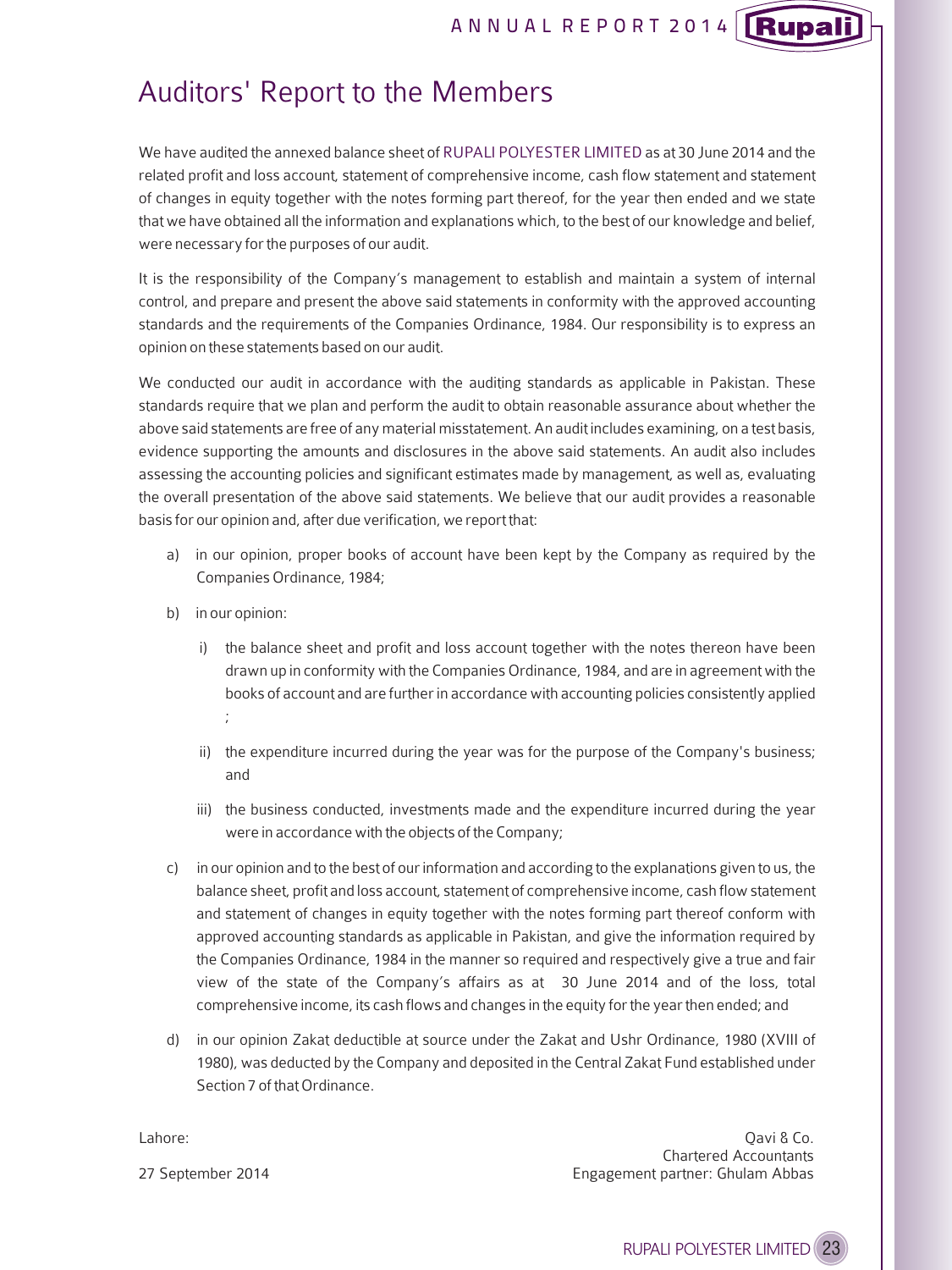# Auditors' Report to the Members

We have audited the annexed balance sheet of RUPALI POLYESTER LIMITED as at 30 June 2014 and the related profit and loss account, statement of comprehensive income, cash flow statement and statement of changes in equity together with the notes forming part thereof, for the year then ended and we state that we have obtained all the information and explanations which, to the best of our knowledge and belief, were necessary for the purposes of our audit.

It is the responsibility of the Company's management to establish and maintain a system of internal control, and prepare and present the above said statements in conformity with the approved accounting standards and the requirements of the Companies Ordinance, 1984. Our responsibility is to express an opinion on these statements based on our audit.

We conducted our audit in accordance with the auditing standards as applicable in Pakistan. These standards require that we plan and perform the audit to obtain reasonable assurance about whether the above said statements are free of any material misstatement. An audit includes examining, on a test basis, evidence supporting the amounts and disclosures in the above said statements. An audit also includes assessing the accounting policies and significant estimates made by management, as well as, evaluating the overall presentation of the above said statements. We believe that our audit provides a reasonable basis for our opinion and, after due verification, we report that:

a) in our opinion, proper books of account have been kept by the Company as required by the Companies Ordinance, 1984;

b) in our opinion:

   i) the balance sheet and profit and loss account together with the notes thereon have been drawn up in conformity with the Companies Ordinance, 1984, and are in agreement with the books of account and are further in accordance with accounting policies consistently applied ;

   ii) the expenditure incurred during the year was for the purpose of the Company's business; and

   iii) the business conducted, investments made and the expenditure incurred during the year were in accordance with the objects of the Company;

c) in our opinion and to the best of our information and according to the explanations given to us, the balance sheet, profit and loss account, statement of comprehensive income, cash flow statement and statement of changes in equity together with the notes forming part thereof conform with approved accounting standards as applicable in Pakistan, and give the information required by the Companies Ordinance, 1984 in the manner so required and respectively give a true and fair view of the state of the Company's affairs as at 30 June 2014 and of the loss, total comprehensive income, its cash flows and changes in the equity for the year then ended; and

d) in our opinion Zakat deductible at source under the Zakat and Ushr Ordinance, 1980 (XVIII of 1980), was deducted by the Company and deposited in the Central Zakat Fund established under Section 7 of that Ordinance.

Lahore:

27 September 2014

Qavi & Co.
Chartered Accountants
Engagement partner: Ghulam Abbas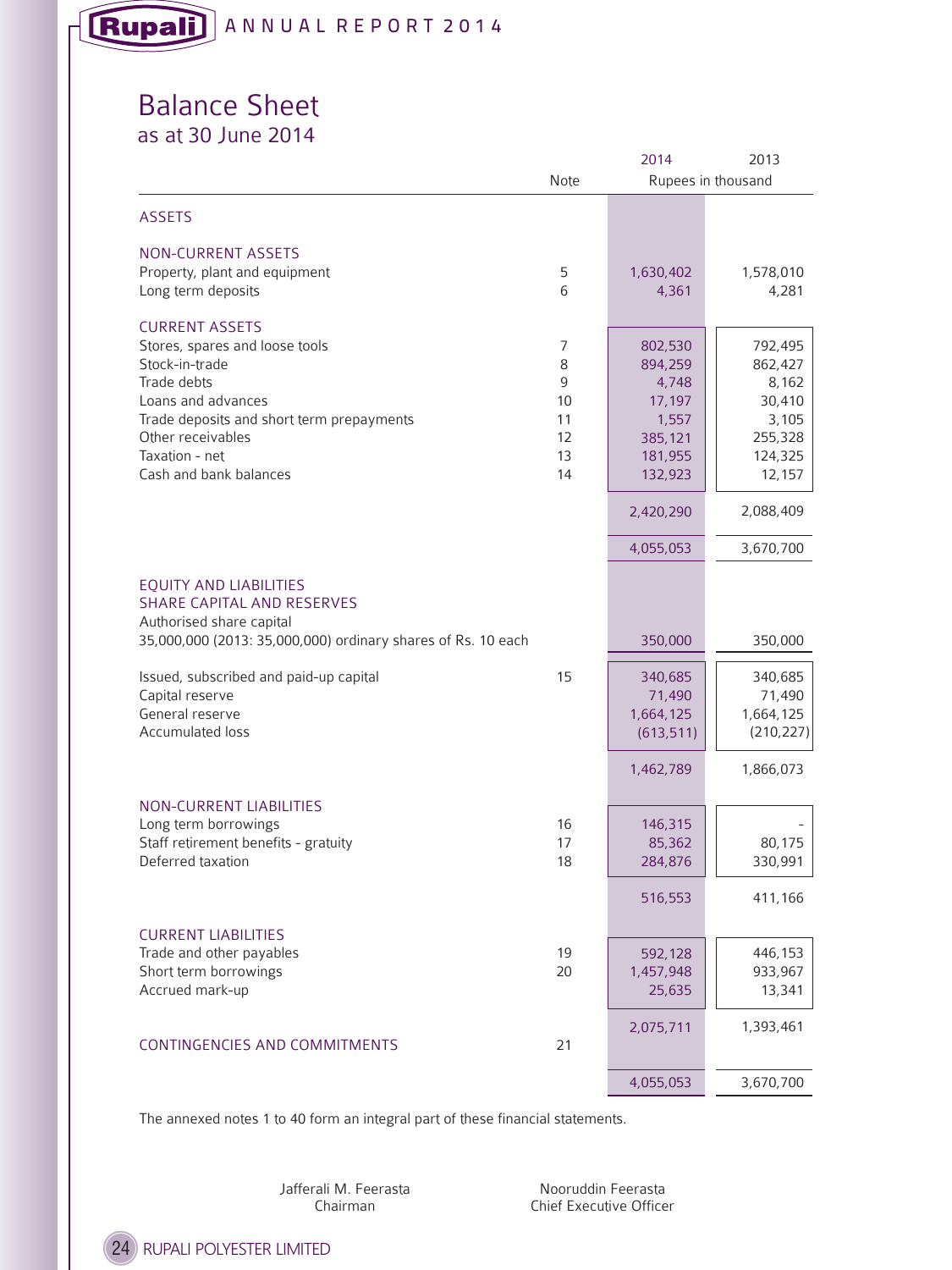# Balance Sheet

## as at 30 June 2014

| | Note | 2014 | 2013 |
|---|---|---|---|
| | | Rupees in thousand | |
| **ASSETS** | | | |
| **NON-CURRENT ASSETS** | | | |
| Property, plant and equipment | 5 | 1,630,402 | 1,578,010 |
| Long term deposits | 6 | 4,361 | 4,281 |
| **CURRENT ASSETS** | | | |
| Stores, spares and loose tools | 7 | 802,530 | 792,495 |
| Stock-in-trade | 8 | 894,259 | 862,427 |
| Trade debts | 9 | 4,748 | 8,162 |
| Loans and advances | 10 | 17,197 | 30,410 |
| Trade deposits and short term prepayments | 11 | 1,557 | 3,105 |
| Other receivables | 12 | 385,121 | 255,328 |
| Taxation - net | 13 | 181,955 | 124,325 |
| Cash and bank balances | 14 | 132,923 | 12,157 |
| | | 2,420,290 | 2,088,409 |
| | | 4,055,053 | 3,670,700 |
| **EQUITY AND LIABILITIES** | | | |
| **SHARE CAPITAL AND RESERVES** | | | |
| Authorised share capital | | | |
| 35,000,000 (2013: 35,000,000) ordinary shares of Rs. 10 each | | 350,000 | 350,000 |
| Issued, subscribed and paid-up capital | 15 | 340,685 | 340,685 |
| Capital reserve | | 71,490 | 71,490 |
| General reserve | | 1,664,125 | 1,664,125 |
| Accumulated loss | | (613,511) | (210,227) |
| | | 1,462,789 | 1,866,073 |
| **NON-CURRENT LIABILITIES** | | | |
| Long term borrowings | 16 | 146,315 | - |
| Staff retirement benefits - gratuity | 17 | 85,362 | 80,175 |
| Deferred taxation | 18 | 284,876 | 330,991 |
| | | 516,553 | 411,166 |
| **CURRENT LIABILITIES** | | | |
| Trade and other payables | 19 | 592,128 | 446,153 |
| Short term borrowings | 20 | 1,457,948 | 933,967 |
| Accrued mark-up | | 25,635 | 13,341 |
| | | 2,075,711 | 1,393,461 |
| **CONTINGENCIES AND COMMITMENTS** | 21 | | |
| | | 4,055,053 | 3,670,700 |

The annexed notes 1 to 40 form an integral part of these financial statements.

Jafferali M. Feerasta
Chairman

Nooruddin Feerasta
Chief Executive Officer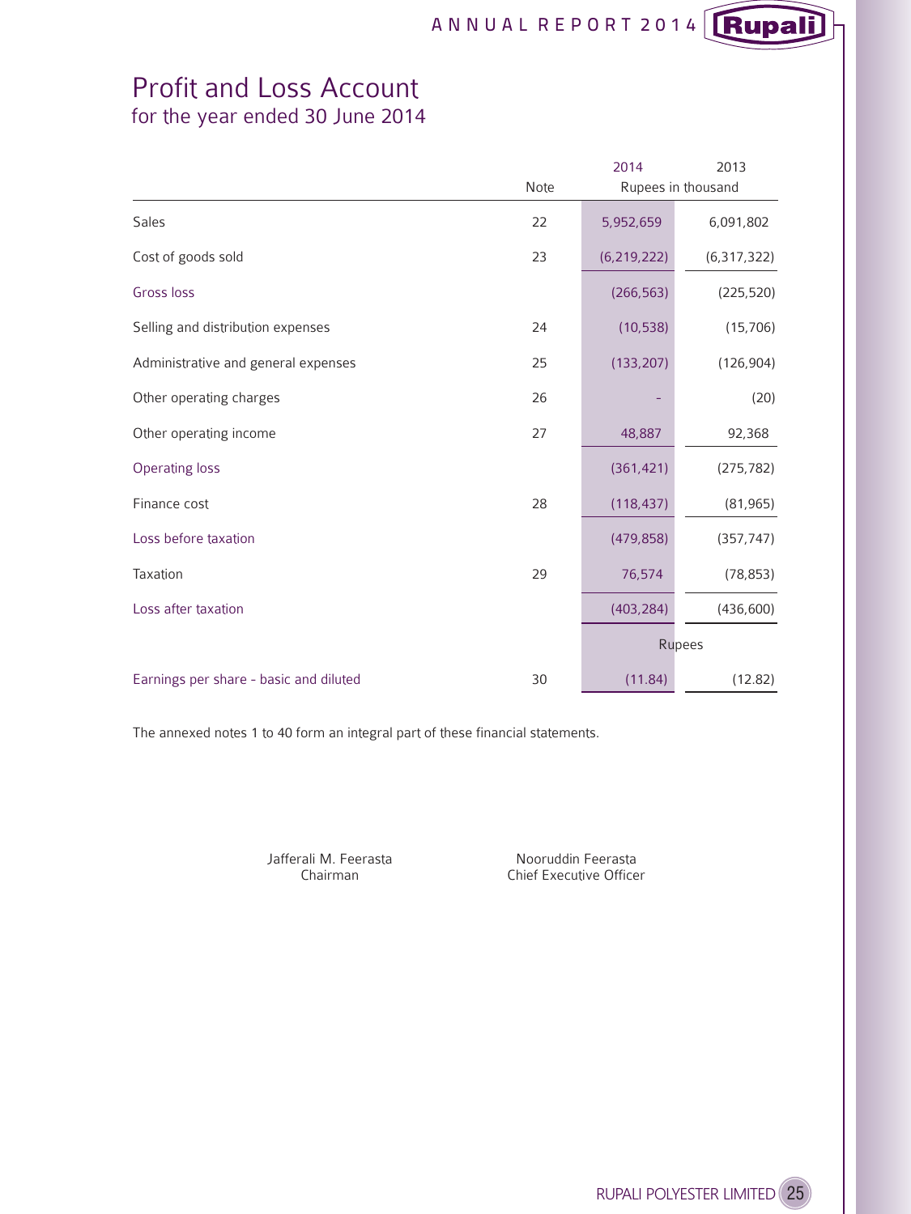# Profit and Loss Account
## for the year ended 30 June 2014

| | Note | 2014 | 2013 |
|---|---|---|---|
| | | Rupees in thousand | |
| Sales | 22 | 5,952,659 | 6,091,802 |
| Cost of goods sold | 23 | (6,219,222) | (6,317,322) |
| Gross loss | | (266,563) | (225,520) |
| Selling and distribution expenses | 24 | (10,538) | (15,706) |
| Administrative and general expenses | 25 | (133,207) | (126,904) |
| Other operating charges | 26 | - | (20) |
| Other operating income | 27 | 48,887 | 92,368 |
| Operating loss | | (361,421) | (275,782) |
| Finance cost | 28 | (118,437) | (81,965) |
| Loss before taxation | | (479,858) | (357,747) |
| Taxation | 29 | 76,574 | (78,853) |
| Loss after taxation | | (403,284) | (436,600) |
| | | Rupees | |
| Earnings per share - basic and diluted | 30 | (11.84) | (12.82) |

The annexed notes 1 to 40 form an integral part of these financial statements.

Jafferali M. Feerasta
Chairman

Nooruddin Feerasta
Chief Executive Officer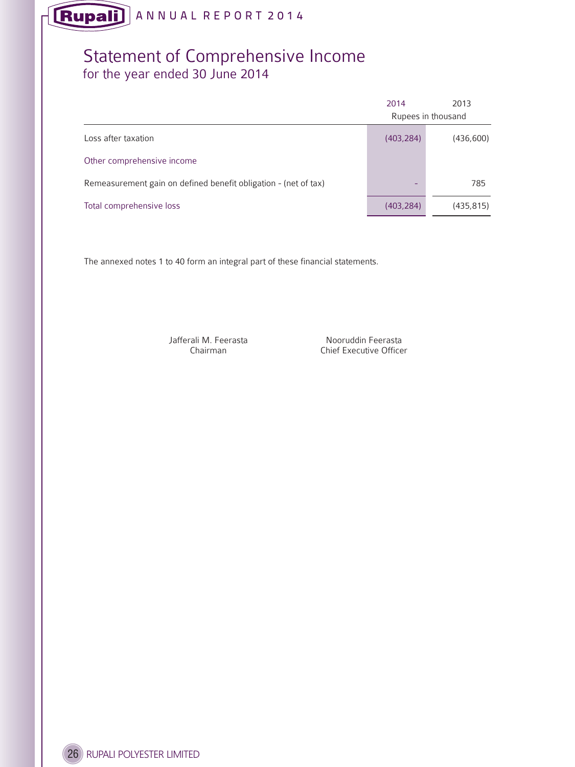# Statement of Comprehensive Income
## for the year ended 30 June 2014

| | 2014 | 2013 |
|---|---|---|
| | Rupees in thousand | |
| Loss after taxation | (403,284) | (436,600) |
| Other comprehensive income | | |
| Remeasurement gain on defined benefit obligation - (net of tax) | - | 785 |
| Total comprehensive loss | (403,284) | (435,815) |

The annexed notes 1 to 40 form an integral part of these financial statements.

Jafferali M. Feerasta
Chairman

Nooruddin Feerasta
Chief Executive Officer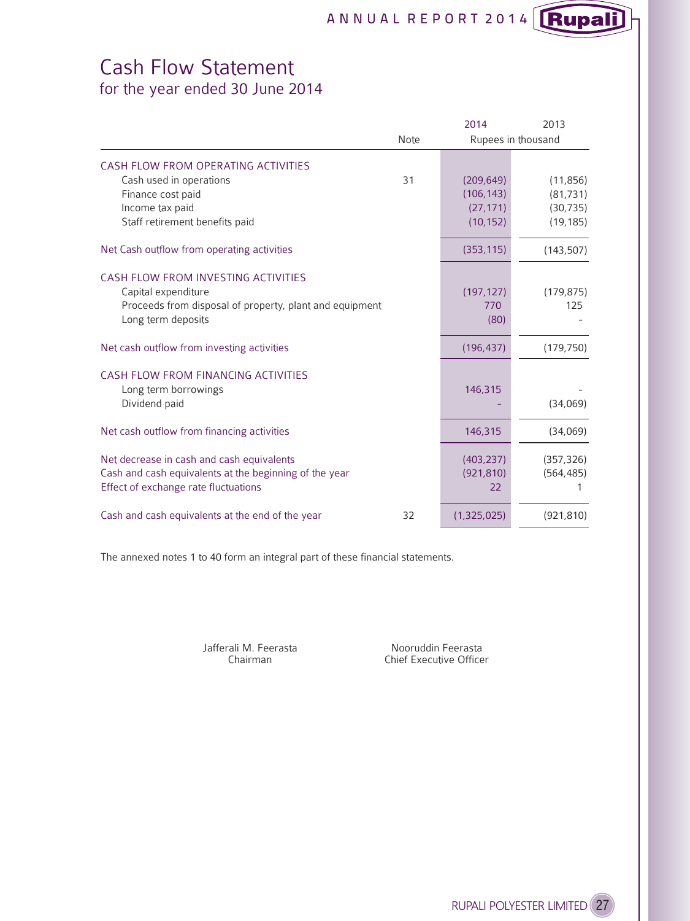# Cash Flow Statement
## for the year ended 30 June 2014

| | Note | 2014 | 2013 |
|---|---|---|---|
| | | Rupees in thousand | |
| **CASH FLOW FROM OPERATING ACTIVITIES** | | | |
| Cash used in operations | 31 | (209,649) | (11,856) |
| Finance cost paid | | (106,143) | (81,731) |
| Income tax paid | | (27,171) | (30,735) |
| Staff retirement benefits paid | | (10,152) | (19,185) |
| Net Cash outflow from operating activities | | (353,115) | (143,507) |
| **CASH FLOW FROM INVESTING ACTIVITIES** | | | |
| Capital expenditure | | (197,127) | (179,875) |
| Proceeds from disposal of property, plant and equipment | | 770 | 125 |
| Long term deposits | | (80) | - |
| Net cash outflow from investing activities | | (196,437) | (179,750) |
| **CASH FLOW FROM FINANCING ACTIVITIES** | | | |
| Long term borrowings | | 146,315 | - |
| Dividend paid | | - | (34,069) |
| Net cash outflow from financing activities | | 146,315 | (34,069) |
| Net decrease in cash and cash equivalents | | (403,237) | (357,326) |
| Cash and cash equivalents at the beginning of the year | | (921,810) | (564,485) |
| Effect of exchange rate fluctuations | | 22 | 1 |
| Cash and cash equivalents at the end of the year | 32 | (1,325,025) | (921,810) |

The annexed notes 1 to 40 form an integral part of these financial statements.

Jafferali M. Feerasta
Chairman

Nooruddin Feerasta
Chief Executive Officer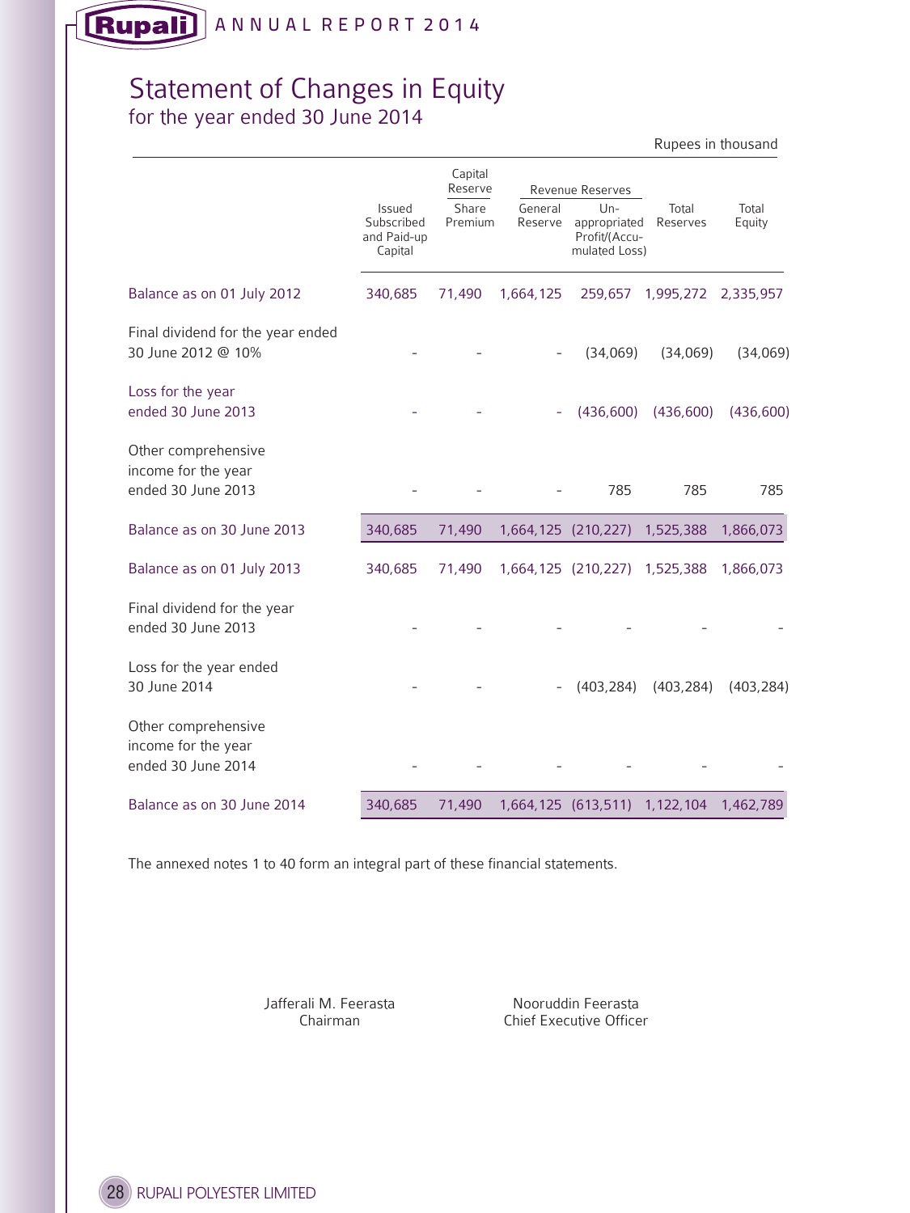# Statement of Changes in Equity
## for the year ended 30 June 2014

Rupees in thousand

| | Issued Subscribed and Paid-up Capital | Capital Reserve | Revenue Reserves | | Total Reserves | Total Equity |
|---|---|---|---|---|---|---|
| | | Share Premium | General Reserve | Un-appropriated Profit/(Accumulated Loss) | | |
| Balance as on 01 July 2012 | 340,685 | 71,490 | 1,664,125 | 259,657 | 1,995,272 | 2,335,957 |
| Final dividend for the year ended 30 June 2012 @ 10% | - | - | - | (34,069) | (34,069) | (34,069) |
| Loss for the year ended 30 June 2013 | - | - | - | (436,600) | (436,600) | (436,600) |
| Other comprehensive income for the year ended 30 June 2013 | - | - | - | 785 | 785 | 785 |
| Balance as on 30 June 2013 | 340,685 | 71,490 | 1,664,125 | (210,227) | 1,525,388 | 1,866,073 |
| Balance as on 01 July 2013 | 340,685 | 71,490 | 1,664,125 | (210,227) | 1,525,388 | 1,866,073 |
| Final dividend for the year ended 30 June 2013 | - | - | - | - | - | - |
| Loss for the year ended 30 June 2014 | - | - | - | (403,284) | (403,284) | (403,284) |
| Other comprehensive income for the year ended 30 June 2014 | - | - | - | - | - | - |
| Balance as on 30 June 2014 | 340,685 | 71,490 | 1,664,125 | (613,511) | 1,122,104 | 1,462,789 |

The annexed notes 1 to 40 form an integral part of these financial statements.

Jafferali M. Feerasta
Chairman

Nooruddin Feerasta
Chief Executive Officer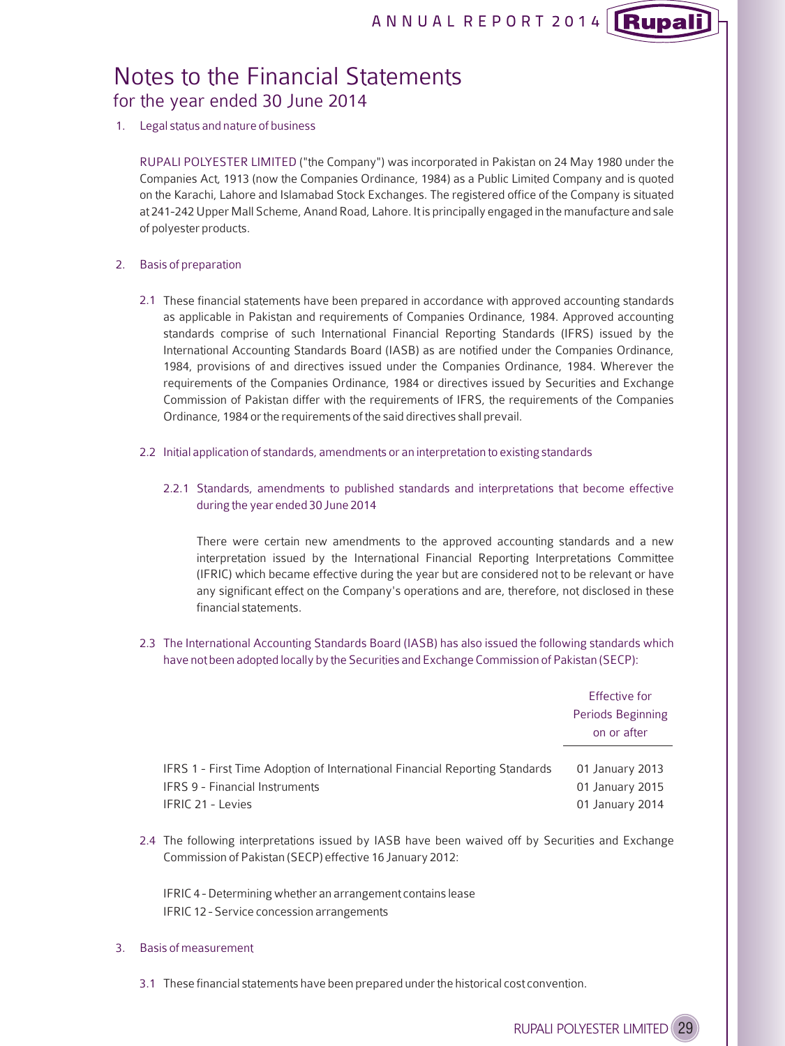# Notes to the Financial Statements
## for the year ended 30 June 2014

1. Legal status and nature of business

   RUPALI POLYESTER LIMITED ("the Company") was incorporated in Pakistan on 24 May 1980 under the Companies Act, 1913 (now the Companies Ordinance, 1984) as a Public Limited Company and is quoted on the Karachi, Lahore and Islamabad Stock Exchanges. The registered office of the Company is situated at 241-242 Upper Mall Scheme, Anand Road, Lahore. It is principally engaged in the manufacture and sale of polyester products.

2. Basis of preparation

   2.1 These financial statements have been prepared in accordance with approved accounting standards as applicable in Pakistan and requirements of Companies Ordinance, 1984. Approved accounting standards comprise of such International Financial Reporting Standards (IFRS) issued by the International Accounting Standards Board (IASB) as are notified under the Companies Ordinance, 1984, provisions of and directives issued under the Companies Ordinance, 1984. Wherever the requirements of the Companies Ordinance, 1984 or directives issued by Securities and Exchange Commission of Pakistan differ with the requirements of IFRS, the requirements of the Companies Ordinance, 1984 or the requirements of the said directives shall prevail.

   2.2 Initial application of standards, amendments or an interpretation to existing standards

   2.2.1 Standards, amendments to published standards and interpretations that become effective during the year ended 30 June 2014

   There were certain new amendments to the approved accounting standards and a new interpretation issued by the International Financial Reporting Interpretations Committee (IFRIC) which became effective during the year but are considered not to be relevant or have any significant effect on the Company's operations and are, therefore, not disclosed in these financial statements.

   2.3 The International Accounting Standards Board (IASB) has also issued the following standards which have not been adopted locally by the Securities and Exchange Commission of Pakistan (SECP):

| | Effective for Periods Beginning on or after |
|---|---|
| IFRS 1 - First Time Adoption of International Financial Reporting Standards | 01 January 2013 |
| IFRS 9 - Financial Instruments | 01 January 2015 |
| IFRIC 21 - Levies | 01 January 2014 |

   2.4 The following interpretations issued by IASB have been waived off by Securities and Exchange Commission of Pakistan (SECP) effective 16 January 2012:

   IFRIC 4 - Determining whether an arrangement contains lease
   IFRIC 12 - Service concession arrangements

3. Basis of measurement

   3.1 These financial statements have been prepared under the historical cost convention.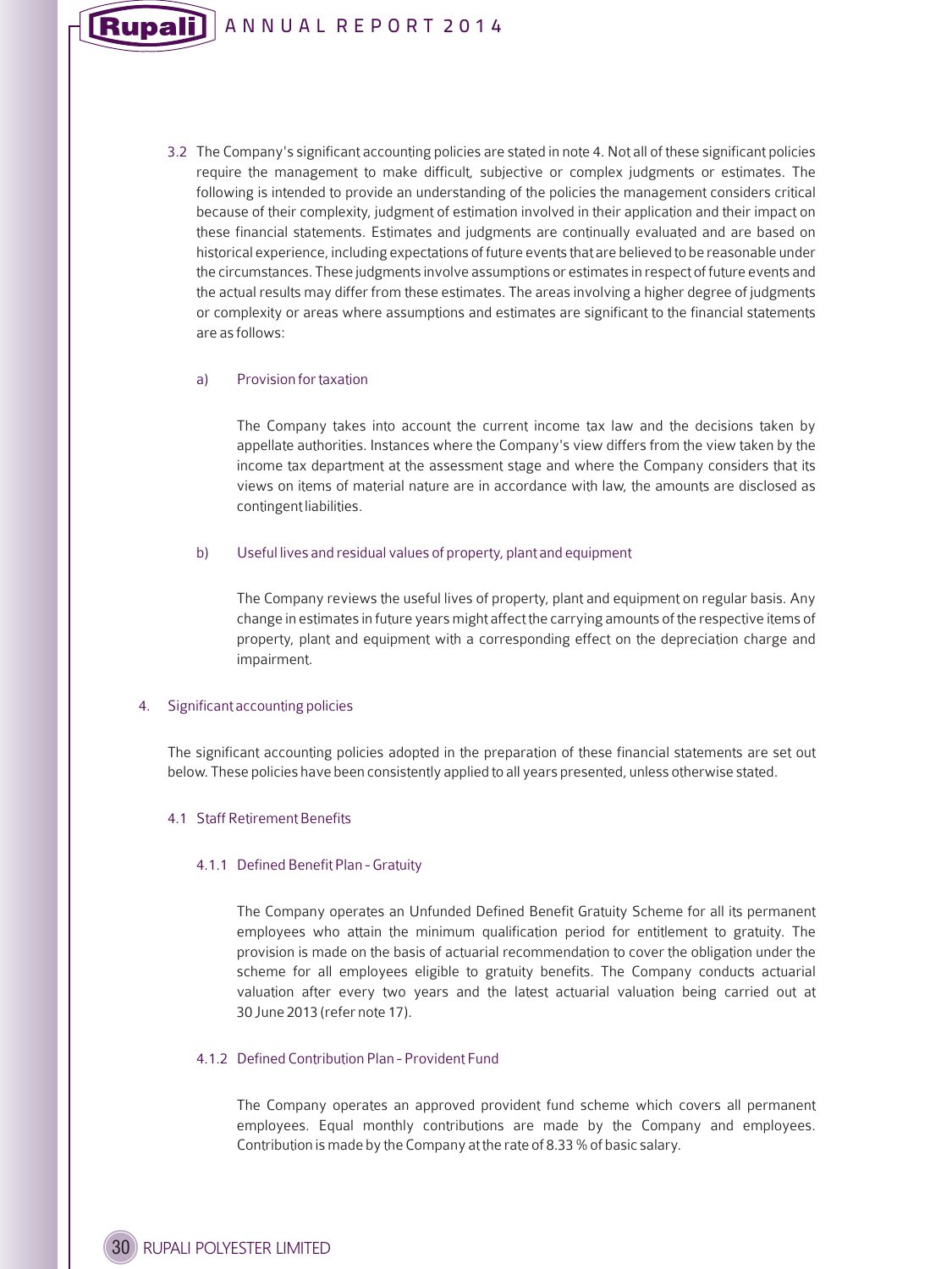3.2 The Company's significant accounting policies are stated in note 4. Not all of these significant policies require the management to make difficult, subjective or complex judgments or estimates. The following is intended to provide an understanding of the policies the management considers critical because of their complexity, judgment of estimation involved in their application and their impact on these financial statements. Estimates and judgments are continually evaluated and are based on historical experience, including expectations of future events that are believed to be reasonable under the circumstances. These judgments involve assumptions or estimates in respect of future events and the actual results may differ from these estimates. The areas involving a higher degree of judgments or complexity or areas where assumptions and estimates are significant to the financial statements are as follows:

a) Provision for taxation

The Company takes into account the current income tax law and the decisions taken by appellate authorities. Instances where the Company's view differs from the view taken by the income tax department at the assessment stage and where the Company considers that its views on items of material nature are in accordance with law, the amounts are disclosed as contingent liabilities.

b) Useful lives and residual values of property, plant and equipment

The Company reviews the useful lives of property, plant and equipment on regular basis. Any change in estimates in future years might affect the carrying amounts of the respective items of property, plant and equipment with a corresponding effect on the depreciation charge and impairment.

## 4. Significant accounting policies

The significant accounting policies adopted in the preparation of these financial statements are set out below. These policies have been consistently applied to all years presented, unless otherwise stated.

### 4.1 Staff Retirement Benefits

#### 4.1.1 Defined Benefit Plan - Gratuity

The Company operates an Unfunded Defined Benefit Gratuity Scheme for all its permanent employees who attain the minimum qualification period for entitlement to gratuity. The provision is made on the basis of actuarial recommendation to cover the obligation under the scheme for all employees eligible to gratuity benefits. The Company conducts actuarial valuation after every two years and the latest actuarial valuation being carried out at 30 June 2013 (refer note 17).

#### 4.1.2 Defined Contribution Plan - Provident Fund

The Company operates an approved provident fund scheme which covers all permanent employees. Equal monthly contributions are made by the Company and employees. Contribution is made by the Company at the rate of 8.33 % of basic salary.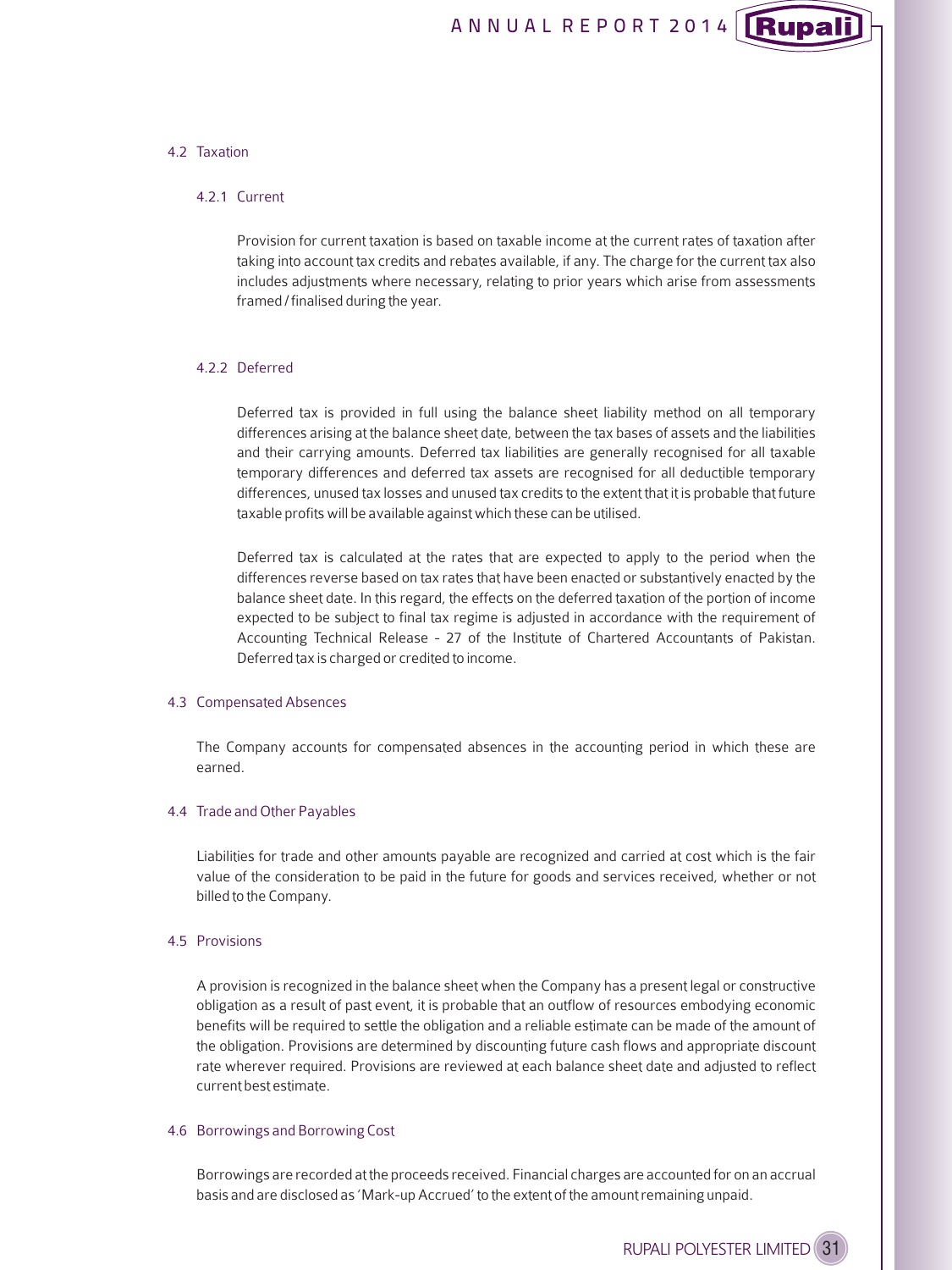### 4.2 Taxation

#### 4.2.1 Current

Provision for current taxation is based on taxable income at the current rates of taxation after taking into account tax credits and rebates available, if any. The charge for the current tax also includes adjustments where necessary, relating to prior years which arise from assessments framed / finalised during the year.

#### 4.2.2 Deferred

Deferred tax is provided in full using the balance sheet liability method on all temporary differences arising at the balance sheet date, between the tax bases of assets and the liabilities and their carrying amounts. Deferred tax liabilities are generally recognised for all taxable temporary differences and deferred tax assets are recognised for all deductible temporary differences, unused tax losses and unused tax credits to the extent that it is probable that future taxable profits will be available against which these can be utilised.

Deferred tax is calculated at the rates that are expected to apply to the period when the differences reverse based on tax rates that have been enacted or substantively enacted by the balance sheet date. In this regard, the effects on the deferred taxation of the portion of income expected to be subject to final tax regime is adjusted in accordance with the requirement of Accounting Technical Release - 27 of the Institute of Chartered Accountants of Pakistan. Deferred tax is charged or credited to income.

### 4.3 Compensated Absences

The Company accounts for compensated absences in the accounting period in which these are earned.

### 4.4 Trade and Other Payables

Liabilities for trade and other amounts payable are recognized and carried at cost which is the fair value of the consideration to be paid in the future for goods and services received, whether or not billed to the Company.

### 4.5 Provisions

A provision is recognized in the balance sheet when the Company has a present legal or constructive obligation as a result of past event, it is probable that an outflow of resources embodying economic benefits will be required to settle the obligation and a reliable estimate can be made of the amount of the obligation. Provisions are determined by discounting future cash flows and appropriate discount rate wherever required. Provisions are reviewed at each balance sheet date and adjusted to reflect current best estimate.

### 4.6 Borrowings and Borrowing Cost

Borrowings are recorded at the proceeds received. Financial charges are accounted for on an accrual basis and are disclosed as 'Mark-up Accrued' to the extent of the amount remaining unpaid.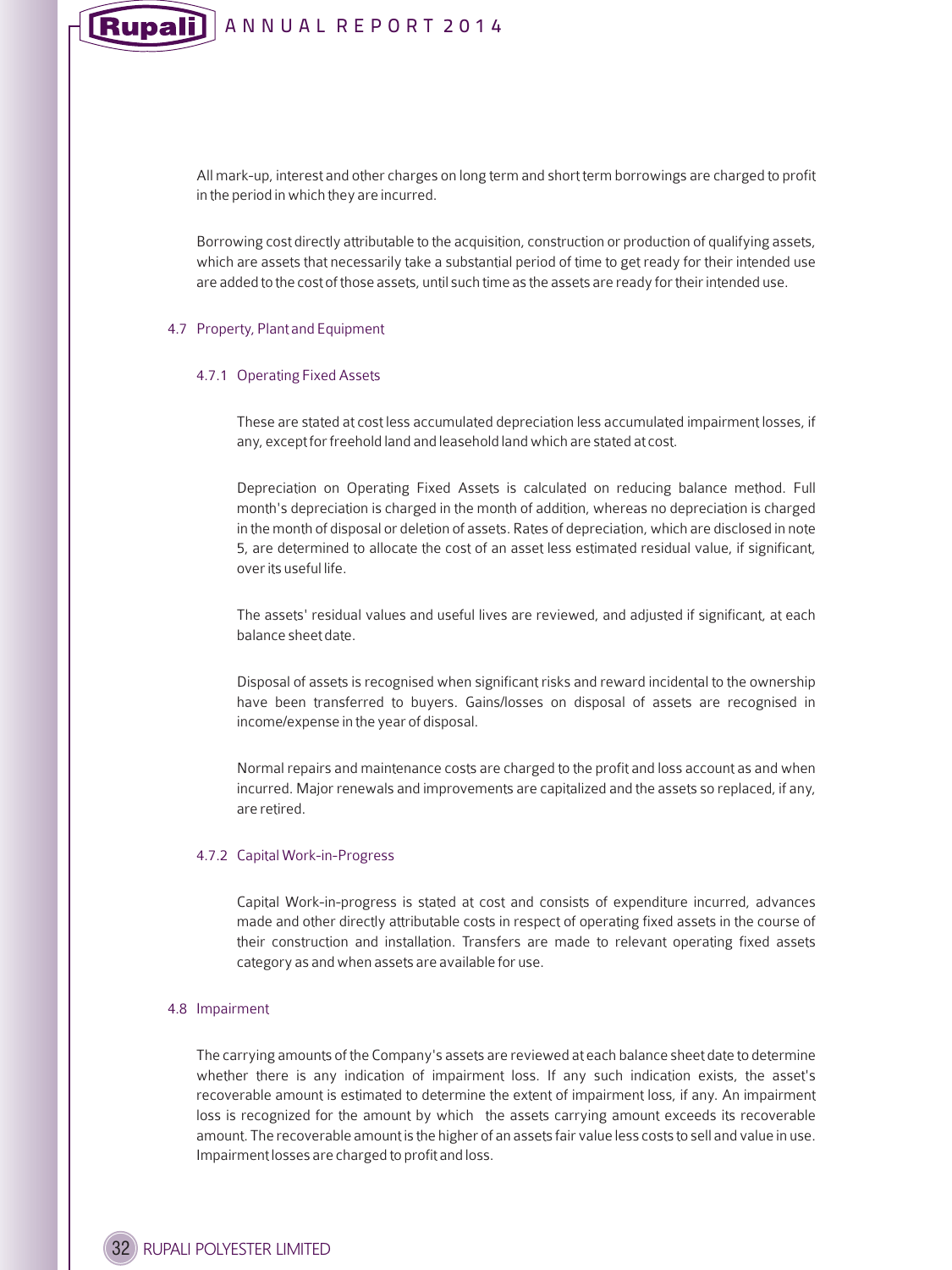All mark-up, interest and other charges on long term and short term borrowings are charged to profit in the period in which they are incurred.

Borrowing cost directly attributable to the acquisition, construction or production of qualifying assets, which are assets that necessarily take a substantial period of time to get ready for their intended use are added to the cost of those assets, until such time as the assets are ready for their intended use.

### 4.7 Property, Plant and Equipment

#### 4.7.1 Operating Fixed Assets

These are stated at cost less accumulated depreciation less accumulated impairment losses, if any, except for freehold land and leasehold land which are stated at cost.

Depreciation on Operating Fixed Assets is calculated on reducing balance method. Full month's depreciation is charged in the month of addition, whereas no depreciation is charged in the month of disposal or deletion of assets. Rates of depreciation, which are disclosed in note 5, are determined to allocate the cost of an asset less estimated residual value, if significant, over its useful life.

The assets' residual values and useful lives are reviewed, and adjusted if significant, at each balance sheet date.

Disposal of assets is recognised when significant risks and reward incidental to the ownership have been transferred to buyers. Gains/losses on disposal of assets are recognised in income/expense in the year of disposal.

Normal repairs and maintenance costs are charged to the profit and loss account as and when incurred. Major renewals and improvements are capitalized and the assets so replaced, if any, are retired.

#### 4.7.2 Capital Work-in-Progress

Capital Work-in-progress is stated at cost and consists of expenditure incurred, advances made and other directly attributable costs in respect of operating fixed assets in the course of their construction and installation. Transfers are made to relevant operating fixed assets category as and when assets are available for use.

### 4.8 Impairment

The carrying amounts of the Company's assets are reviewed at each balance sheet date to determine whether there is any indication of impairment loss. If any such indication exists, the asset's recoverable amount is estimated to determine the extent of impairment loss, if any. An impairment loss is recognized for the amount by which the assets carrying amount exceeds its recoverable amount. The recoverable amount is the higher of an assets fair value less costs to sell and value in use. Impairment losses are charged to profit and loss.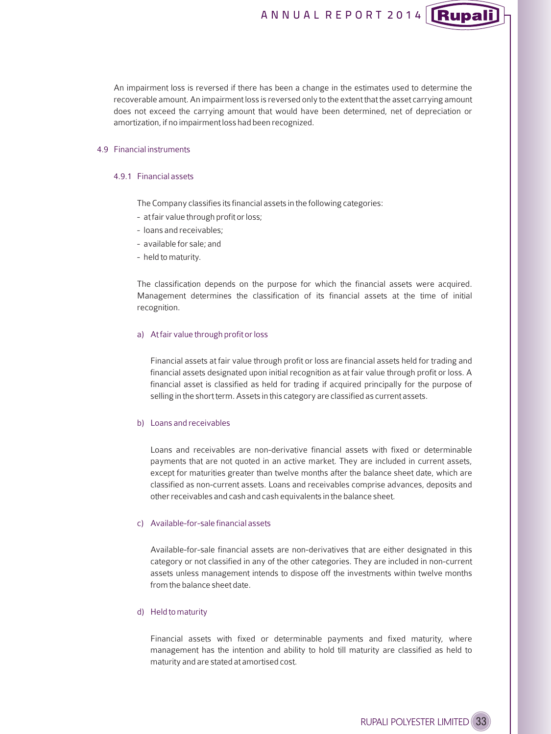An impairment loss is reversed if there has been a change in the estimates used to determine the recoverable amount. An impairment loss is reversed only to the extent that the asset carrying amount does not exceed the carrying amount that would have been determined, net of depreciation or amortization, if no impairment loss had been recognized.

## 4.9 Financial instruments

### 4.9.1 Financial assets

The Company classifies its financial assets in the following categories:

- at fair value through profit or loss;
- loans and receivables;
- available for sale; and
- held to maturity.

The classification depends on the purpose for which the financial assets were acquired. Management determines the classification of its financial assets at the time of initial recognition.

#### a) At fair value through profit or loss

Financial assets at fair value through profit or loss are financial assets held for trading and financial assets designated upon initial recognition as at fair value through profit or loss. A financial asset is classified as held for trading if acquired principally for the purpose of selling in the short term. Assets in this category are classified as current assets.

#### b) Loans and receivables

Loans and receivables are non-derivative financial assets with fixed or determinable payments that are not quoted in an active market. They are included in current assets, except for maturities greater than twelve months after the balance sheet date, which are classified as non-current assets. Loans and receivables comprise advances, deposits and other receivables and cash and cash equivalents in the balance sheet.

#### c) Available-for-sale financial assets

Available-for-sale financial assets are non-derivatives that are either designated in this category or not classified in any of the other categories. They are included in non-current assets unless management intends to dispose off the investments within twelve months from the balance sheet date.

#### d) Held to maturity

Financial assets with fixed or determinable payments and fixed maturity, where management has the intention and ability to hold till maturity are classified as held to maturity and are stated at amortised cost.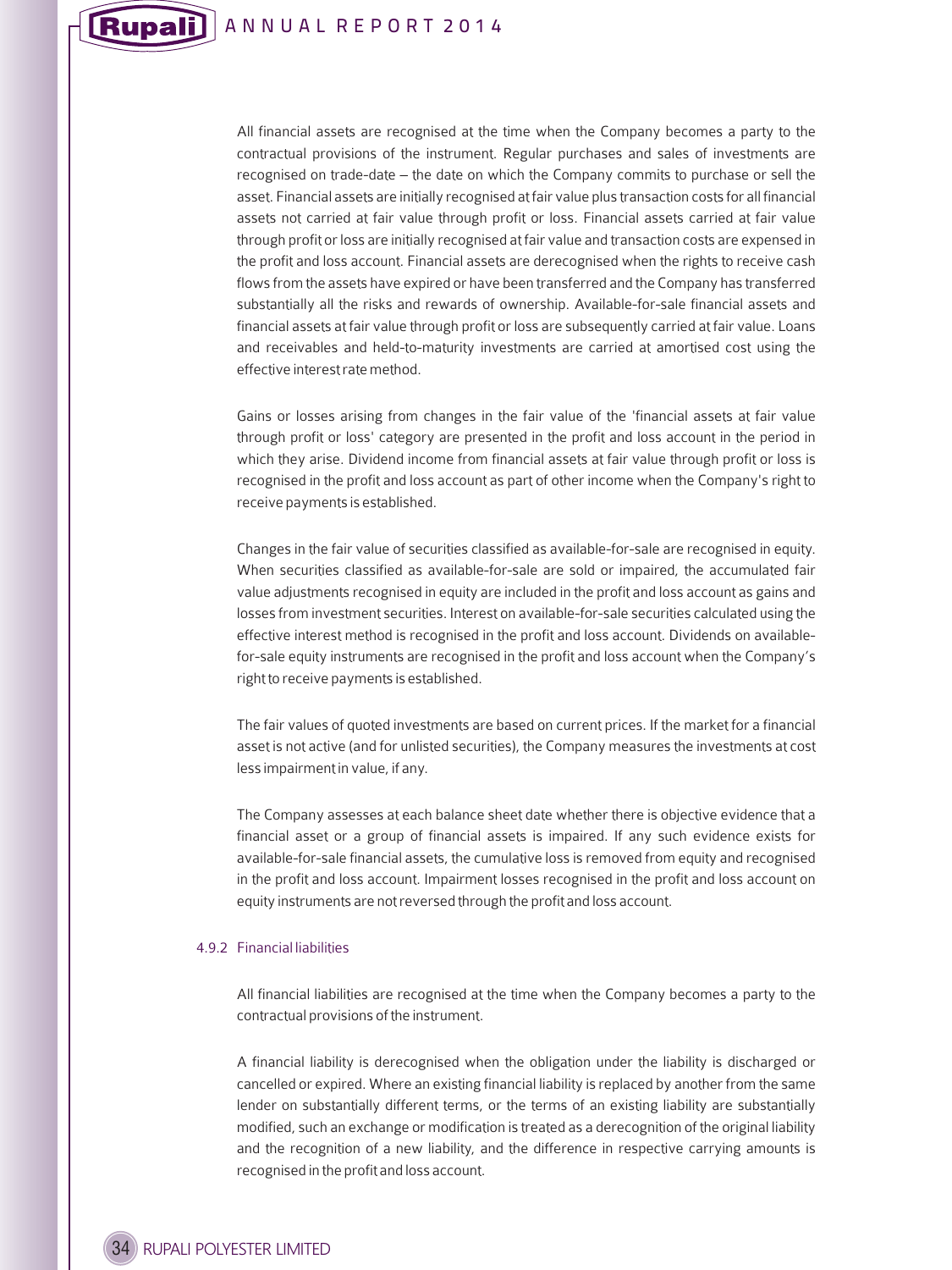All financial assets are recognised at the time when the Company becomes a party to the contractual provisions of the instrument. Regular purchases and sales of investments are recognised on trade-date – the date on which the Company commits to purchase or sell the asset. Financial assets are initially recognised at fair value plus transaction costs for all financial assets not carried at fair value through profit or loss. Financial assets carried at fair value through profit or loss are initially recognised at fair value and transaction costs are expensed in the profit and loss account. Financial assets are derecognised when the rights to receive cash flows from the assets have expired or have been transferred and the Company has transferred substantially all the risks and rewards of ownership. Available-for-sale financial assets and financial assets at fair value through profit or loss are subsequently carried at fair value. Loans and receivables and held-to-maturity investments are carried at amortised cost using the effective interest rate method.

Gains or losses arising from changes in the fair value of the 'financial assets at fair value through profit or loss' category are presented in the profit and loss account in the period in which they arise. Dividend income from financial assets at fair value through profit or loss is recognised in the profit and loss account as part of other income when the Company's right to receive payments is established.

Changes in the fair value of securities classified as available-for-sale are recognised in equity. When securities classified as available-for-sale are sold or impaired, the accumulated fair value adjustments recognised in equity are included in the profit and loss account as gains and losses from investment securities. Interest on available-for-sale securities calculated using the effective interest method is recognised in the profit and loss account. Dividends on available-for-sale equity instruments are recognised in the profit and loss account when the Company's right to receive payments is established.

The fair values of quoted investments are based on current prices. If the market for a financial asset is not active (and for unlisted securities), the Company measures the investments at cost less impairment in value, if any.

The Company assesses at each balance sheet date whether there is objective evidence that a financial asset or a group of financial assets is impaired. If any such evidence exists for available-for-sale financial assets, the cumulative loss is removed from equity and recognised in the profit and loss account. Impairment losses recognised in the profit and loss account on equity instruments are not reversed through the profit and loss account.

#### 4.9.2 Financial liabilities

All financial liabilities are recognised at the time when the Company becomes a party to the contractual provisions of the instrument.

A financial liability is derecognised when the obligation under the liability is discharged or cancelled or expired. Where an existing financial liability is replaced by another from the same lender on substantially different terms, or the terms of an existing liability are substantially modified, such an exchange or modification is treated as a derecognition of the original liability and the recognition of a new liability, and the difference in respective carrying amounts is recognised in the profit and loss account.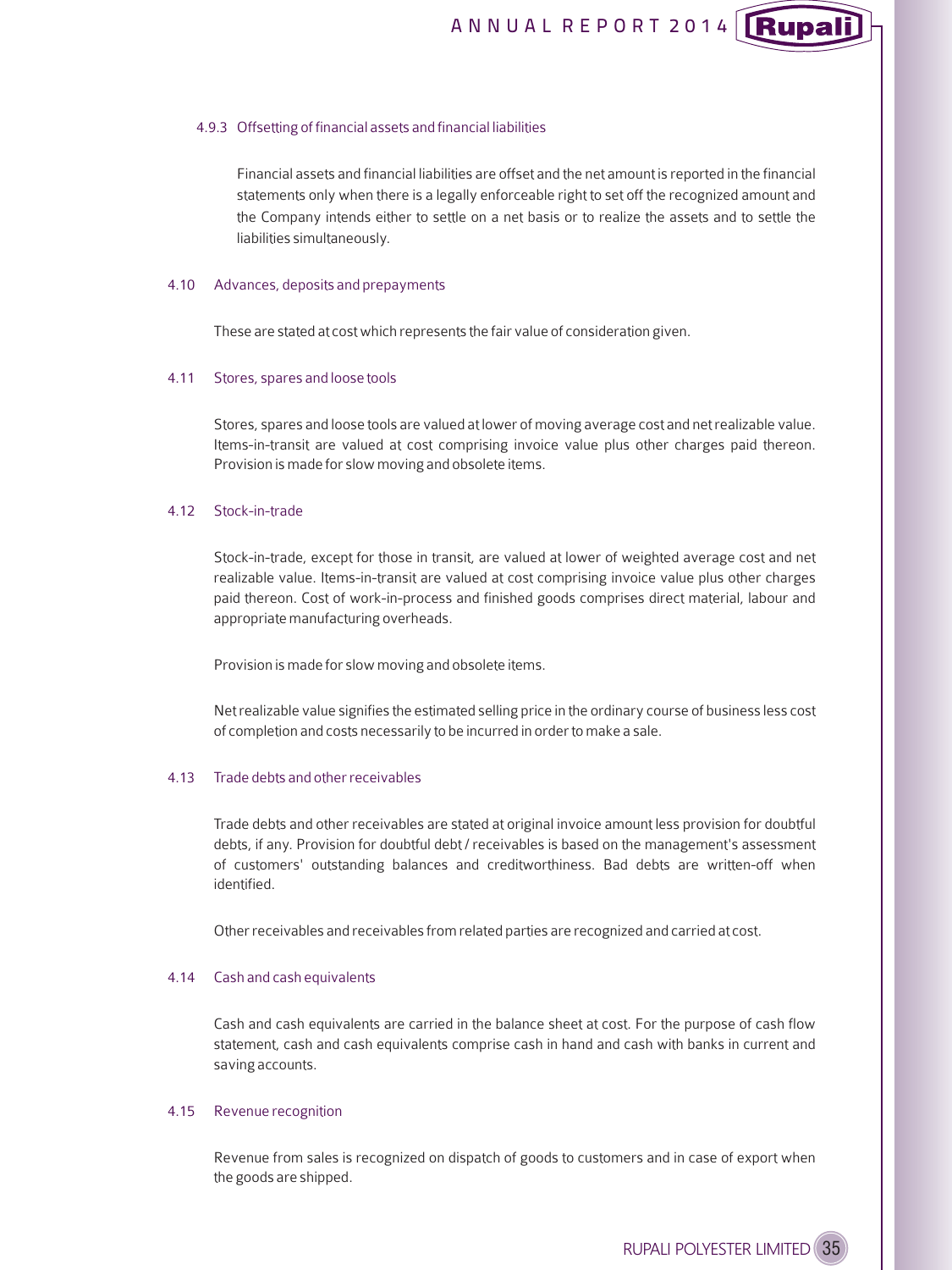#### 4.9.3 Offsetting of financial assets and financial liabilities

Financial assets and financial liabilities are offset and the net amount is reported in the financial statements only when there is a legally enforceable right to set off the recognized amount and the Company intends either to settle on a net basis or to realize the assets and to settle the liabilities simultaneously.

### 4.10 Advances, deposits and prepayments

These are stated at cost which represents the fair value of consideration given.

### 4.11 Stores, spares and loose tools

Stores, spares and loose tools are valued at lower of moving average cost and net realizable value. Items-in-transit are valued at cost comprising invoice value plus other charges paid thereon. Provision is made for slow moving and obsolete items.

### 4.12 Stock-in-trade

Stock-in-trade, except for those in transit, are valued at lower of weighted average cost and net realizable value. Items-in-transit are valued at cost comprising invoice value plus other charges paid thereon. Cost of work-in-process and finished goods comprises direct material, labour and appropriate manufacturing overheads.

Provision is made for slow moving and obsolete items.

Net realizable value signifies the estimated selling price in the ordinary course of business less cost of completion and costs necessarily to be incurred in order to make a sale.

### 4.13 Trade debts and other receivables

Trade debts and other receivables are stated at original invoice amount less provision for doubtful debts, if any. Provision for doubtful debt / receivables is based on the management's assessment of customers' outstanding balances and creditworthiness. Bad debts are written-off when identified.

Other receivables and receivables from related parties are recognized and carried at cost.

### 4.14 Cash and cash equivalents

Cash and cash equivalents are carried in the balance sheet at cost. For the purpose of cash flow statement, cash and cash equivalents comprise cash in hand and cash with banks in current and saving accounts.

### 4.15 Revenue recognition

Revenue from sales is recognized on dispatch of goods to customers and in case of export when the goods are shipped.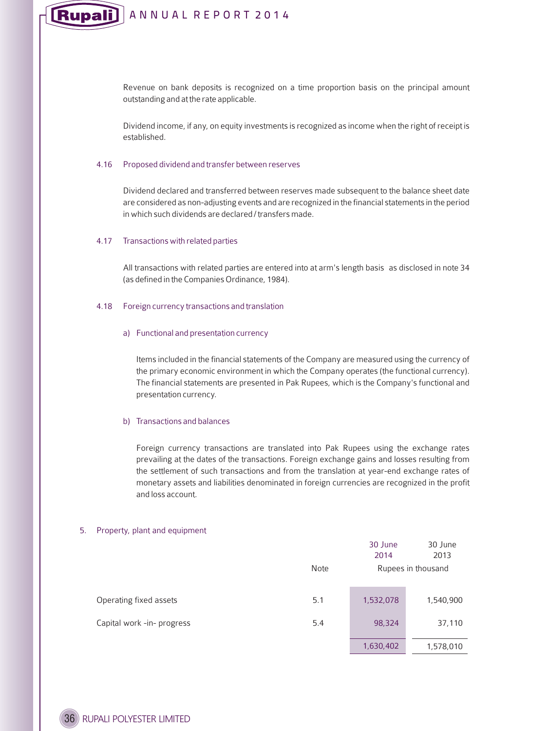Revenue on bank deposits is recognized on a time proportion basis on the principal amount outstanding and at the rate applicable.

Dividend income, if any, on equity investments is recognized as income when the right of receipt is established.

### 4.16 Proposed dividend and transfer between reserves

Dividend declared and transferred between reserves made subsequent to the balance sheet date are considered as non-adjusting events and are recognized in the financial statements in the period in which such dividends are declared / transfers made.

### 4.17 Transactions with related parties

All transactions with related parties are entered into at arm's length basis as disclosed in note 34 (as defined in the Companies Ordinance, 1984).

### 4.18 Foreign currency transactions and translation

#### a) Functional and presentation currency

Items included in the financial statements of the Company are measured using the currency of the primary economic environment in which the Company operates (the functional currency). The financial statements are presented in Pak Rupees, which is the Company's functional and presentation currency.

#### b) Transactions and balances

Foreign currency transactions are translated into Pak Rupees using the exchange rates prevailing at the dates of the transactions. Foreign exchange gains and losses resulting from the settlement of such transactions and from the translation at year-end exchange rates of monetary assets and liabilities denominated in foreign currencies are recognized in the profit and loss account.

## 5. Property, plant and equipment

| | Note | 30 June 2014 | 30 June 2013 |
|---|---|---|---|
| | | Rupees in thousand | |
| Operating fixed assets | 5.1 | 1,532,078 | 1,540,900 |
| Capital work -in- progress | 5.4 | 98,324 | 37,110 |
| | | 1,630,402 | 1,578,010 |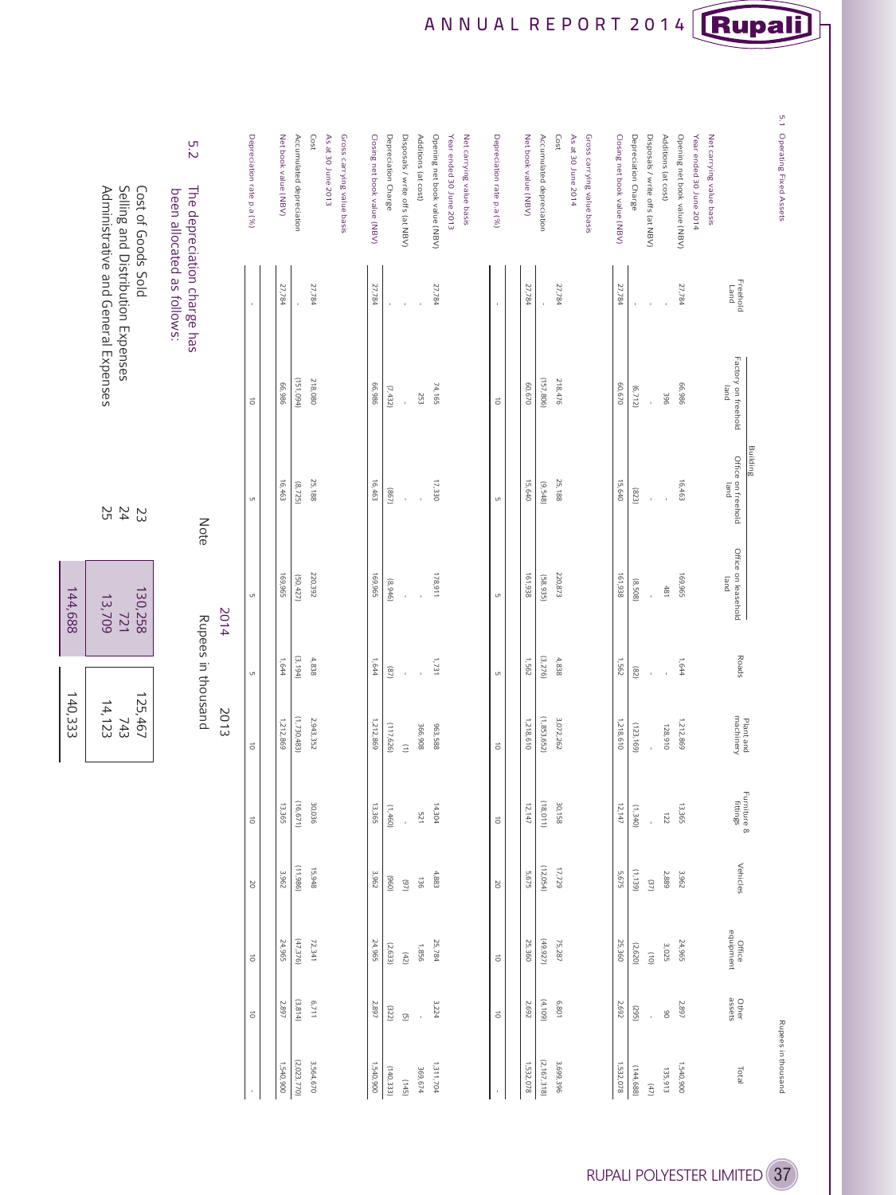5.1 Operating Fixed Assets

Rupees in thousand

| | Freehold Land | Building | | | Roads | Plant and machinery | Furniture & fittings | Vehicles | Office equipment | Other assets | Total |
|---|---|---|---|---|---|---|---|---|---|---|---|
| | | Factory on freehold land | Office on freehold land | Office on leasehold land | | | | | | | |
| **Net carrying value basis** | | | | | | | | | | | |
| **Year ended 30 June 2014** | | | | | | | | | | | |
| Opening net book value (NBV) | 27,784 | 66,986 | 16,463 | 169,965 | 1,644 | 1,212,869 | 13,365 | 3,962 | 24,965 | 2,897 | 1,540,900 |
| Additions (at cost) | - | 396 | - | 481 | - | 128,910 | 122 | 2,889 | 3,025 | 90 | 135,913 |
| Disposals / write offs (at NBV) | - | - | - | - | - | - | - | (37) | (10) | - | (47) |
| Depreciation Charge | - | (6,712) | (823) | (8,508) | (82) | (123,169) | (1,340) | (1,139) | (2,620) | (295) | (144,688) |
| Closing net book value (NBV) | 27,784 | 60,670 | 15,640 | 161,938 | 1,562 | 1,218,610 | 12,147 | 5,675 | 25,360 | 2,692 | 1,532,078 |
| **Gross carrying value basis** | | | | | | | | | | | |
| **As at 30 June 2014** | | | | | | | | | | | |
| Cost | 27,784 | 218,476 | 25,188 | 220,873 | 4,838 | 3,072,262 | 30,158 | 17,729 | 75,287 | 6,801 | 3,699,396 |
| Accumulated depreciation | - | (157,806) | (9,548) | (58,935) | (3,276) | (1,853,652) | (18,011) | (12,054) | (49,927) | (4,109) | (2,167,318) |
| Net book value (NBV) | 27,784 | 60,670 | 15,640 | 161,938 | 1,562 | 1,218,610 | 12,147 | 5,675 | 25,360 | 2,692 | 1,532,078 |
| Depreciation rate p.a (%) | - | 10 | 5 | 5 | 5 | 10 | 10 | 20 | 10 | 10 | - |
| **Net carrying value basis** | | | | | | | | | | | |
| **Year ended 30 June 2013** | | | | | | | | | | | |
| Opening net book value (NBV) | 27,784 | 74,165 | 17,330 | 178,911 | 1,731 | 963,588 | 14,304 | 4,883 | 25,784 | 3,224 | 1,311,704 |
| Additions (at cost) | - | 253 | - | - | - | 366,908 | 521 | 136 | 1,856 | - | 369,674 |
| Disposals / write offs (at NBV) | - | - | - | - | - | (1) | - | (97) | (42) | (5) | (145) |
| Depreciation Charge | - | (7,432) | (867) | (8,946) | (87) | (117,626) | (1,460) | (960) | (2,633) | (322) | (140,333) |
| Closing net book value (NBV) | 27,784 | 66,986 | 16,463 | 169,965 | 1,644 | 1,212,869 | 13,365 | 3,962 | 24,965 | 2,897 | 1,540,900 |
| **Gross carrying value basis** | | | | | | | | | | | |
| **As at 30 June 2013** | | | | | | | | | | | |
| Cost | 27,784 | 218,080 | 25,188 | 220,392 | 4,838 | 2,943,352 | 30,036 | 15,948 | 72,341 | 6,711 | 3,564,670 |
| Accumulated depreciation | - | (151,094) | (8,725) | (50,427) | (3,194) | (1,730,483) | (16,671) | (11,986) | (47,376) | (3,814) | (2,023,770) |
| Net book value (NBV) | 27,784 | 66,986 | 16,463 | 169,965 | 1,644 | 1,212,869 | 13,365 | 3,962 | 24,965 | 2,897 | 1,540,900 |
| Depreciation rate p.a (%) | - | 10 | 5 | 5 | 5 | 10 | 10 | 20 | 10 | 10 | - |

5.2 The depreciation charge has been allocated as follows:

| | Note | 2014 | 2013 |
|---|---|---|---|
| | | Rupees in thousand | |
| Cost of Goods Sold | 23 | 130,258 | 125,467 |
| Selling and Distribution Expenses | 24 | 721 | 743 |
| Administrative and General Expenses | 25 | 13,709 | 14,123 |
| | | 144,688 | 140,333 |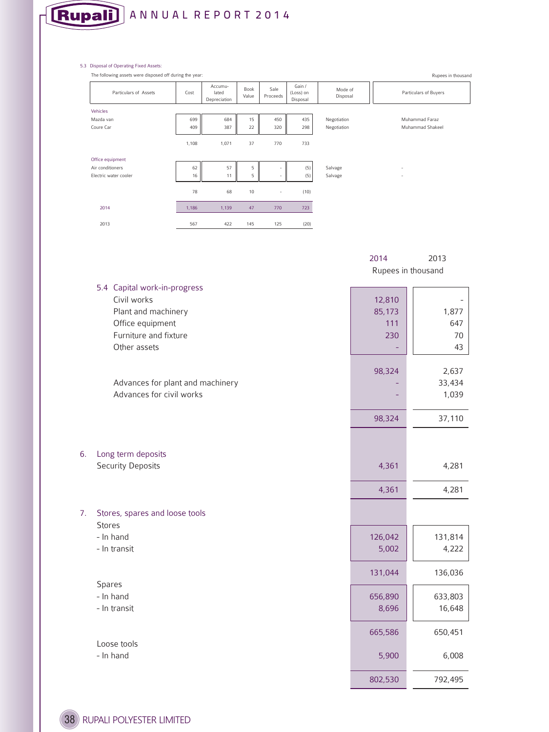5.3 Disposal of Operating Fixed Assets:

The following assets were disposed off during the year:

Rupees in thousand

| Particulars of Assets | Cost | Accumulated Depreciation | Book Value | Sale Proceeds | Gain / (Loss) on Disposal | Mode of Disposal | Particulars of Buyers |
|---|---|---|---|---|---|---|---|
| **Vehicles** | | | | | | | |
| Mazda van | 699 | 684 | 15 | 450 | 435 | Negotiation | Muhammad Faraz |
| Coure Car | 409 | 387 | 22 | 320 | 298 | Negotiation | Muhammad Shakeel |
| | 1,108 | 1,071 | 37 | 770 | 733 | | |
| **Office equipment** | | | | | | | |
| Air conditioners | 62 | 57 | 5 | - | (5) | Salvage | - |
| Electric water cooler | 16 | 11 | 5 | - | (5) | Salvage | - |
| | 78 | 68 | 10 | - | (10) | | |
| 2014 | 1,186 | 1,139 | 47 | 770 | 723 | | |
| 2013 | 567 | 422 | 145 | 125 | (20) | | |

| | 2014 | 2013 |
|---|---|---|
| | Rupees in thousand | |
| **5.4 Capital work-in-progress** | | |
| Civil works | 12,810 | - |
| Plant and machinery | 85,173 | 1,877 |
| Office equipment | 111 | 647 |
| Furniture and fixture | 230 | 70 |
| Other assets | - | 43 |
| | 98,324 | 2,637 |
| Advances for plant and machinery | - | 33,434 |
| Advances for civil works | - | 1,039 |
| | 98,324 | 37,110 |
| **6. Long term deposits** | | |
| Security Deposits | 4,361 | 4,281 |
| | 4,361 | 4,281 |
| **7. Stores, spares and loose tools** | | |
| Stores | | |
| - In hand | 126,042 | 131,814 |
| - In transit | 5,002 | 4,222 |
| | 131,044 | 136,036 |
| Spares | | |
| - In hand | 656,890 | 633,803 |
| - In transit | 8,696 | 16,648 |
| | 665,586 | 650,451 |
| Loose tools | | |
| - In hand | 5,900 | 6,008 |
| | 802,530 | 792,495 |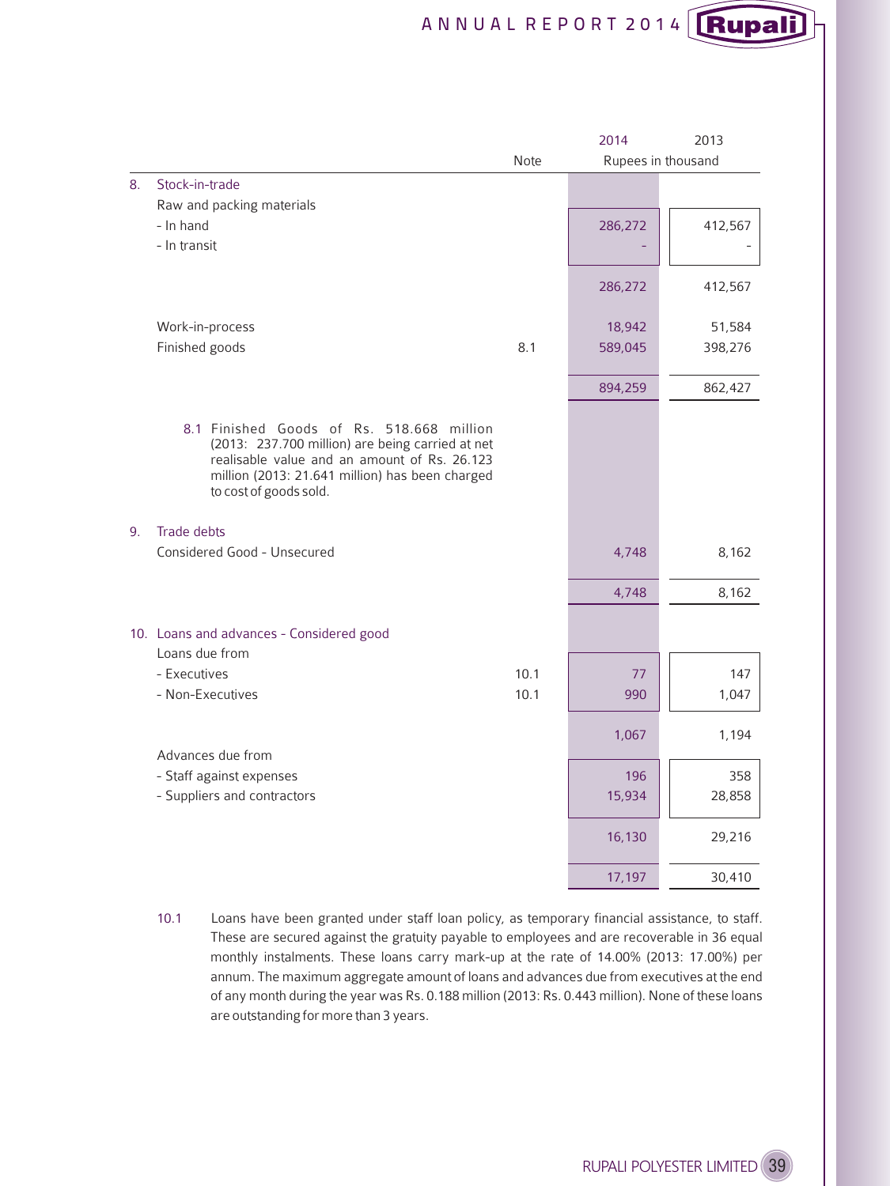| | | Note | 2014 | 2013 |
|---|---|---|---|---|
| | | | Rupees in thousand | |
| 8. | Stock-in-trade | | | |
| | Raw and packing materials | | | |
| | - In hand | | 286,272 | 412,567 |
| | - In transit | | - | - |
| | | | 286,272 | 412,567 |
| | Work-in-process | | 18,942 | 51,584 |
| | Finished goods | 8.1 | 589,045 | 398,276 |
| | | | 894,259 | 862,427 |

8.1 Finished Goods of Rs. 518.668 million (2013: 237.700 million) are being carried at net realisable value and an amount of Rs. 26.123 million (2013: 21.641 million) has been charged to cost of goods sold.

| | | Note | 2014 | 2013 |
|---|---|---|---|---|
| 9. | Trade debts | | | |
| | Considered Good - Unsecured | | 4,748 | 8,162 |
| | | | 4,748 | 8,162 |
| 10. | Loans and advances - Considered good | | | |
| | Loans due from | | | |
| | - Executives | 10.1 | 77 | 147 |
| | - Non-Executives | 10.1 | 990 | 1,047 |
| | | | 1,067 | 1,194 |
| | Advances due from | | | |
| | - Staff against expenses | | 196 | 358 |
| | - Suppliers and contractors | | 15,934 | 28,858 |
| | | | 16,130 | 29,216 |
| | | | 17,197 | 30,410 |

10.1 Loans have been granted under staff loan policy, as temporary financial assistance, to staff. These are secured against the gratuity payable to employees and are recoverable in 36 equal monthly instalments. These loans carry mark-up at the rate of 14.00% (2013: 17.00%) per annum. The maximum aggregate amount of loans and advances due from executives at the end of any month during the year was Rs. 0.188 million (2013: Rs. 0.443 million). None of these loans are outstanding for more than 3 years.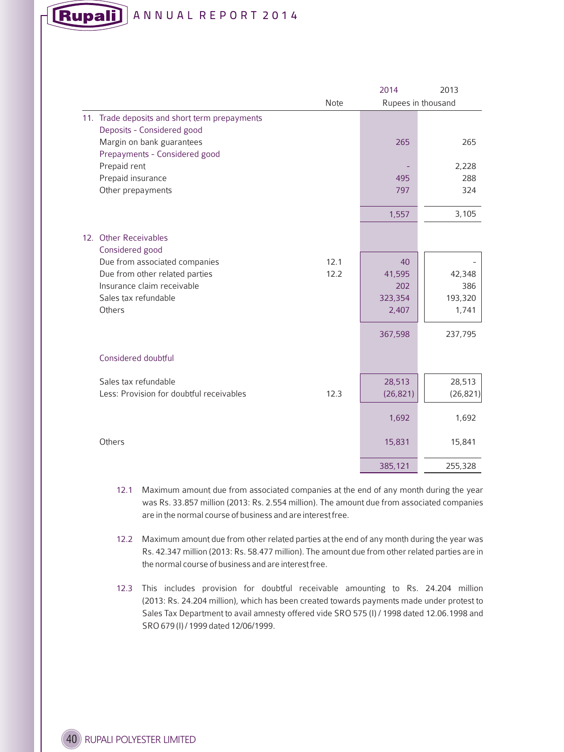| | Note | 2014 | 2013 |
|---|---|---|---|
| | | Rupees in thousand | |
| **11. Trade deposits and short term prepayments** | | | |
| Deposits - Considered good | | | |
| Margin on bank guarantees | | 265 | 265 |
| Prepayments - Considered good | | | |
| Prepaid rent | | - | 2,228 |
| Prepaid insurance | | 495 | 288 |
| Other prepayments | | 797 | 324 |
| | | 1,557 | 3,105 |
| **12. Other Receivables** | | | |
| Considered good | | | |
| Due from associated companies | 12.1 | 40 | - |
| Due from other related parties | 12.2 | 41,595 | 42,348 |
| Insurance claim receivable | | 202 | 386 |
| Sales tax refundable | | 323,354 | 193,320 |
| Others | | 2,407 | 1,741 |
| | | 367,598 | 237,795 |
| Considered doubtful | | | |
| Sales tax refundable | | 28,513 | 28,513 |
| Less: Provision for doubtful receivables | 12.3 | (26,821) | (26,821) |
| | | 1,692 | 1,692 |
| Others | | 15,831 | 15,841 |
| | | 385,121 | 255,328 |

12.1 Maximum amount due from associated companies at the end of any month during the year was Rs. 33.857 million (2013: Rs. 2.554 million). The amount due from associated companies are in the normal course of business and are interest free.

12.2 Maximum amount due from other related parties at the end of any month during the year was Rs. 42.347 million (2013: Rs. 58.477 million). The amount due from other related parties are in the normal course of business and are interest free.

12.3 This includes provision for doubtful receivable amounting to Rs. 24.204 million (2013: Rs. 24.204 million), which has been created towards payments made under protest to Sales Tax Department to avail amnesty offered vide SRO 575 (I) / 1998 dated 12.06.1998 and SRO 679 (I) / 1999 dated 12/06/1999.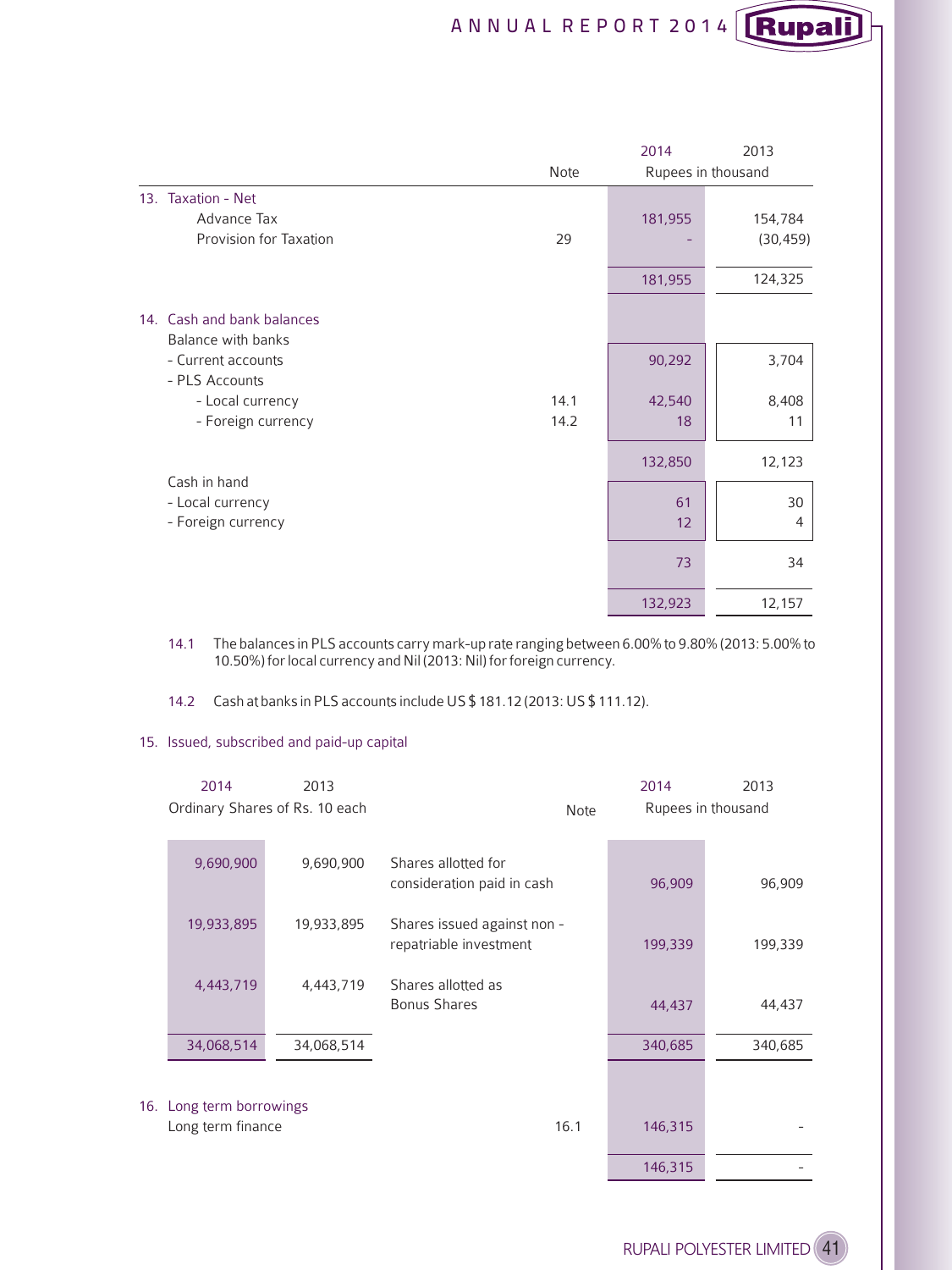| | Note | 2014 | 2013 |
|---|---|---|---|
| | | Rupees in thousand | |
| **13. Taxation - Net** | | | |
| Advance Tax | | 181,955 | 154,784 |
| Provision for Taxation | 29 | - | (30,459) |
| | | 181,955 | 124,325 |
| **14. Cash and bank balances** | | | |
| Balance with banks | | | |
| - Current accounts | | 90,292 | 3,704 |
| - PLS Accounts | | | |
| - Local currency | 14.1 | 42,540 | 8,408 |
| - Foreign currency | 14.2 | 18 | 11 |
| | | 132,850 | 12,123 |
| Cash in hand | | | |
| - Local currency | | 61 | 30 |
| - Foreign currency | | 12 | 4 |
| | | 73 | 34 |
| | | 132,923 | 12,157 |

14.1 The balances in PLS accounts carry mark-up rate ranging between 6.00% to 9.80% (2013: 5.00% to 10.50%) for local currency and Nil (2013: Nil) for foreign currency.

14.2 Cash at banks in PLS accounts include US $ 181.12 (2013: US $ 111.12).

**15. Issued, subscribed and paid-up capital**

| 2014 | 2013 | | Note | 2014 | 2013 |
|---|---|---|---|---|---|
| Ordinary Shares of Rs. 10 each | | | | Rupees in thousand | |
| 9,690,900 | 9,690,900 | Shares allotted for consideration paid in cash | | 96,909 | 96,909 |
| 19,933,895 | 19,933,895 | Shares issued against non - repatriable investment | | 199,339 | 199,339 |
| 4,443,719 | 4,443,719 | Shares allotted as Bonus Shares | | 44,437 | 44,437 |
| 34,068,514 | 34,068,514 | | | 340,685 | 340,685 |

**16. Long term borrowings**

| | Note | 2014 | 2013 |
|---|---|---|---|
| Long term finance | 16.1 | 146,315 | - |
| | | 146,315 | - |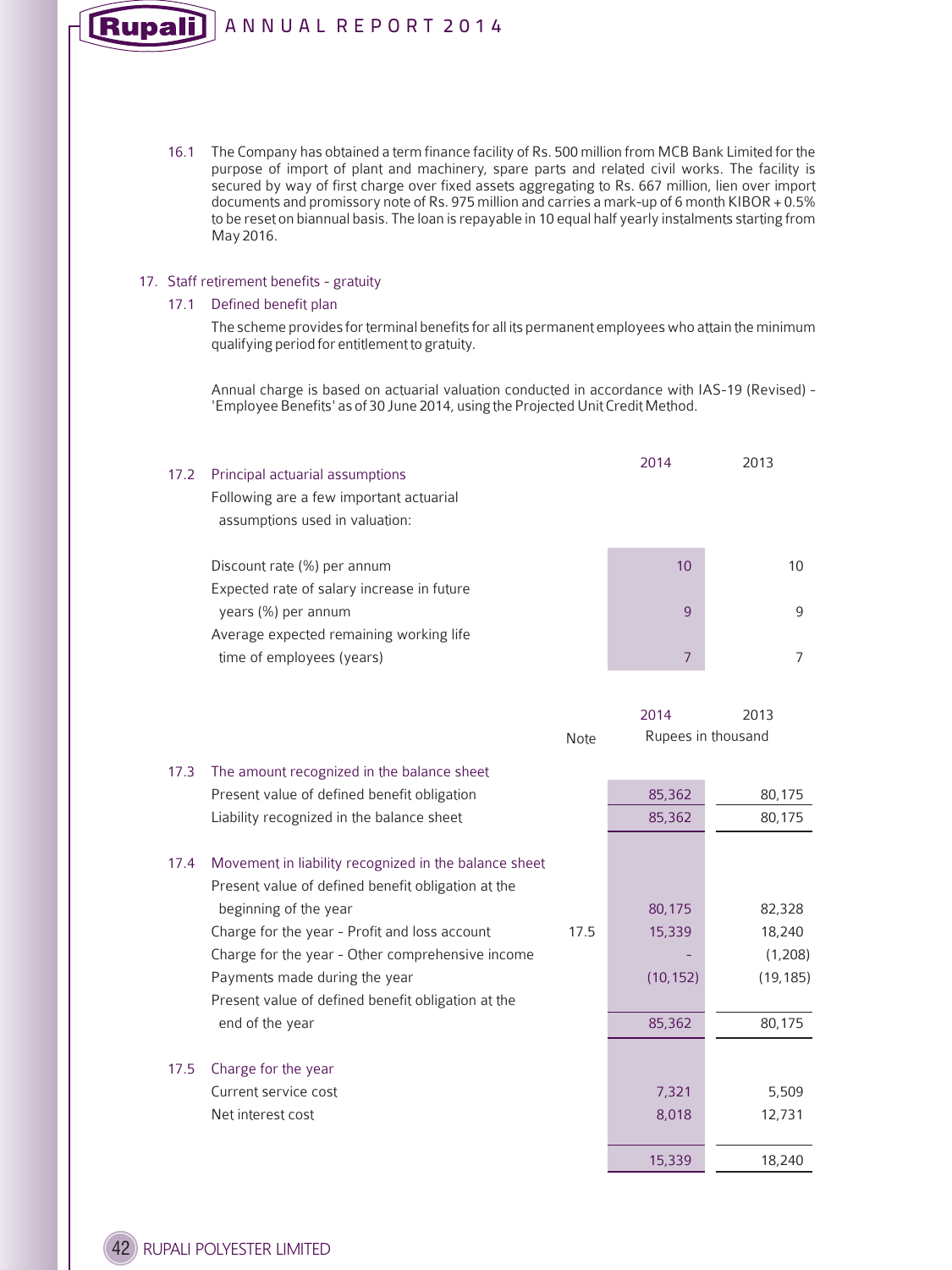16.1 The Company has obtained a term finance facility of Rs. 500 million from MCB Bank Limited for the purpose of import of plant and machinery, spare parts and related civil works. The facility is secured by way of first charge over fixed assets aggregating to Rs. 667 million, lien over import documents and promissory note of Rs. 975 million and carries a mark-up of 6 month KIBOR + 0.5% to be reset on biannual basis. The loan is repayable in 10 equal half yearly instalments starting from May 2016.

## 17. Staff retirement benefits - gratuity

### 17.1 Defined benefit plan

The scheme provides for terminal benefits for all its permanent employees who attain the minimum qualifying period for entitlement to gratuity.

Annual charge is based on actuarial valuation conducted in accordance with IAS-19 (Revised) - 'Employee Benefits' as of 30 June 2014, using the Projected Unit Credit Method.

### 17.2 Principal actuarial assumptions

Following are a few important actuarial assumptions used in valuation:

| | 2014 | 2013 |
|---|---|---|
| Discount rate (%) per annum | 10 | 10 |
| Expected rate of salary increase in future years (%) per annum | 9 | 9 |
| Average expected remaining working life time of employees (years) | 7 | 7 |

| | Note | 2014 | 2013 |
|---|---|---|---|
| | | Rupees in thousand | |
| **17.3 The amount recognized in the balance sheet** | | | |
| Present value of defined benefit obligation | | 85,362 | 80,175 |
| Liability recognized in the balance sheet | | 85,362 | 80,175 |
| **17.4 Movement in liability recognized in the balance sheet** | | | |
| Present value of defined benefit obligation at the beginning of the year | | 80,175 | 82,328 |
| Charge for the year - Profit and loss account | 17.5 | 15,339 | 18,240 |
| Charge for the year - Other comprehensive income | | - | (1,208) |
| Payments made during the year | | (10,152) | (19,185) |
| Present value of defined benefit obligation at the end of the year | | 85,362 | 80,175 |
| **17.5 Charge for the year** | | | |
| Current service cost | | 7,321 | 5,509 |
| Net interest cost | | 8,018 | 12,731 |
| | | 15,339 | 18,240 |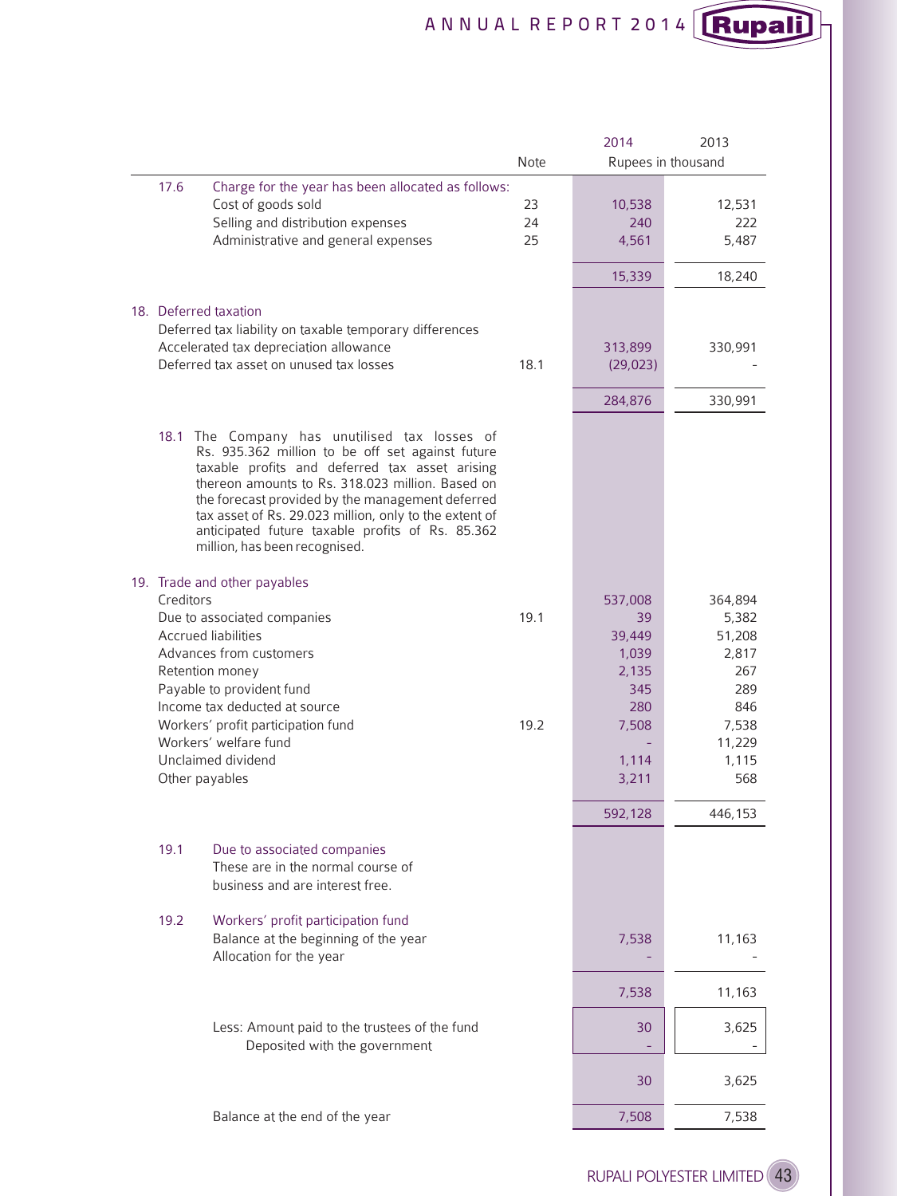| | Note | 2014 | 2013 |
|---|---|---|---|
| | | Rupees in thousand | |
| **17.6 Charge for the year has been allocated as follows:** | | | |
| Cost of goods sold | 23 | 10,538 | 12,531 |
| Selling and distribution expenses | 24 | 240 | 222 |
| Administrative and general expenses | 25 | 4,561 | 5,487 |
| | | 15,339 | 18,240 |

## 18. Deferred taxation

| | Note | 2014 | 2013 |
|---|---|---|---|
| Deferred tax liability on taxable temporary differences | | | |
| Accelerated tax depreciation allowance | | 313,899 | 330,991 |
| Deferred tax asset on unused tax losses | 18.1 | (29,023) | - |
| | | 284,876 | 330,991 |

18.1 The Company has unutilised tax losses of Rs. 935.362 million to be off set against future taxable profits and deferred tax asset arising thereon amounts to Rs. 318.023 million. Based on the forecast provided by the management deferred tax asset of Rs. 29.023 million, only to the extent of anticipated future taxable profits of Rs. 85.362 million, has been recognised.

## 19. Trade and other payables

| | Note | 2014 | 2013 |
|---|---|---|---|
| Creditors | | 537,008 | 364,894 |
| Due to associated companies | 19.1 | 39 | 5,382 |
| Accrued liabilities | | 39,449 | 51,208 |
| Advances from customers | | 1,039 | 2,817 |
| Retention money | | 2,135 | 267 |
| Payable to provident fund | | 345 | 289 |
| Income tax deducted at source | | 280 | 846 |
| Workers' profit participation fund | 19.2 | 7,508 | 7,538 |
| Workers' welfare fund | | - | 11,229 |
| Unclaimed dividend | | 1,114 | 1,115 |
| Other payables | | 3,211 | 568 |
| | | 592,128 | 446,153 |

**19.1 Due to associated companies**

These are in the normal course of business and are interest free.

**19.2 Workers' profit participation fund**

| | 2014 | 2013 |
|---|---|---|
| Balance at the beginning of the year | 7,538 | 11,163 |
| Allocation for the year | - | - |
| | 7,538 | 11,163 |
| Less: Amount paid to the trustees of the fund | 30 | 3,625 |
| Deposited with the government | - | - |
| | 30 | 3,625 |
| Balance at the end of the year | 7,508 | 7,538 |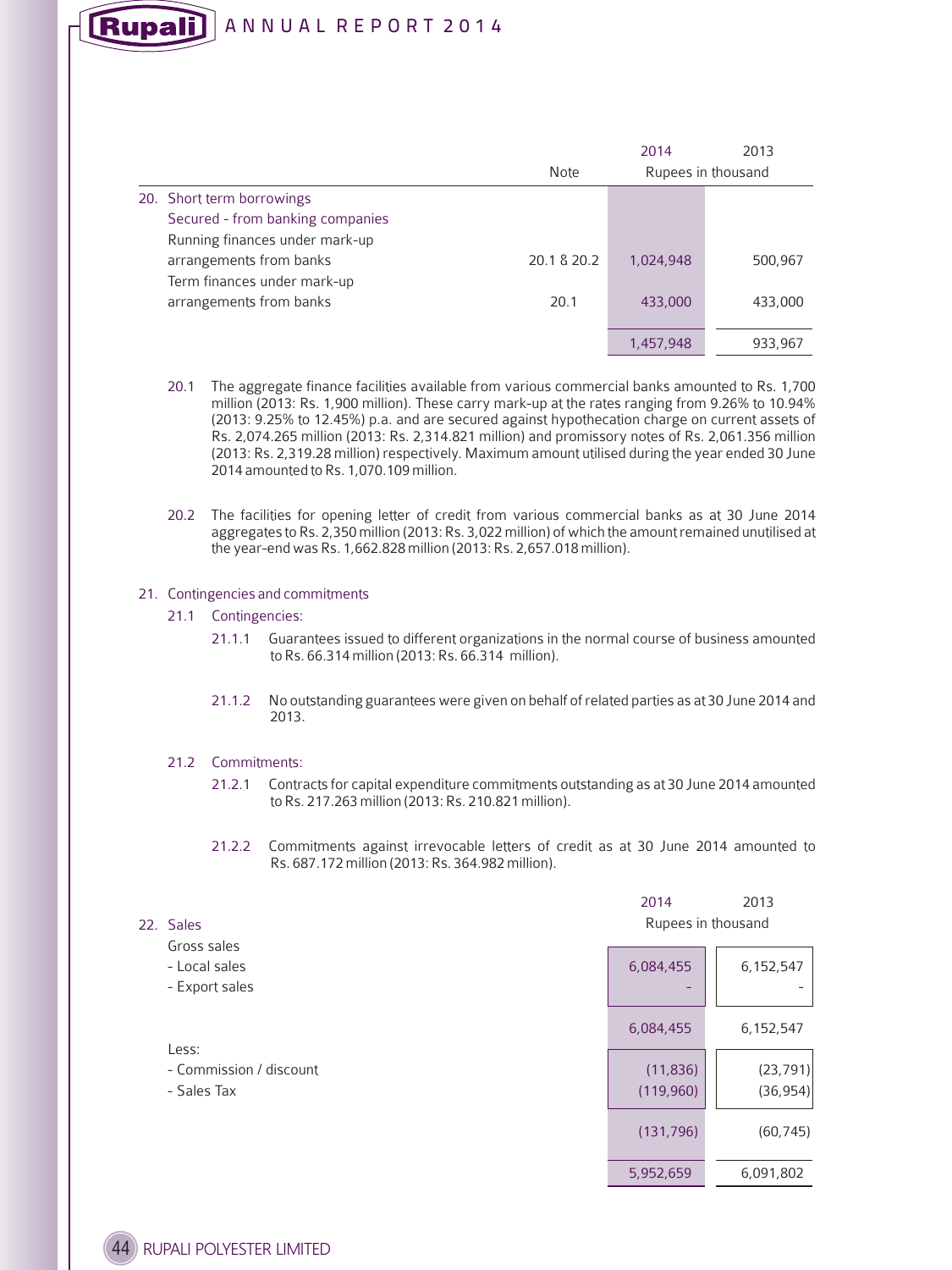| | Note | 2014 | 2013 |
|---|---|---|---|
| | | Rupees in thousand | |
| **20. Short term borrowings** | | | |
| Secured - from banking companies | | | |
| Running finances under mark-up arrangements from banks | 20.1 & 20.2 | 1,024,948 | 500,967 |
| Term finances under mark-up arrangements from banks | 20.1 | 433,000 | 433,000 |
| | | 1,457,948 | 933,967 |

20.1 The aggregate finance facilities available from various commercial banks amounted to Rs. 1,700 million (2013: Rs. 1,900 million). These carry mark-up at the rates ranging from 9.26% to 10.94% (2013: 9.25% to 12.45%) p.a. and are secured against hypothecation charge on current assets of Rs. 2,074.265 million (2013: Rs. 2,314.821 million) and promissory notes of Rs. 2,061.356 million (2013: Rs. 2,319.28 million) respectively. Maximum amount utilised during the year ended 30 June 2014 amounted to Rs. 1,070.109 million.

20.2 The facilities for opening letter of credit from various commercial banks as at 30 June 2014 aggregates to Rs. 2,350 million (2013: Rs. 3,022 million) of which the amount remained unutilised at the year-end was Rs. 1,662.828 million (2013: Rs. 2,657.018 million).

## 21. Contingencies and commitments

### 21.1 Contingencies:

21.1.1 Guarantees issued to different organizations in the normal course of business amounted to Rs. 66.314 million (2013: Rs. 66.314 million).

21.1.2 No outstanding guarantees were given on behalf of related parties as at 30 June 2014 and 2013.

### 21.2 Commitments:

21.2.1 Contracts for capital expenditure commitments outstanding as at 30 June 2014 amounted to Rs. 217.263 million (2013: Rs. 210.821 million).

21.2.2 Commitments against irrevocable letters of credit as at 30 June 2014 amounted to Rs. 687.172 million (2013: Rs. 364.982 million).

| | 2014 | 2013 |
|---|---|---|
| **22. Sales** | Rupees in thousand | |
| Gross sales | | |
| - Local sales | 6,084,455 | 6,152,547 |
| - Export sales | - | - |
| | 6,084,455 | 6,152,547 |
| Less: | | |
| - Commission / discount | (11,836) | (23,791) |
| - Sales Tax | (119,960) | (36,954) |
| | (131,796) | (60,745) |
| | 5,952,659 | 6,091,802 |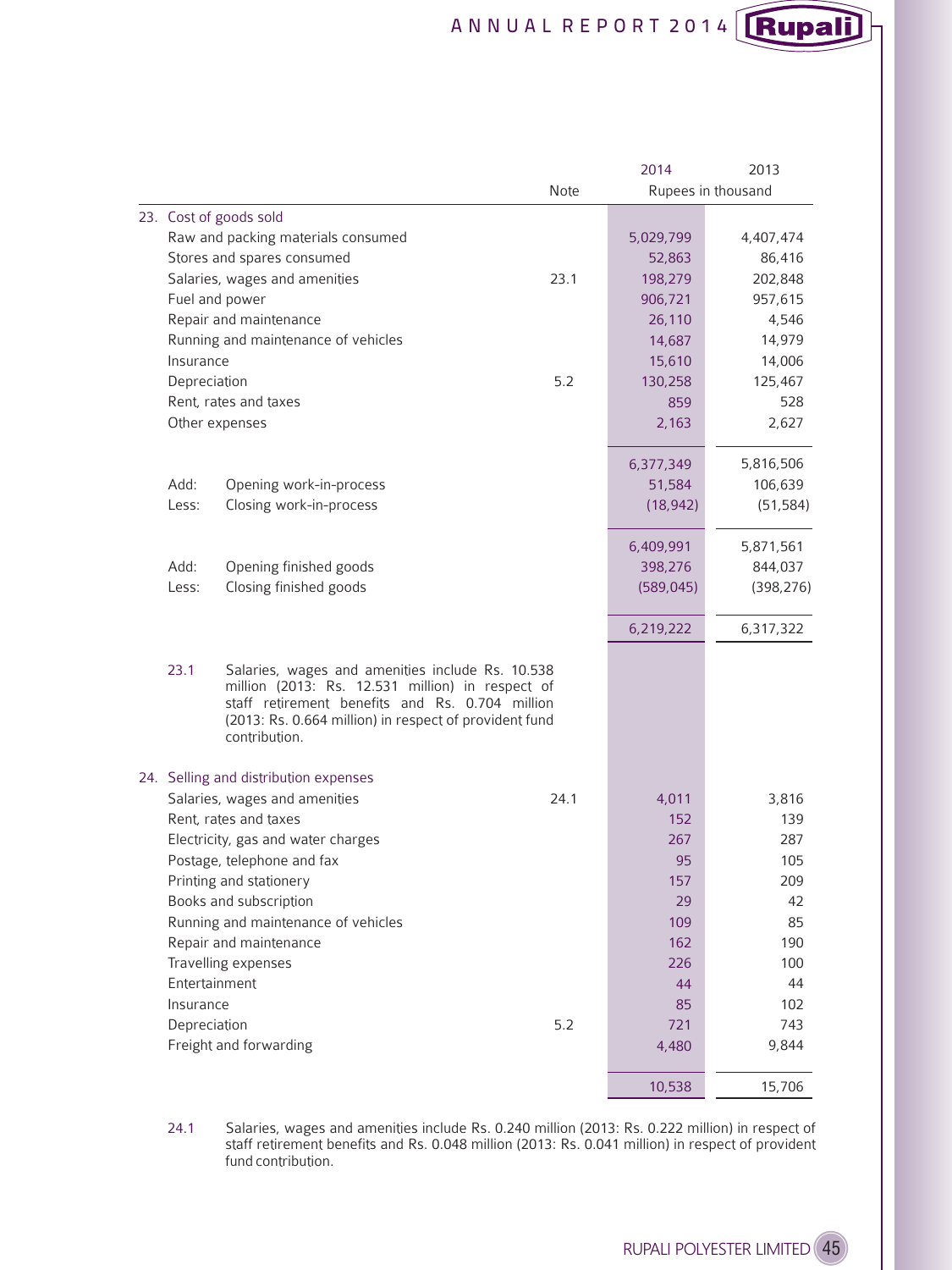| | Note | 2014 | 2013 |
|---|---|---|---|
| | | Rupees in thousand | |
| **23. Cost of goods sold** | | | |
| Raw and packing materials consumed | | 5,029,799 | 4,407,474 |
| Stores and spares consumed | | 52,863 | 86,416 |
| Salaries, wages and amenities | 23.1 | 198,279 | 202,848 |
| Fuel and power | | 906,721 | 957,615 |
| Repair and maintenance | | 26,110 | 4,546 |
| Running and maintenance of vehicles | | 14,687 | 14,979 |
| Insurance | | 15,610 | 14,006 |
| Depreciation | 5.2 | 130,258 | 125,467 |
| Rent, rates and taxes | | 859 | 528 |
| Other expenses | | 2,163 | 2,627 |
| | | 6,377,349 | 5,816,506 |
| Add: Opening work-in-process | | 51,584 | 106,639 |
| Less: Closing work-in-process | | (18,942) | (51,584) |
| | | 6,409,991 | 5,871,561 |
| Add: Opening finished goods | | 398,276 | 844,037 |
| Less: Closing finished goods | | (589,045) | (398,276) |
| | | 6,219,222 | 6,317,322 |

23.1 Salaries, wages and amenities include Rs. 10.538 million (2013: Rs. 12.531 million) in respect of staff retirement benefits and Rs. 0.704 million (2013: Rs. 0.664 million) in respect of provident fund contribution.

| | Note | 2014 | 2013 |
|---|---|---|---|
| **24. Selling and distribution expenses** | | | |
| Salaries, wages and amenities | 24.1 | 4,011 | 3,816 |
| Rent, rates and taxes | | 152 | 139 |
| Electricity, gas and water charges | | 267 | 287 |
| Postage, telephone and fax | | 95 | 105 |
| Printing and stationery | | 157 | 209 |
| Books and subscription | | 29 | 42 |
| Running and maintenance of vehicles | | 109 | 85 |
| Repair and maintenance | | 162 | 190 |
| Travelling expenses | | 226 | 100 |
| Entertainment | | 44 | 44 |
| Insurance | | 85 | 102 |
| Depreciation | 5.2 | 721 | 743 |
| Freight and forwarding | | 4,480 | 9,844 |
| | | 10,538 | 15,706 |

24.1 Salaries, wages and amenities include Rs. 0.240 million (2013: Rs. 0.222 million) in respect of staff retirement benefits and Rs. 0.048 million (2013: Rs. 0.041 million) in respect of provident fund contribution.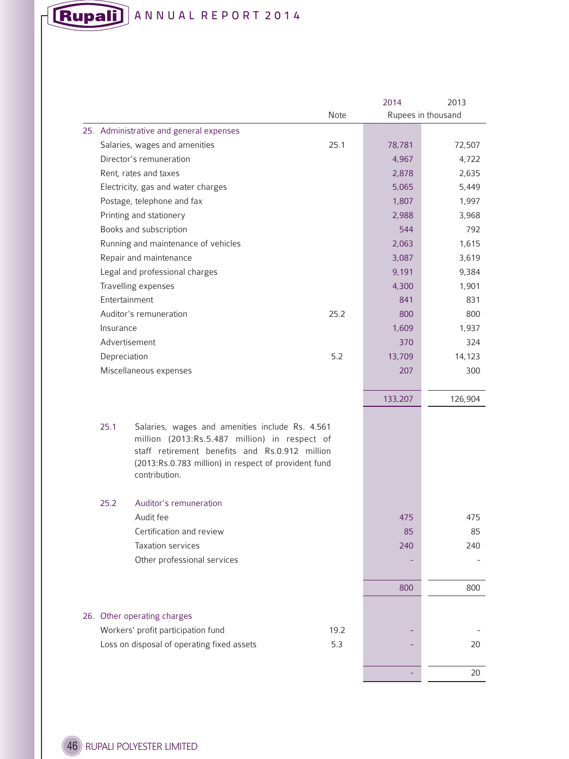| | Note | 2014 | 2013 |
|---|---|---|---|
| | | Rupees in thousand | |
| **25. Administrative and general expenses** | | | |
| Salaries, wages and amenities | 25.1 | 78,781 | 72,507 |
| Director's remuneration | | 4,967 | 4,722 |
| Rent, rates and taxes | | 2,878 | 2,635 |
| Electricity, gas and water charges | | 5,065 | 5,449 |
| Postage, telephone and fax | | 1,807 | 1,997 |
| Printing and stationery | | 2,988 | 3,968 |
| Books and subscription | | 544 | 792 |
| Running and maintenance of vehicles | | 2,063 | 1,615 |
| Repair and maintenance | | 3,087 | 3,619 |
| Legal and professional charges | | 9,191 | 9,384 |
| Travelling expenses | | 4,300 | 1,901 |
| Entertainment | | 841 | 831 |
| Auditor's remuneration | 25.2 | 800 | 800 |
| Insurance | | 1,609 | 1,937 |
| Advertisement | | 370 | 324 |
| Depreciation | 5.2 | 13,709 | 14,123 |
| Miscellaneous expenses | | 207 | 300 |
| | | 133,207 | 126,904 |

25.1 Salaries, wages and amenities include Rs. 4.561 million (2013:Rs.5.487 million) in respect of staff retirement benefits and Rs.0.912 million (2013:Rs.0.783 million) in respect of provident fund contribution.

| 25.2 Auditor's remuneration | | 2014 | 2013 |
|---|---|---|---|
| Audit fee | | 475 | 475 |
| Certification and review | | 85 | 85 |
| Taxation services | | 240 | 240 |
| Other professional services | | - | - |
| | | 800 | 800 |

| **26. Other operating charges** | Note | 2014 | 2013 |
|---|---|---|---|
| Workers' profit participation fund | 19.2 | - | - |
| Loss on disposal of operating fixed assets | 5.3 | - | 20 |
| | | - | 20 |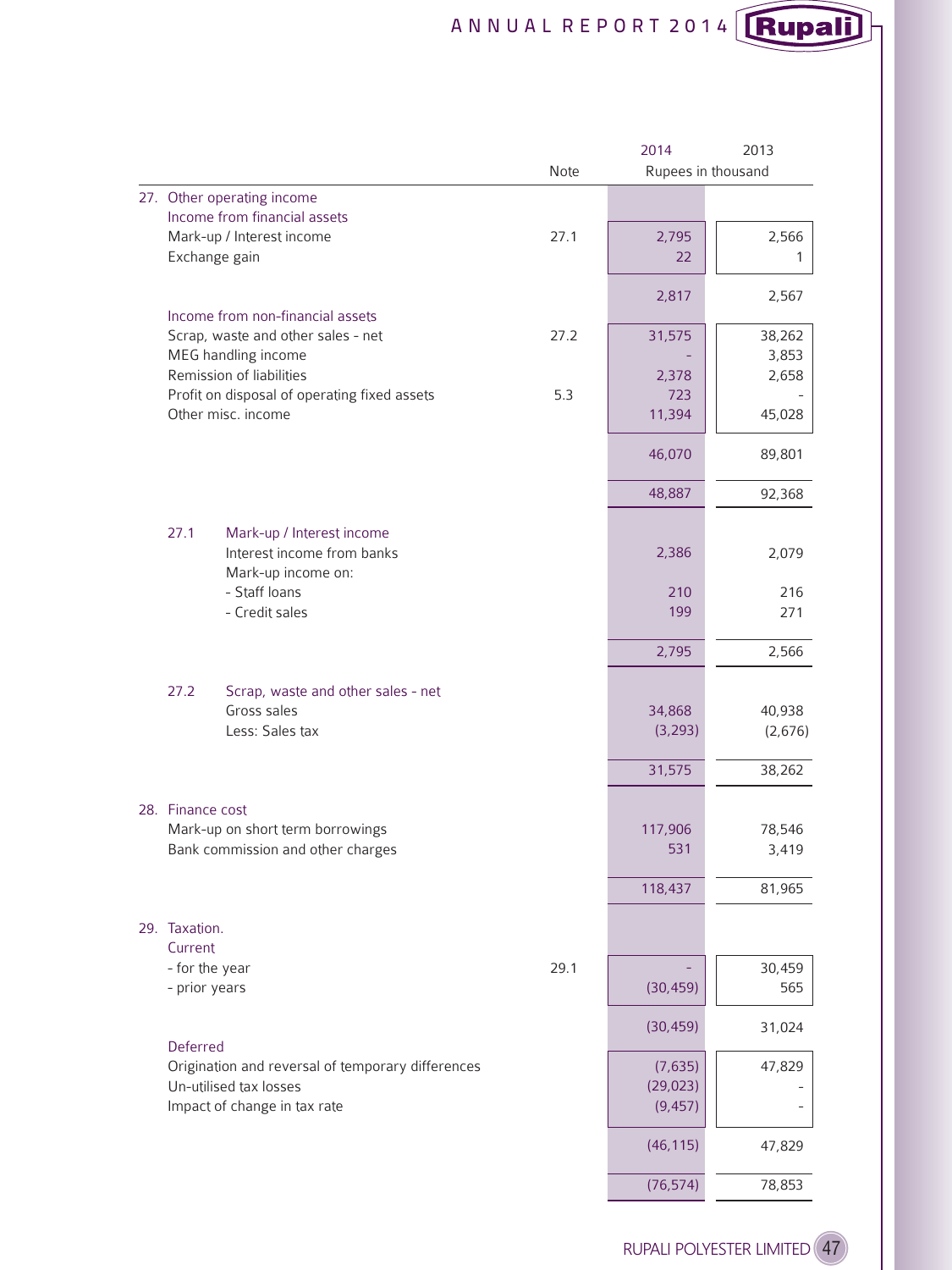| | Note | 2014 | 2013 |
|---|---|---|---|
| | | Rupees in thousand | |
| **27. Other operating income** | | | |
| Income from financial assets | | | |
| Mark-up / Interest income | 27.1 | 2,795 | 2,566 |
| Exchange gain | | 22 | 1 |
| | | 2,817 | 2,567 |
| Income from non-financial assets | | | |
| Scrap, waste and other sales - net | 27.2 | 31,575 | 38,262 |
| MEG handling income | | - | 3,853 |
| Remission of liabilities | | 2,378 | 2,658 |
| Profit on disposal of operating fixed assets | 5.3 | 723 | - |
| Other misc. income | | 11,394 | 45,028 |
| | | 46,070 | 89,801 |
| | | 48,887 | 92,368 |
| **27.1 Mark-up / Interest income** | | | |
| Interest income from banks | | 2,386 | 2,079 |
| Mark-up income on: | | | |
| - Staff loans | | 210 | 216 |
| - Credit sales | | 199 | 271 |
| | | 2,795 | 2,566 |
| **27.2 Scrap, waste and other sales - net** | | | |
| Gross sales | | 34,868 | 40,938 |
| Less: Sales tax | | (3,293) | (2,676) |
| | | 31,575 | 38,262 |
| **28. Finance cost** | | | |
| Mark-up on short term borrowings | | 117,906 | 78,546 |
| Bank commission and other charges | | 531 | 3,419 |
| | | 118,437 | 81,965 |
| **29. Taxation.** | | | |
| Current | | | |
| - for the year | 29.1 | - | 30,459 |
| - prior years | | (30,459) | 565 |
| | | (30,459) | 31,024 |
| Deferred | | | |
| Origination and reversal of temporary differences | | (7,635) | 47,829 |
| Un-utilised tax losses | | (29,023) | - |
| Impact of change in tax rate | | (9,457) | - |
| | | (46,115) | 47,829 |
| | | (76,574) | 78,853 |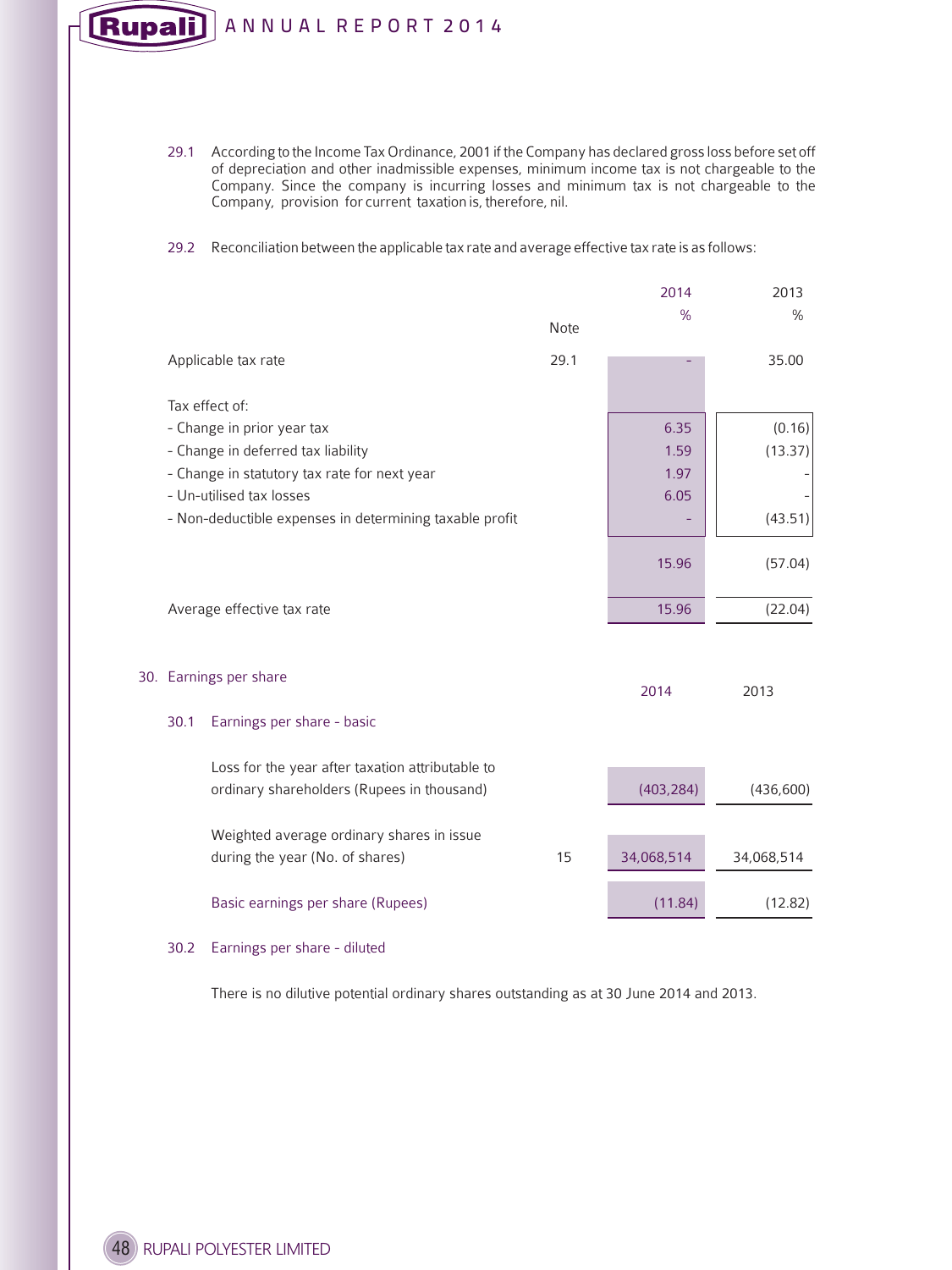29.1 According to the Income Tax Ordinance, 2001 if the Company has declared gross loss before set off of depreciation and other inadmissible expenses, minimum income tax is not chargeable to the Company. Since the company is incurring losses and minimum tax is not chargeable to the Company, provision for current taxation is, therefore, nil.

29.2 Reconciliation between the applicable tax rate and average effective tax rate is as follows:

| | Note | 2014 % | 2013 % |
|---|---|---|---|
| Applicable tax rate | 29.1 | - | 35.00 |
| Tax effect of: | | | |
| - Change in prior year tax | | 6.35 | (0.16) |
| - Change in deferred tax liability | | 1.59 | (13.37) |
| - Change in statutory tax rate for next year | | 1.97 | - |
| - Un-utilised tax losses | | 6.05 | - |
| - Non-deductible expenses in determining taxable profit | | - | (43.51) |
| | | 15.96 | (57.04) |
| Average effective tax rate | | 15.96 | (22.04) |

## 30. Earnings per share

### 30.1 Earnings per share - basic

| | Note | 2014 | 2013 |
|---|---|---|---|
| Loss for the year after taxation attributable to ordinary shareholders (Rupees in thousand) | | (403,284) | (436,600) |
| Weighted average ordinary shares in issue during the year (No. of shares) | 15 | 34,068,514 | 34,068,514 |
| Basic earnings per share (Rupees) | | (11.84) | (12.82) |

### 30.2 Earnings per share - diluted

There is no dilutive potential ordinary shares outstanding as at 30 June 2014 and 2013.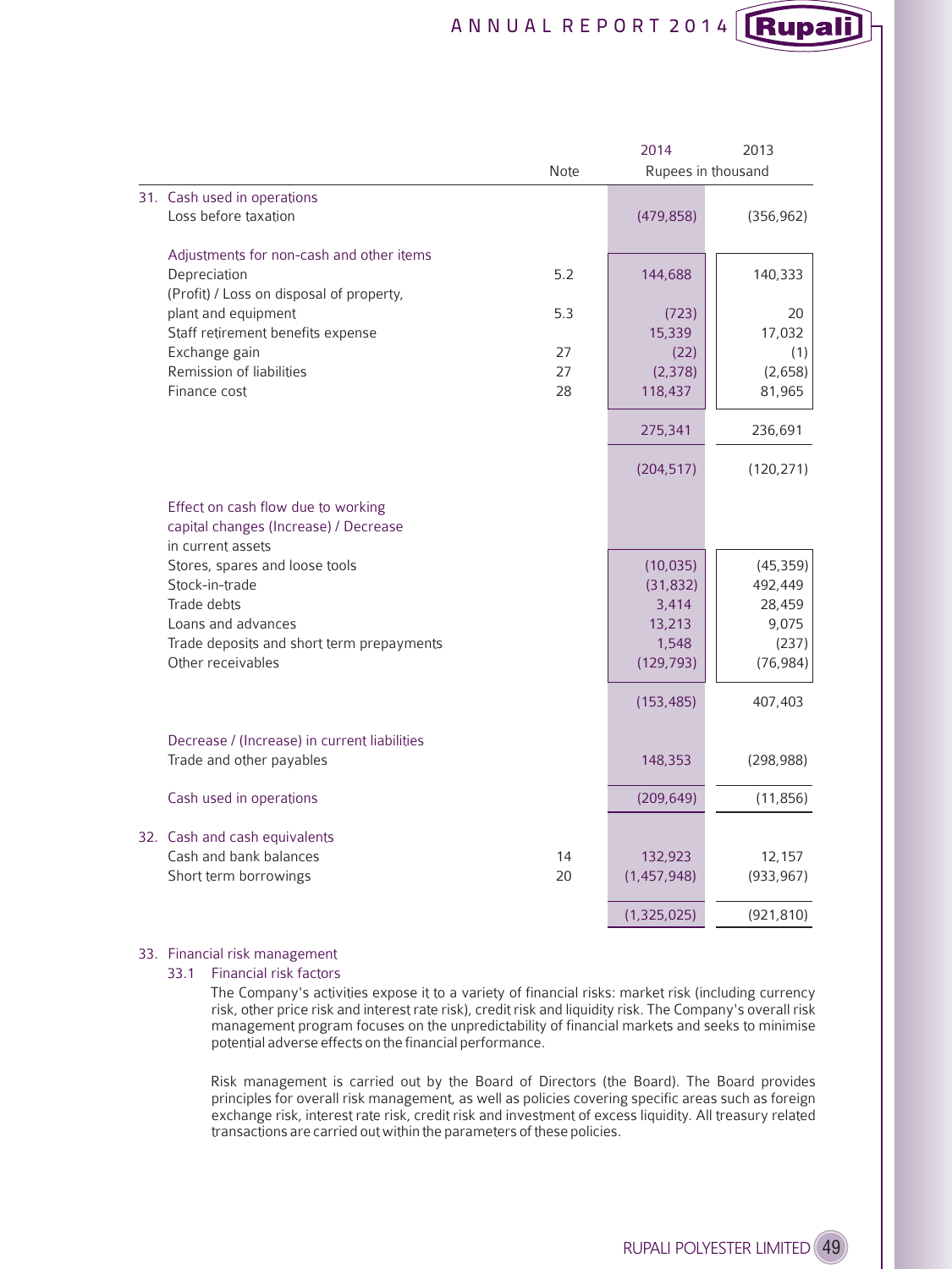| | Note | 2014 | 2013 |
|---|---|---|---|
| | | Rupees in thousand | |
| **31. Cash used in operations** | | | |
| Loss before taxation | | (479,858) | (356,962) |
| Adjustments for non-cash and other items | | | |
| Depreciation | 5.2 | 144,688 | 140,333 |
| (Profit) / Loss on disposal of property, plant and equipment | 5.3 | (723) | 20 |
| Staff retirement benefits expense | | 15,339 | 17,032 |
| Exchange gain | 27 | (22) | (1) |
| Remission of liabilities | 27 | (2,378) | (2,658) |
| Finance cost | 28 | 118,437 | 81,965 |
| | | 275,341 | 236,691 |
| | | (204,517) | (120,271) |
| Effect on cash flow due to working capital changes (Increase) / Decrease in current assets | | | |
| Stores, spares and loose tools | | (10,035) | (45,359) |
| Stock-in-trade | | (31,832) | 492,449 |
| Trade debts | | 3,414 | 28,459 |
| Loans and advances | | 13,213 | 9,075 |
| Trade deposits and short term prepayments | | 1,548 | (237) |
| Other receivables | | (129,793) | (76,984) |
| | | (153,485) | 407,403 |
| Decrease / (Increase) in current liabilities | | | |
| Trade and other payables | | 148,353 | (298,988) |
| Cash used in operations | | (209,649) | (11,856) |
| **32. Cash and cash equivalents** | | | |
| Cash and bank balances | 14 | 132,923 | 12,157 |
| Short term borrowings | 20 | (1,457,948) | (933,967) |
| | | (1,325,025) | (921,810) |

## 33. Financial risk management

### 33.1 Financial risk factors

The Company's activities expose it to a variety of financial risks: market risk (including currency risk, other price risk and interest rate risk), credit risk and liquidity risk. The Company's overall risk management program focuses on the unpredictability of financial markets and seeks to minimise potential adverse effects on the financial performance.

Risk management is carried out by the Board of Directors (the Board). The Board provides principles for overall risk management, as well as policies covering specific areas such as foreign exchange risk, interest rate risk, credit risk and investment of excess liquidity. All treasury related transactions are carried out within the parameters of these policies.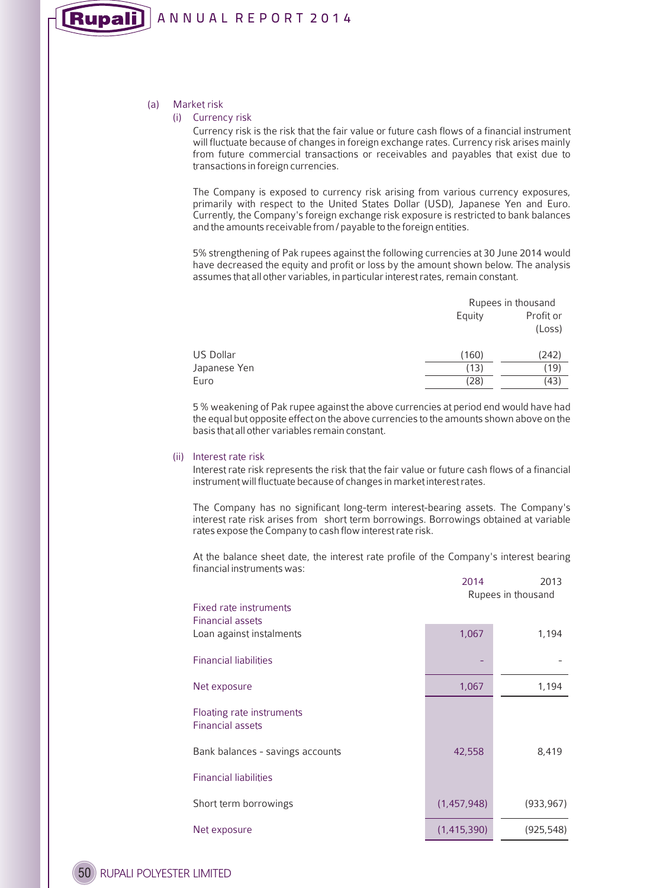(a) Market risk

(i) Currency risk

Currency risk is the risk that the fair value or future cash flows of a financial instrument will fluctuate because of changes in foreign exchange rates. Currency risk arises mainly from future commercial transactions or receivables and payables that exist due to transactions in foreign currencies.

The Company is exposed to currency risk arising from various currency exposures, primarily with respect to the United States Dollar (USD), Japanese Yen and Euro. Currently, the Company's foreign exchange risk exposure is restricted to bank balances and the amounts receivable from / payable to the foreign entities.

5% strengthening of Pak rupees against the following currencies at 30 June 2014 would have decreased the equity and profit or loss by the amount shown below. The analysis assumes that all other variables, in particular interest rates, remain constant.

| | Rupees in thousand | |
|---|---|---|
| | Equity | Profit or (Loss) |
| US Dollar | (160) | (242) |
| Japanese Yen | (13) | (19) |
| Euro | (28) | (43) |

5 % weakening of Pak rupee against the above currencies at period end would have had the equal but opposite effect on the above currencies to the amounts shown above on the basis that all other variables remain constant.

(ii) Interest rate risk

Interest rate risk represents the risk that the fair value or future cash flows of a financial instrument will fluctuate because of changes in market interest rates.

The Company has no significant long-term interest-bearing assets. The Company's interest rate risk arises from short term borrowings. Borrowings obtained at variable rates expose the Company to cash flow interest rate risk.

At the balance sheet date, the interest rate profile of the Company's interest bearing financial instruments was:

| | 2014 | 2013 |
|---|---|---|
| | Rupees in thousand | |
| **Fixed rate instruments** | | |
| Financial assets | | |
| Loan against instalments | 1,067 | 1,194 |
| Financial liabilities | - | - |
| Net exposure | 1,067 | 1,194 |
| **Floating rate instruments** | | |
| Financial assets | | |
| Bank balances - savings accounts | 42,558 | 8,419 |
| Financial liabilities | | |
| Short term borrowings | (1,457,948) | (933,967) |
| Net exposure | (1,415,390) | (925,548) |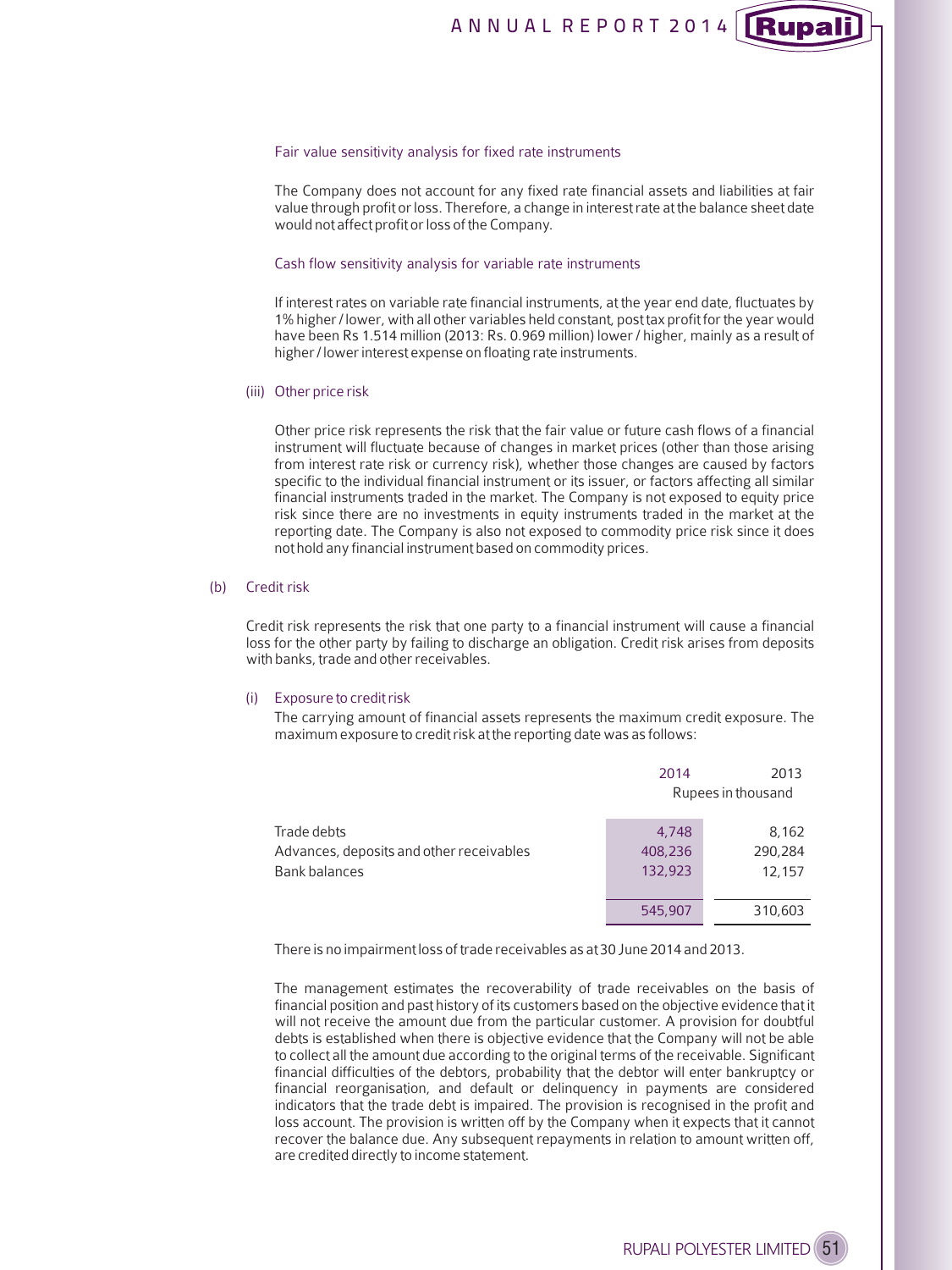Fair value sensitivity analysis for fixed rate instruments

The Company does not account for any fixed rate financial assets and liabilities at fair value through profit or loss. Therefore, a change in interest rate at the balance sheet date would not affect profit or loss of the Company.

Cash flow sensitivity analysis for variable rate instruments

If interest rates on variable rate financial instruments, at the year end date, fluctuates by 1% higher / lower, with all other variables held constant, post tax profit for the year would have been Rs 1.514 million (2013: Rs. 0.969 million) lower / higher, mainly as a result of higher / lower interest expense on floating rate instruments.

(iii) Other price risk

Other price risk represents the risk that the fair value or future cash flows of a financial instrument will fluctuate because of changes in market prices (other than those arising from interest rate risk or currency risk), whether those changes are caused by factors specific to the individual financial instrument or its issuer, or factors affecting all similar financial instruments traded in the market. The Company is not exposed to equity price risk since there are no investments in equity instruments traded in the market at the reporting date. The Company is also not exposed to commodity price risk since it does not hold any financial instrument based on commodity prices.

(b) Credit risk

Credit risk represents the risk that one party to a financial instrument will cause a financial loss for the other party by failing to discharge an obligation. Credit risk arises from deposits with banks, trade and other receivables.

(i) Exposure to credit risk

The carrying amount of financial assets represents the maximum credit exposure. The maximum exposure to credit risk at the reporting date was as follows:

| | 2014 | 2013 |
|---|---|---|
| | Rupees in thousand | |
| Trade debts | 4,748 | 8,162 |
| Advances, deposits and other receivables | 408,236 | 290,284 |
| Bank balances | 132,923 | 12,157 |
| | 545,907 | 310,603 |

There is no impairment loss of trade receivables as at 30 June 2014 and 2013.

The management estimates the recoverability of trade receivables on the basis of financial position and past history of its customers based on the objective evidence that it will not receive the amount due from the particular customer. A provision for doubtful debts is established when there is objective evidence that the Company will not be able to collect all the amount due according to the original terms of the receivable. Significant financial difficulties of the debtors, probability that the debtor will enter bankruptcy or financial reorganisation, and default or delinquency in payments are considered indicators that the trade debt is impaired. The provision is recognised in the profit and loss account. The provision is written off by the Company when it expects that it cannot recover the balance due. Any subsequent repayments in relation to amount written off, are credited directly to income statement.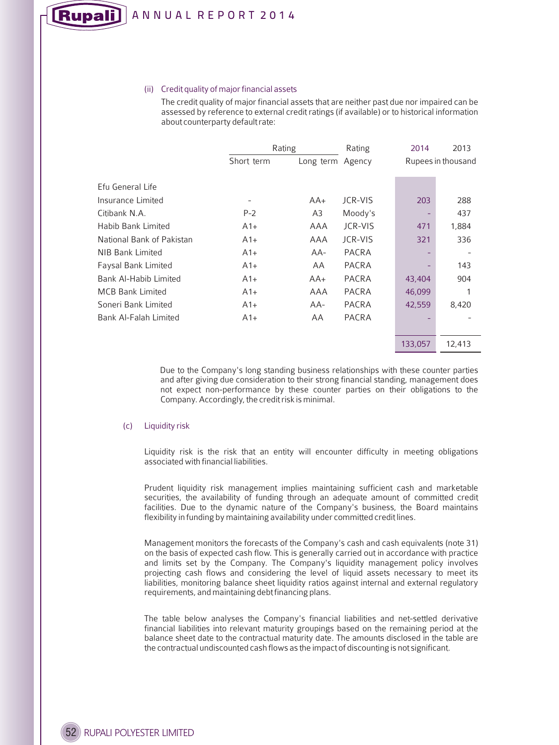(ii) Credit quality of major financial assets

The credit quality of major financial assets that are neither past due nor impaired can be assessed by reference to external credit ratings (if available) or to historical information about counterparty default rate:

| | Rating | | Rating | 2014 | 2013 |
|---|---|---|---|---|---|
| | Short term | Long term | Agency | Rupees in thousand | |
| Efu General Life Insurance Limited | - | AA+ | JCR-VIS | 203 | 288 |
| Citibank N.A. | P-2 | A3 | Moody's | - | 437 |
| Habib Bank Limited | A1+ | AAA | JCR-VIS | 471 | 1,884 |
| National Bank of Pakistan | A1+ | AAA | JCR-VIS | 321 | 336 |
| NIB Bank Limited | A1+ | AA- | PACRA | - | - |
| Faysal Bank Limited | A1+ | AA | PACRA | - | 143 |
| Bank Al-Habib Limited | A1+ | AA+ | PACRA | 43,404 | 904 |
| MCB Bank Limited | A1+ | AAA | PACRA | 46,099 | 1 |
| Soneri Bank Limited | A1+ | AA- | PACRA | 42,559 | 8,420 |
| Bank Al-Falah Limited | A1+ | AA | PACRA | - | - |
| | | | | 133,057 | 12,413 |

Due to the Company's long standing business relationships with these counter parties and after giving due consideration to their strong financial standing, management does not expect non-performance by these counter parties on their obligations to the Company. Accordingly, the credit risk is minimal.

(c) Liquidity risk

Liquidity risk is the risk that an entity will encounter difficulty in meeting obligations associated with financial liabilities.

Prudent liquidity risk management implies maintaining sufficient cash and marketable securities, the availability of funding through an adequate amount of committed credit facilities. Due to the dynamic nature of the Company's business, the Board maintains flexibility in funding by maintaining availability under committed credit lines.

Management monitors the forecasts of the Company's cash and cash equivalents (note 31) on the basis of expected cash flow. This is generally carried out in accordance with practice and limits set by the Company. The Company's liquidity management policy involves projecting cash flows and considering the level of liquid assets necessary to meet its liabilities, monitoring balance sheet liquidity ratios against internal and external regulatory requirements, and maintaining debt financing plans.

The table below analyses the Company's financial liabilities and net-settled derivative financial liabilities into relevant maturity groupings based on the remaining period at the balance sheet date to the contractual maturity date. The amounts disclosed in the table are the contractual undiscounted cash flows as the impact of discounting is not significant.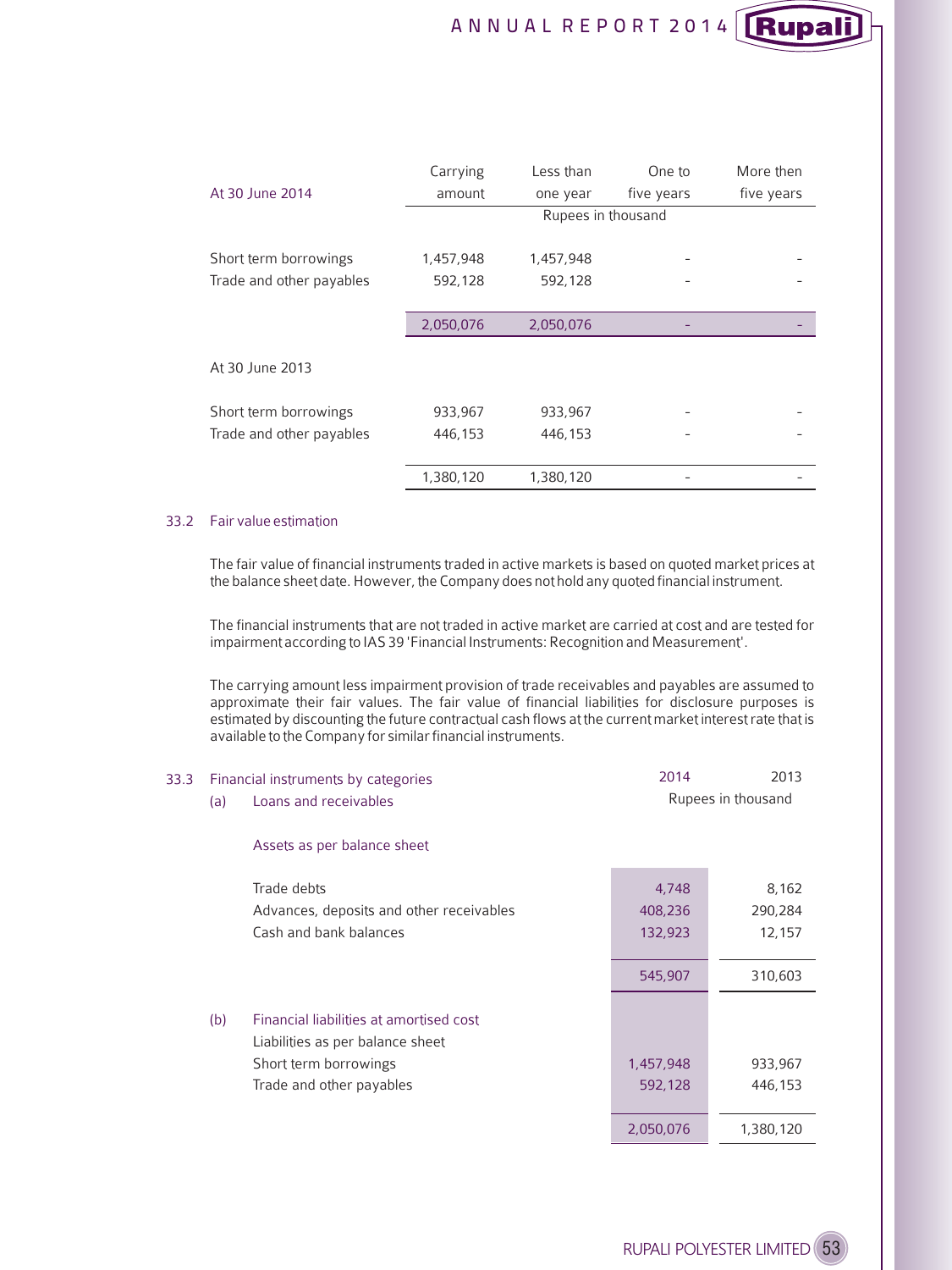| At 30 June 2014 | Carrying amount | Less than one year | One to five years | More then five years |
|---|---|---|---|---|
| | Rupees in thousand | | | |
| Short term borrowings | 1,457,948 | 1,457,948 | - | - |
| Trade and other payables | 592,128 | 592,128 | - | - |
| | 2,050,076 | 2,050,076 | - | - |
| **At 30 June 2013** | | | | |
| Short term borrowings | 933,967 | 933,967 | - | - |
| Trade and other payables | 446,153 | 446,153 | - | - |
| | 1,380,120 | 1,380,120 | - | - |

## 33.2 Fair value estimation

The fair value of financial instruments traded in active markets is based on quoted market prices at the balance sheet date. However, the Company does not hold any quoted financial instrument.

The financial instruments that are not traded in active market are carried at cost and are tested for impairment according to IAS 39 'Financial Instruments: Recognition and Measurement'.

The carrying amount less impairment provision of trade receivables and payables are assumed to approximate their fair values. The fair value of financial liabilities for disclosure purposes is estimated by discounting the future contractual cash flows at the current market interest rate that is available to the Company for similar financial instruments.

## 33.3 Financial instruments by categories

| | 2014 | 2013 |
|---|---|---|
| | Rupees in thousand | |
| **(a) Loans and receivables** | | |
| Assets as per balance sheet | | |
| Trade debts | 4,748 | 8,162 |
| Advances, deposits and other receivables | 408,236 | 290,284 |
| Cash and bank balances | 132,923 | 12,157 |
| | 545,907 | 310,603 |
| **(b) Financial liabilities at amortised cost** | | |
| Liabilities as per balance sheet | | |
| Short term borrowings | 1,457,948 | 933,967 |
| Trade and other payables | 592,128 | 446,153 |
| | 2,050,076 | 1,380,120 |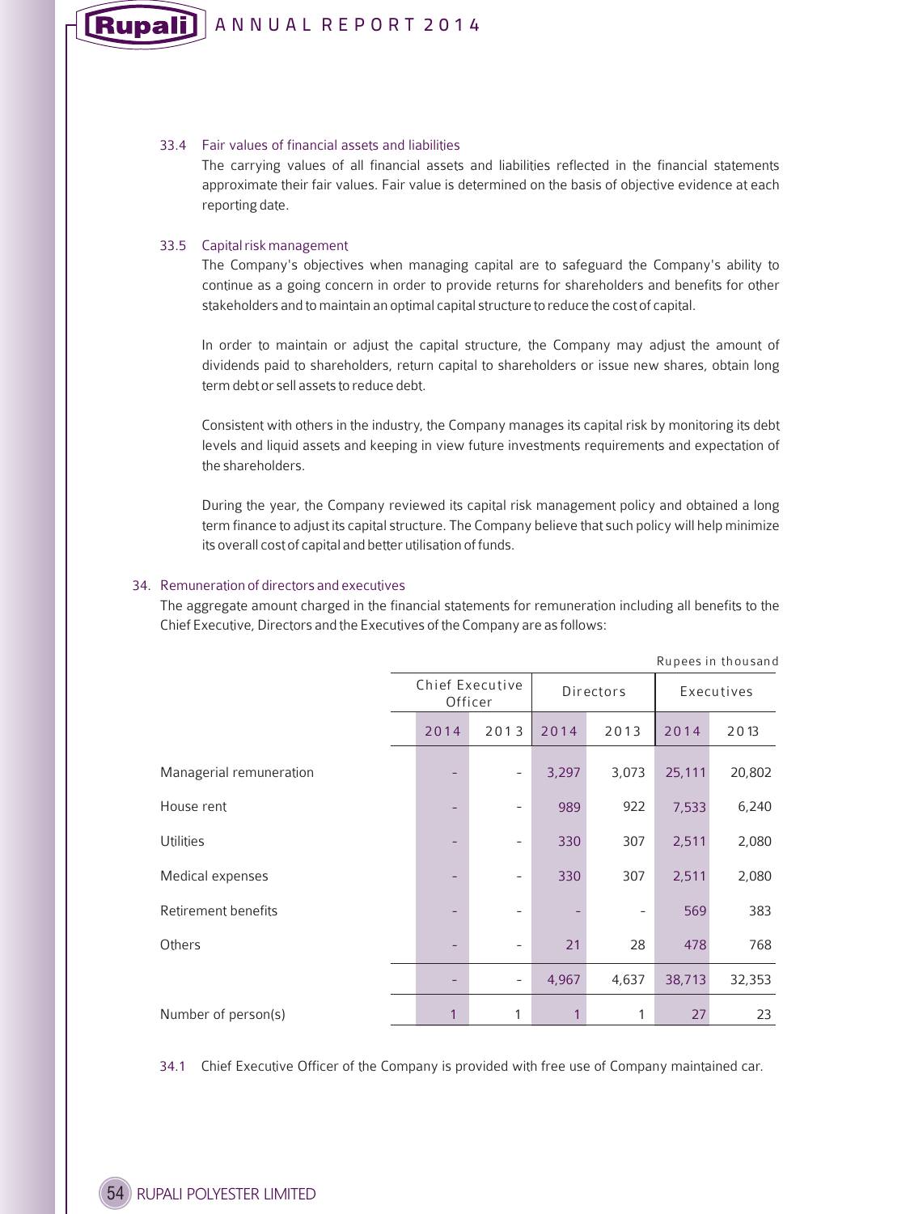### 33.4 Fair values of financial assets and liabilities

The carrying values of all financial assets and liabilities reflected in the financial statements approximate their fair values. Fair value is determined on the basis of objective evidence at each reporting date.

### 33.5 Capital risk management

The Company's objectives when managing capital are to safeguard the Company's ability to continue as a going concern in order to provide returns for shareholders and benefits for other stakeholders and to maintain an optimal capital structure to reduce the cost of capital.

In order to maintain or adjust the capital structure, the Company may adjust the amount of dividends paid to shareholders, return capital to shareholders or issue new shares, obtain long term debt or sell assets to reduce debt.

Consistent with others in the industry, the Company manages its capital risk by monitoring its debt levels and liquid assets and keeping in view future investments requirements and expectation of the shareholders.

During the year, the Company reviewed its capital risk management policy and obtained a long term finance to adjust its capital structure. The Company believe that such policy will help minimize its overall cost of capital and better utilisation of funds.

## 34. Remuneration of directors and executives

The aggregate amount charged in the financial statements for remuneration including all benefits to the Chief Executive, Directors and the Executives of the Company are as follows:

Rupees in thousand

| | Chief Executive Officer | | Directors | | Executives | |
|---|---|---|---|---|---|---|
| | 2014 | 2013 | 2014 | 2013 | 2014 | 2013 |
| Managerial remuneration | - | - | 3,297 | 3,073 | 25,111 | 20,802 |
| House rent | - | - | 989 | 922 | 7,533 | 6,240 |
| Utilities | - | - | 330 | 307 | 2,511 | 2,080 |
| Medical expenses | - | - | 330 | 307 | 2,511 | 2,080 |
| Retirement benefits | - | - | - | - | 569 | 383 |
| Others | - | - | 21 | 28 | 478 | 768 |
| | - | - | 4,967 | 4,637 | 38,713 | 32,353 |
| Number of person(s) | 1 | 1 | 1 | 1 | 27 | 23 |

34.1 Chief Executive Officer of the Company is provided with free use of Company maintained car.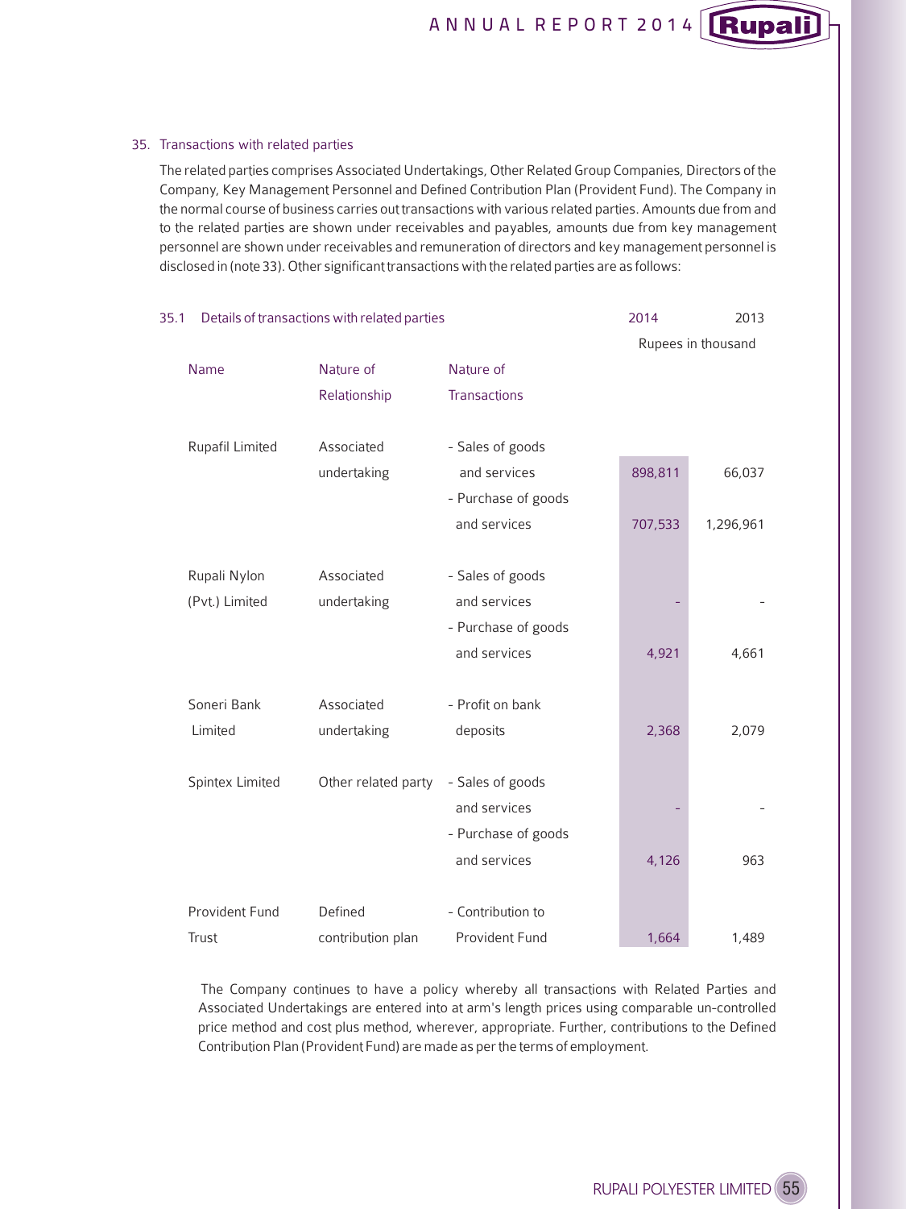## 35. Transactions with related parties

The related parties comprises Associated Undertakings, Other Related Group Companies, Directors of the Company, Key Management Personnel and Defined Contribution Plan (Provident Fund). The Company in the normal course of business carries out transactions with various related parties. Amounts due from and to the related parties are shown under receivables and payables, amounts due from key management personnel are shown under receivables and remuneration of directors and key management personnel is disclosed in (note 33). Other significant transactions with the related parties are as follows:

### 35.1 Details of transactions with related parties

| Name | Nature of Relationship | Nature of Transactions | 2014 | 2013 |
|---|---|---|---|---|
| | | | Rupees in thousand | |
| Rupafil Limited | Associated undertaking | - Sales of goods and services | 898,811 | 66,037 |
| | | - Purchase of goods and services | 707,533 | 1,296,961 |
| Rupali Nylon (Pvt.) Limited | Associated undertaking | - Sales of goods and services | - | - |
| | | - Purchase of goods and services | 4,921 | 4,661 |
| Soneri Bank Limited | Associated undertaking | - Profit on bank deposits | 2,368 | 2,079 |
| Spintex Limited | Other related party | - Sales of goods and services | - | - |
| | | - Purchase of goods and services | 4,126 | 963 |
| Provident Fund Trust | Defined contribution plan | - Contribution to Provident Fund | 1,664 | 1,489 |

The Company continues to have a policy whereby all transactions with Related Parties and Associated Undertakings are entered into at arm's length prices using comparable un-controlled price method and cost plus method, wherever, appropriate. Further, contributions to the Defined Contribution Plan (Provident Fund) are made as per the terms of employment.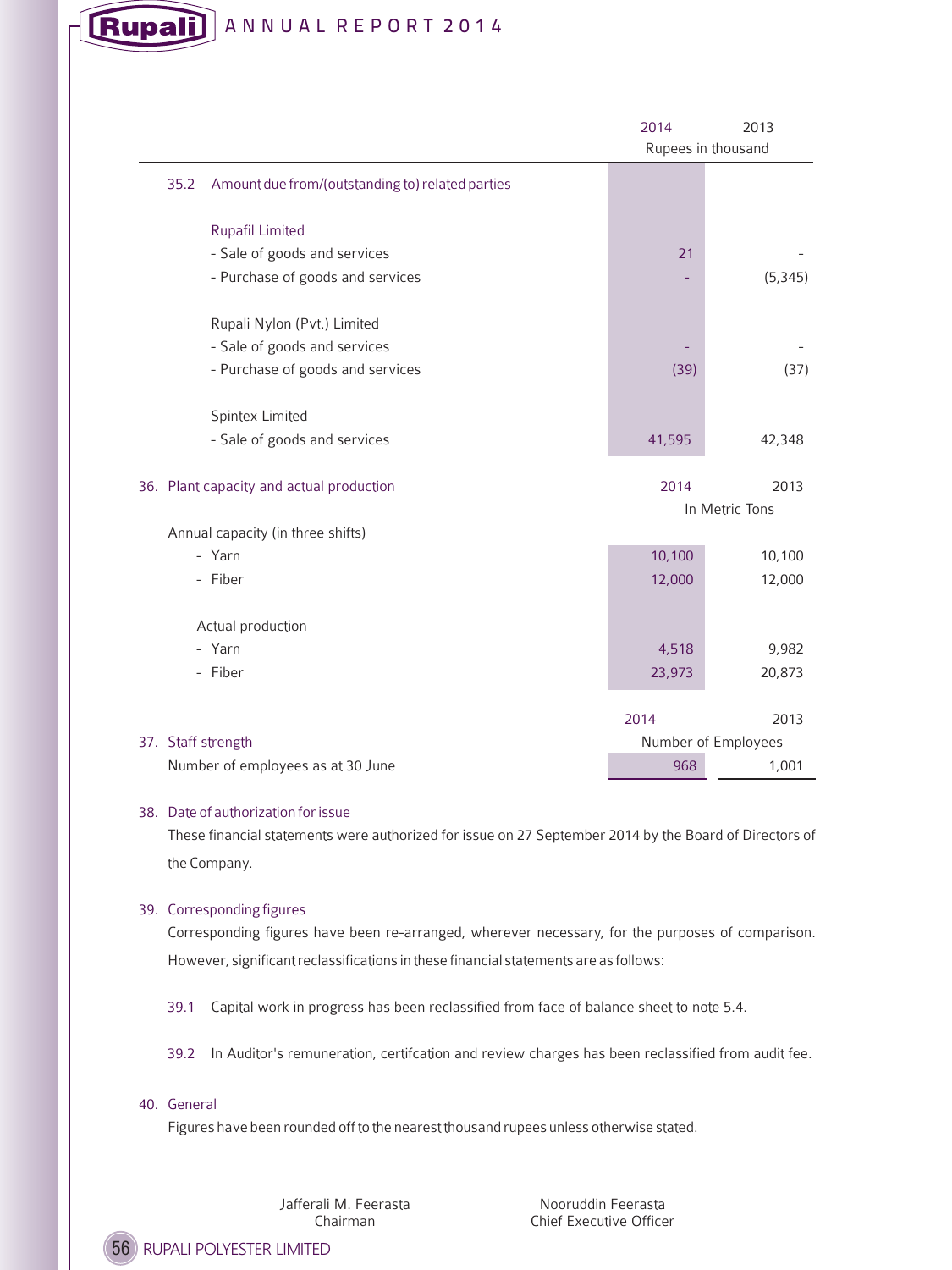| | 2014 | 2013 |
|---|---|---|
| | Rupees in thousand | |
| **35.2 Amount due from/(outstanding to) related parties** | | |
| Rupafil Limited | | |
| - Sale of goods and services | 21 | - |
| - Purchase of goods and services | - | (5,345) |
| Rupali Nylon (Pvt.) Limited | | |
| - Sale of goods and services | - | - |
| - Purchase of goods and services | (39) | (37) |
| Spintex Limited | | |
| - Sale of goods and services | 41,595 | 42,348 |

## 36. Plant capacity and actual production

| | 2014 | 2013 |
|---|---|---|
| | In Metric Tons | |
| Annual capacity (in three shifts) | | |
| - Yarn | 10,100 | 10,100 |
| - Fiber | 12,000 | 12,000 |
| Actual production | | |
| - Yarn | 4,518 | 9,982 |
| - Fiber | 23,973 | 20,873 |

## 37. Staff strength

| | 2014 | 2013 |
|---|---|---|
| | Number of Employees | |
| Number of employees as at 30 June | 968 | 1,001 |

## 38. Date of authorization for issue

These financial statements were authorized for issue on 27 September 2014 by the Board of Directors of the Company.

## 39. Corresponding figures

Corresponding figures have been re-arranged, wherever necessary, for the purposes of comparison. However, significant reclassifications in these financial statements are as follows:

39.1 Capital work in progress has been reclassified from face of balance sheet to note 5.4.

39.2 In Auditor's remuneration, certifcation and review charges has been reclassified from audit fee.

## 40. General

Figures have been rounded off to the nearest thousand rupees unless otherwise stated.

Jafferali M. Feerasta
Chairman

Nooruddin Feerasta
Chief Executive Officer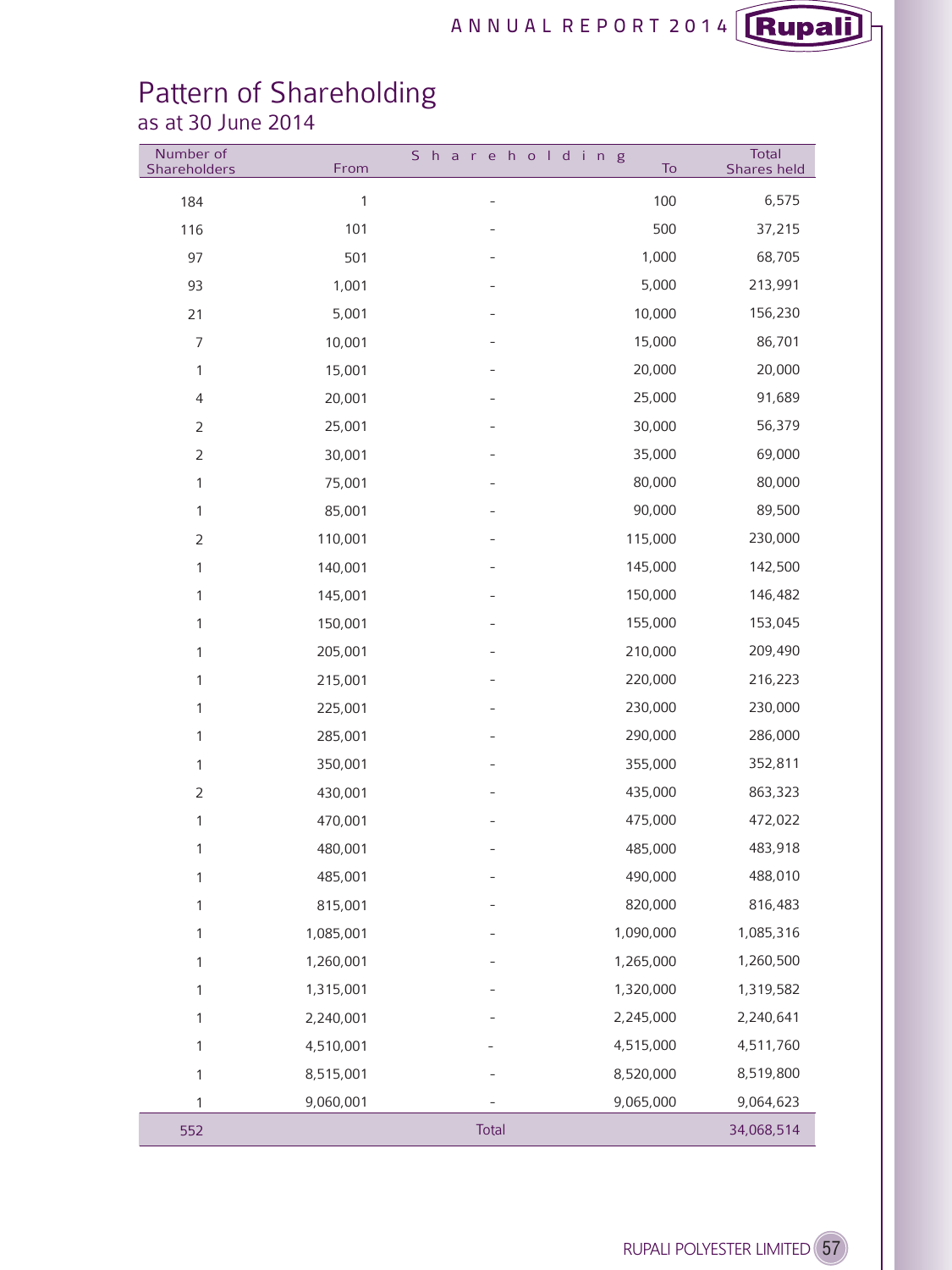# Pattern of Shareholding

as at 30 June 2014

| Number of Shareholders | Shareholding From | | Shareholding To | Total Shares held |
|---|---|---|---|---|
| 184 | 1 | - | 100 | 6,575 |
| 116 | 101 | - | 500 | 37,215 |
| 97 | 501 | - | 1,000 | 68,705 |
| 93 | 1,001 | - | 5,000 | 213,991 |
| 21 | 5,001 | - | 10,000 | 156,230 |
| 7 | 10,001 | - | 15,000 | 86,701 |
| 1 | 15,001 | - | 20,000 | 20,000 |
| 4 | 20,001 | - | 25,000 | 91,689 |
| 2 | 25,001 | - | 30,000 | 56,379 |
| 2 | 30,001 | - | 35,000 | 69,000 |
| 1 | 75,001 | - | 80,000 | 80,000 |
| 1 | 85,001 | - | 90,000 | 89,500 |
| 2 | 110,001 | - | 115,000 | 230,000 |
| 1 | 140,001 | - | 145,000 | 142,500 |
| 1 | 145,001 | - | 150,000 | 146,482 |
| 1 | 150,001 | - | 155,000 | 153,045 |
| 1 | 205,001 | - | 210,000 | 209,490 |
| 1 | 215,001 | - | 220,000 | 216,223 |
| 1 | 225,001 | - | 230,000 | 230,000 |
| 1 | 285,001 | - | 290,000 | 286,000 |
| 1 | 350,001 | - | 355,000 | 352,811 |
| 2 | 430,001 | - | 435,000 | 863,323 |
| 1 | 470,001 | - | 475,000 | 472,022 |
| 1 | 480,001 | - | 485,000 | 483,918 |
| 1 | 485,001 | - | 490,000 | 488,010 |
| 1 | 815,001 | - | 820,000 | 816,483 |
| 1 | 1,085,001 | - | 1,090,000 | 1,085,316 |
| 1 | 1,260,001 | - | 1,265,000 | 1,260,500 |
| 1 | 1,315,001 | - | 1,320,000 | 1,319,582 |
| 1 | 2,240,001 | - | 2,245,000 | 2,240,641 |
| 1 | 4,510,001 | - | 4,515,000 | 4,511,760 |
| 1 | 8,515,001 | - | 8,520,000 | 8,519,800 |
| 1 | 9,060,001 | - | 9,065,000 | 9,064,623 |
| 552 | | Total | | 34,068,514 |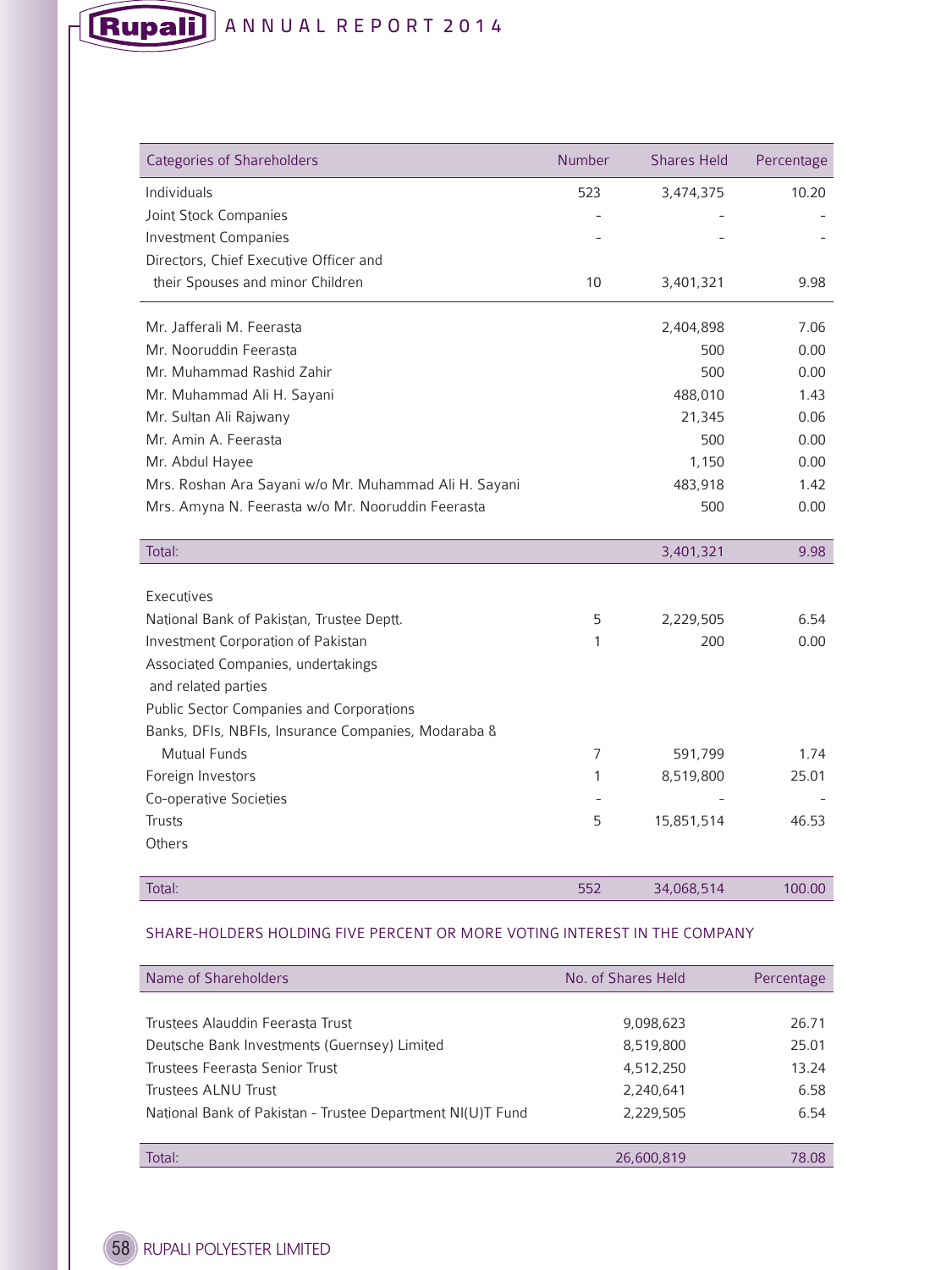| Categories of Shareholders | Number | Shares Held | Percentage |
|---|---|---|---|
| Individuals | 523 | 3,474,375 | 10.20 |
| Joint Stock Companies | - | - | - |
| Investment Companies | - | - | - |
| Directors, Chief Executive Officer and their Spouses and minor Children | 10 | 3,401,321 | 9.98 |
| Mr. Jafferali M. Feerasta | | 2,404,898 | 7.06 |
| Mr. Nooruddin Feerasta | | 500 | 0.00 |
| Mr. Muhammad Rashid Zahir | | 500 | 0.00 |
| Mr. Muhammad Ali H. Sayani | | 488,010 | 1.43 |
| Mr. Sultan Ali Rajwany | | 21,345 | 0.06 |
| Mr. Amin A. Feerasta | | 500 | 0.00 |
| Mr. Abdul Hayee | | 1,150 | 0.00 |
| Mrs. Roshan Ara Sayani w/o Mr. Muhammad Ali H. Sayani | | 483,918 | 1.42 |
| Mrs. Amyna N. Feerasta w/o Mr. Nooruddin Feerasta | | 500 | 0.00 |
| Total: | | 3,401,321 | 9.98 |
| Executives | | | |
| National Bank of Pakistan, Trustee Deptt. | 5 | 2,229,505 | 6.54 |
| Investment Corporation of Pakistan | 1 | 200 | 0.00 |
| Associated Companies, undertakings and related parties | | | |
| Public Sector Companies and Corporations | | | |
| Banks, DFIs, NBFIs, Insurance Companies, Modaraba & Mutual Funds | 7 | 591,799 | 1.74 |
| Foreign Investors | 1 | 8,519,800 | 25.01 |
| Co-operative Societies | - | - | - |
| Trusts | 5 | 15,851,514 | 46.53 |
| Others | | | |
| Total: | 552 | 34,068,514 | 100.00 |

## SHARE-HOLDERS HOLDING FIVE PERCENT OR MORE VOTING INTEREST IN THE COMPANY

| Name of Shareholders | No. of Shares Held | Percentage |
|---|---|---|
| Trustees Alauddin Feerasta Trust | 9,098,623 | 26.71 |
| Deutsche Bank Investments (Guernsey) Limited | 8,519,800 | 25.01 |
| Trustees Feerasta Senior Trust | 4,512,250 | 13.24 |
| Trustees ALNU Trust | 2,240,641 | 6.58 |
| National Bank of Pakistan - Trustee Department NI(U)T Fund | 2,229,505 | 6.54 |
| Total: | 26,600,819 | 78.08 |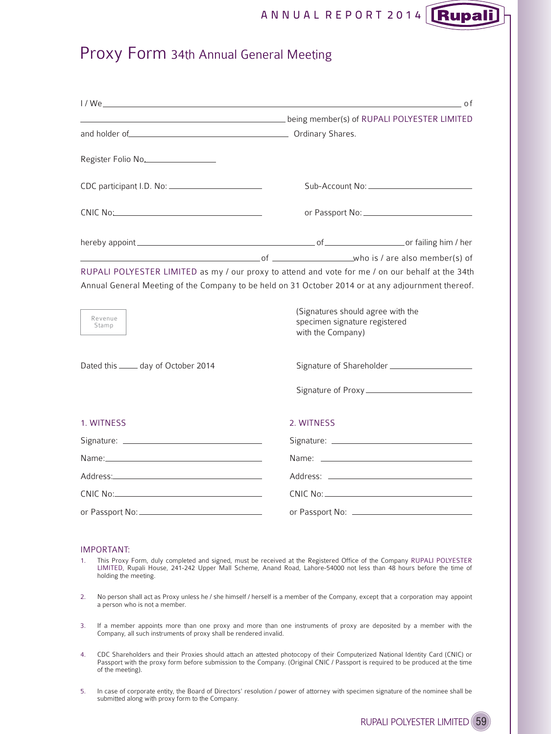# Proxy Form 34th Annual General Meeting

I / We ______________________________________________________________ of

____________________________________ being member(s) of RUPALI POLYESTER LIMITED

and holder of ______________________________ Ordinary Shares.

Register Folio No. ______________

CDC participant I.D. No: ____________________ Sub-Account No: ____________________

CNIC No: ____________________ or Passport No: ____________________

hereby appoint ______________________________ of ______________ or failing him / her

______________________________ of ______________ who is / are also member(s) of RUPALI POLYESTER LIMITED as my / our proxy to attend and vote for me / on our behalf at the 34th Annual General Meeting of the Company to be held on 31 October 2014 or at any adjournment thereof.

Revenue Stamp

(Signatures should agree with the specimen signature registered with the Company)

Dated this _____ day of October 2014

Signature of Shareholder ____________________

Signature of Proxy ____________________

1. WITNESS

Signature: ____________________

Name: ____________________

Address: ____________________

CNIC No: ____________________

or Passport No: ____________________

2. WITNESS

Signature: ____________________

Name: ____________________

Address: ____________________

CNIC No: ____________________

or Passport No: ____________________

IMPORTANT:

1. This Proxy Form, duly completed and signed, must be received at the Registered Office of the Company RUPALI POLYESTER LIMITED, Rupali House, 241-242 Upper Mall Scheme, Anand Road, Lahore-54000 not less than 48 hours before the time of holding the meeting.
2. No person shall act as Proxy unless he / she himself / herself is a member of the Company, except that a corporation may appoint a person who is not a member.
3. If a member appoints more than one proxy and more than one instruments of proxy are deposited by a member with the Company, all such instruments of proxy shall be rendered invalid.
4. CDC Shareholders and their Proxies should attach an attested photocopy of their Computerized National Identity Card (CNIC) or Passport with the proxy form before submission to the Company. (Original CNIC / Passport is required to be produced at the time of the meeting).
5. In case of corporate entity, the Board of Directors' resolution / power of attorney with specimen signature of the nominee shall be submitted along with proxy form to the Company.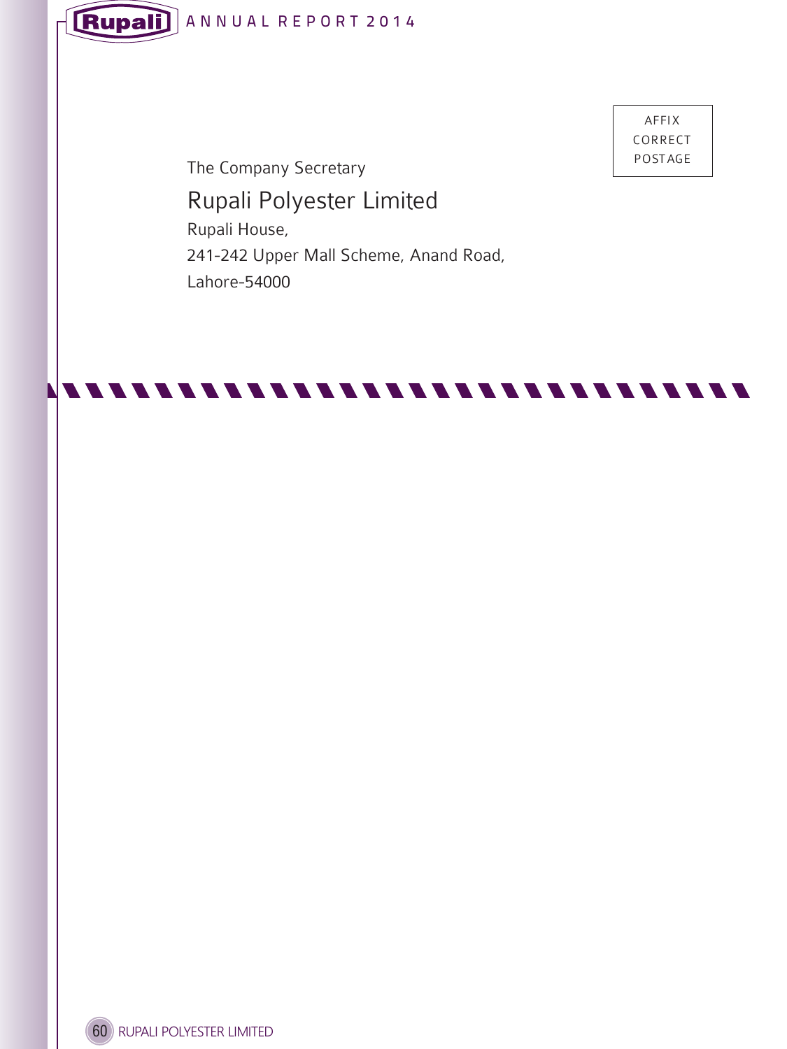AFFIX
CORRECT
POSTAGE

The Company Secretary

Rupali Polyester Limited

Rupali House,

241-242 Upper Mall Scheme, Anand Road,

Lahore-54000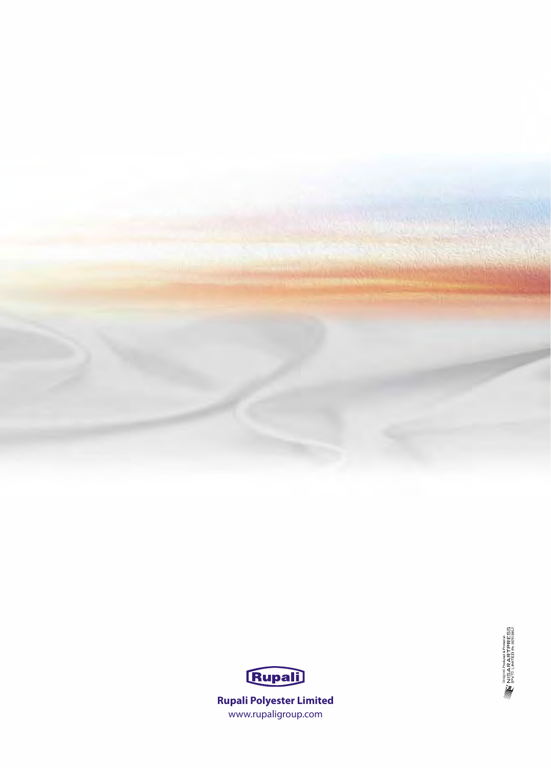Rupali

**Rupali Polyester Limited**

www.rupaligroup.com

Designed, Produced & Printed at NISA ARTPRESS (PVT) LIMITED Ph: 35751385-7